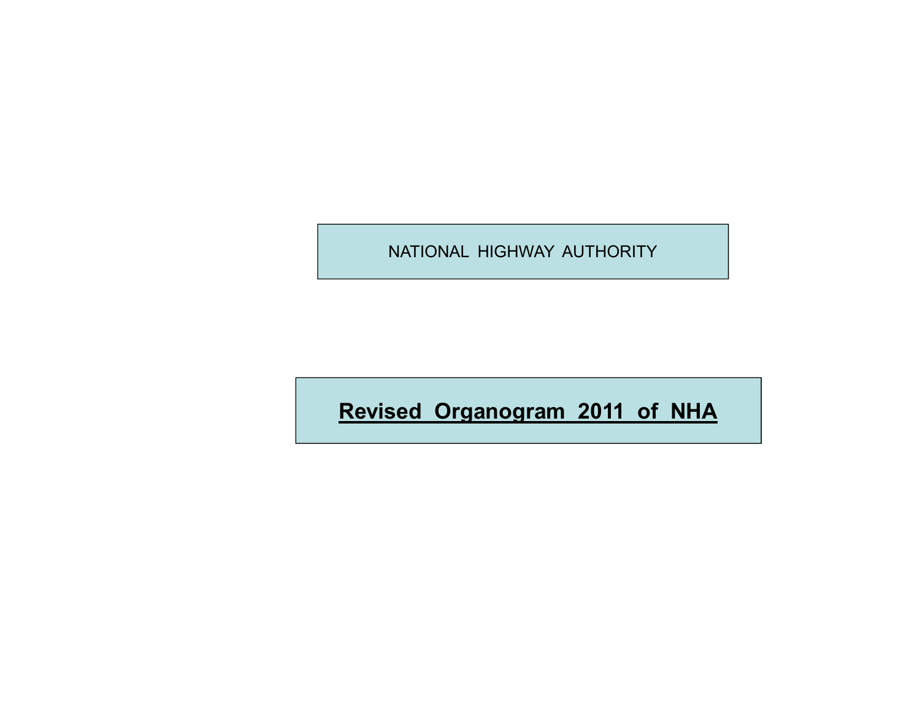NATIONAL HIGHWAY AUTHORITY

# **Revised Organogram 2011 of NHA**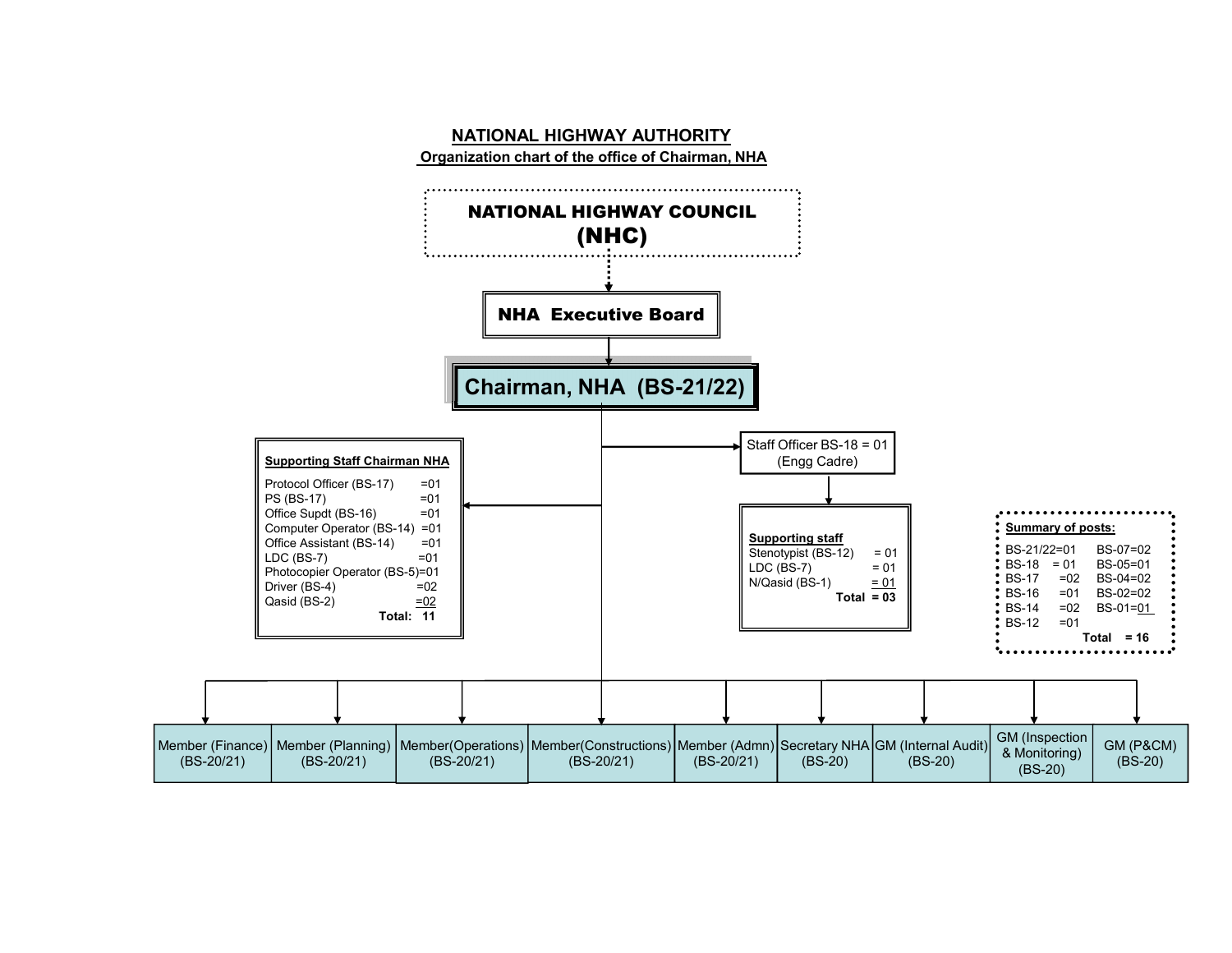# NATIONAL HIGHWAY AUTHORITY

## Organization chart of the office of Chairman, NHA

**NATIONAL HIGHWAY COUNCIL (NHC)**

**NHA Executive Board**

**Chairman, NHA (BS-21/22)**

**Supporting Staff Chairman NHA**

| Post | No. |
|---|---|
| Protocol Officer (BS-17) | =01 |
| PS (BS-17) | =01 |
| Office Supdt (BS-16) | =01 |
| Computer Operator (BS-14) | =01 |
| Office Assistant (BS-14) | =01 |
| LDC (BS-7) | =01 |
| Photocopier Operator (BS-5) | =01 |
| Driver (BS-4) | =02 |
| Qasid (BS-2) | =02 |
| **Total:** | **11** |

Staff Officer BS-18 = 01 (Engg Cadre)

**Supporting staff**

| Post | No. |
|---|---|
| Stenotypist (BS-12) | = 01 |
| LDC (BS-7) | = 01 |
| N/Qasid (BS-1) | = 01 |
| **Total** | **= 03** |

**Summary of posts:**

| | |
|---|---|
| BS-21/22=01 | BS-07=02 |
| BS-18 = 01 | BS-05=01 |
| BS-17 =02 | BS-04=02 |
| BS-16 =01 | BS-02=02 |
| BS-14 =02 | BS-01=01 |
| BS-12 =01 | |
| | **Total = 16** |

- Member (Finance) (BS-20/21)
- Member (Planning) (BS-20/21)
- Member(Operations) (BS-20/21)
- Member(Constructions) (BS-20/21)
- Member (Admn) (BS-20/21)
- Secretary NHA (BS-20)
- GM (Internal Audit) (BS-20)
- GM (Inspection & Monitoring) (BS-20)
- GM (P&CM) (BS-20)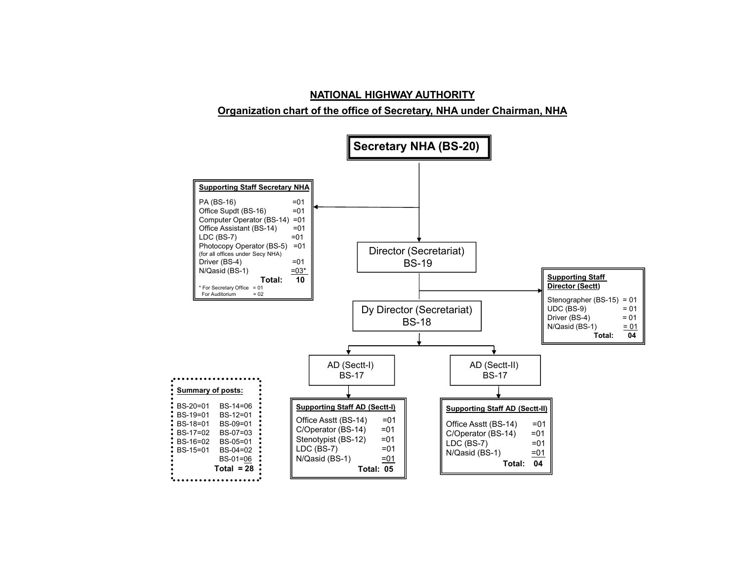# NATIONAL HIGHWAY AUTHORITY

## Organization chart of the office of Secretary, NHA under Chairman, NHA

**Secretary NHA (BS-20)**

**Supporting Staff Secretary NHA**

| Post | No. |
|---|---|
| PA (BS-16) | =01 |
| Office Supdt (BS-16) | =01 |
| Computer Operator (BS-14) | =01 |
| Office Assistant (BS-14) | =01 |
| LDC (BS-7) | =01 |
| Photocopy Operator (BS-5) (for all offices under Secy NHA) | =01 |
| Driver (BS-4) | =01 |
| N/Qasid (BS-1) | =03* |
| **Total:** | **10** |

\* For Secretary Office = 01
For Auditorium = 02

Director (Secretariat) BS-19

**Supporting Staff Director (Sectt)**

| Post | No. |
|---|---|
| Stenographer (BS-15) | = 01 |
| UDC (BS-9) | = 01 |
| Driver (BS-4) | = 01 |
| N/Qasid (BS-1) | = 01 |
| **Total:** | **04** |

Dy Director (Secretariat) BS-18

AD (Sectt-I) BS-17

**Supporting Staff AD (Sectt-I)**

| Post | No. |
|---|---|
| Office Asstt (BS-14) | =01 |
| C/Operator (BS-14) | =01 |
| Stenotypist (BS-12) | =01 |
| LDC (BS-7) | =01 |
| N/Qasid (BS-1) | =01 |
| **Total:** | **05** |

AD (Sectt-II) BS-17

**Supporting Staff AD (Sectt-II)**

| Post | No. |
|---|---|
| Office Asstt (BS-14) | =01 |
| C/Operator (BS-14) | =01 |
| LDC (BS-7) | =01 |
| N/Qasid (BS-1) | =01 |
| **Total:** | **04** |

**Summary of posts:**

| | |
|---|---|
| BS-20=01 | BS-14=06 |
| BS-19=01 | BS-12=01 |
| BS-18=01 | BS-09=01 |
| BS-17=02 | BS-07=03 |
| BS-16=02 | BS-05=01 |
| BS-15=01 | BS-04=02 |
| | BS-01=06 |
| | **Total = 28** |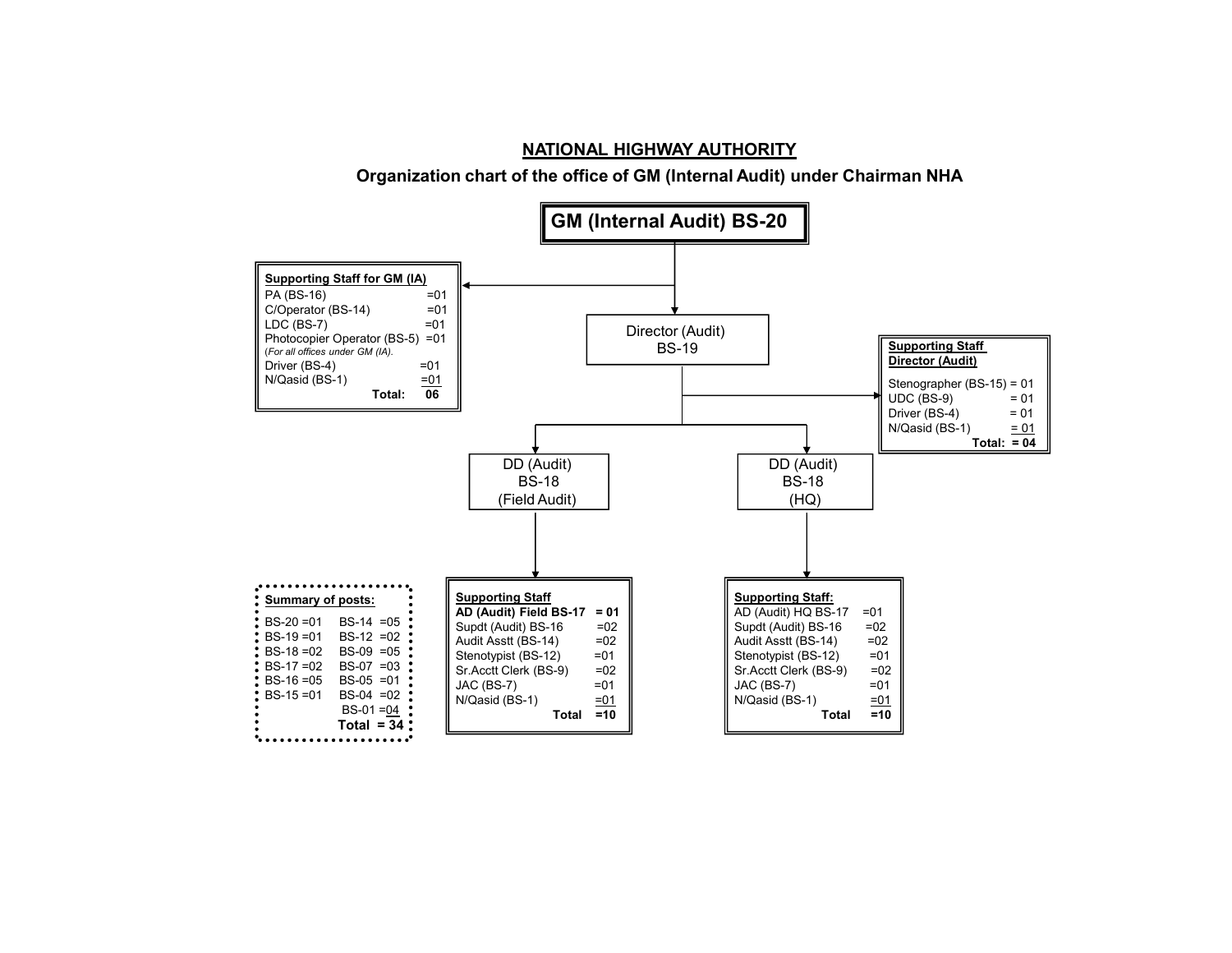## NATIONAL HIGHWAY AUTHORITY

### Organization chart of the office of GM (Internal Audit) under Chairman NHA

**GM (Internal Audit) BS-20**

**Supporting Staff for GM (IA)**

| Post | No. |
|---|---|
| PA (BS-16) | =01 |
| C/Operator (BS-14) | =01 |
| LDC (BS-7) | =01 |
| Photocopier Operator (BS-5) *(For all offices under GM (IA).* | =01 |
| Driver (BS-4) | =01 |
| N/Qasid (BS-1) | =01 |
| **Total:** | **06** |

Director (Audit) BS-19

**Supporting Staff Director (Audit)**

| Post | No. |
|---|---|
| Stenographer (BS-15) | = 01 |
| UDC (BS-9) | = 01 |
| Driver (BS-4) | = 01 |
| N/Qasid (BS-1) | = 01 |
| **Total:** | **= 04** |

DD (Audit) BS-18 (Field Audit)

**Supporting Staff**

| Post | No. |
|---|---|
| **AD (Audit) Field BS-17** | **= 01** |
| Supdt (Audit) BS-16 | =02 |
| Audit Asstt (BS-14) | =02 |
| Stenotypist (BS-12) | =01 |
| Sr.Acctt Clerk (BS-9) | =02 |
| JAC (BS-7) | =01 |
| N/Qasid (BS-1) | =01 |
| **Total** | **=10** |

DD (Audit) BS-18 (HQ)

**Supporting Staff:**

| Post | No. |
|---|---|
| AD (Audit) HQ BS-17 | =01 |
| Supdt (Audit) BS-16 | =02 |
| Audit Asstt (BS-14) | =02 |
| Stenotypist (BS-12) | =01 |
| Sr.Acctt Clerk (BS-9) | =02 |
| JAC (BS-7) | =01 |
| N/Qasid (BS-1) | =01 |
| **Total** | **=10** |

**Summary of posts:**

| Scale | No. | Scale | No. |
|---|---|---|---|
| BS-20 | =01 | BS-14 | =05 |
| BS-19 | =01 | BS-12 | =02 |
| BS-18 | =02 | BS-09 | =05 |
| BS-17 | =02 | BS-07 | =03 |
| BS-16 | =05 | BS-05 | =01 |
| BS-15 | =01 | BS-04 | =02 |
| | | BS-01 | =04 |
| | | **Total** | **= 34** |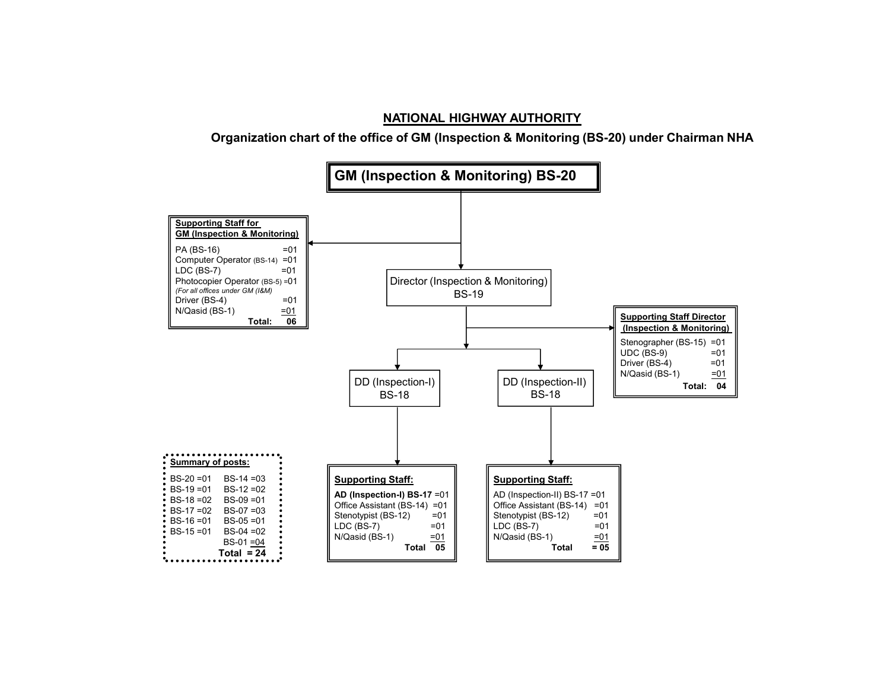**NATIONAL HIGHWAY AUTHORITY**

**Organization chart of the office of GM (Inspection & Monitoring (BS-20) under Chairman NHA**

**GM (Inspection & Monitoring) BS-20**

**Supporting Staff for GM (Inspection & Monitoring)**

| Post | No. |
|---|---|
| PA (BS-16) | =01 |
| Computer Operator (BS-14) | =01 |
| LDC (BS-7) | =01 |
| Photocopier Operator (BS-5) *(For all offices under GM (I&M)* | =01 |
| Driver (BS-4) | =01 |
| N/Qasid (BS-1) | =01 |
| **Total:** | **06** |

Director (Inspection & Monitoring) BS-19

**Supporting Staff Director (Inspection & Monitoring)**

| Post | No. |
|---|---|
| Stenographer (BS-15) | =01 |
| UDC (BS-9) | =01 |
| Driver (BS-4) | =01 |
| N/Qasid (BS-1) | =01 |
| **Total:** | **04** |

DD (Inspection-I) BS-18

**Supporting Staff:**

| Post | No. |
|---|---|
| **AD (Inspection-I) BS-17** | =01 |
| Office Assistant (BS-14) | =01 |
| Stenotypist (BS-12) | =01 |
| LDC (BS-7) | =01 |
| N/Qasid (BS-1) | =01 |
| **Total** | **05** |

DD (Inspection-II) BS-18

**Supporting Staff:**

| Post | No. |
|---|---|
| AD (Inspection-II) BS-17 | =01 |
| Office Assistant (BS-14) | =01 |
| Stenotypist (BS-12) | =01 |
| LDC (BS-7) | =01 |
| N/Qasid (BS-1) | =01 |
| **Total** | **= 05** |

**Summary of posts:**

| | | | |
|---|---|---|---|
| BS-20 | =01 | BS-14 | =03 |
| BS-19 | =01 | BS-12 | =02 |
| BS-18 | =02 | BS-09 | =01 |
| BS-17 | =02 | BS-07 | =03 |
| BS-16 | =01 | BS-05 | =01 |
| BS-15 | =01 | BS-04 | =02 |
| | | BS-01 | =04 |
| | | **Total** | **= 24** |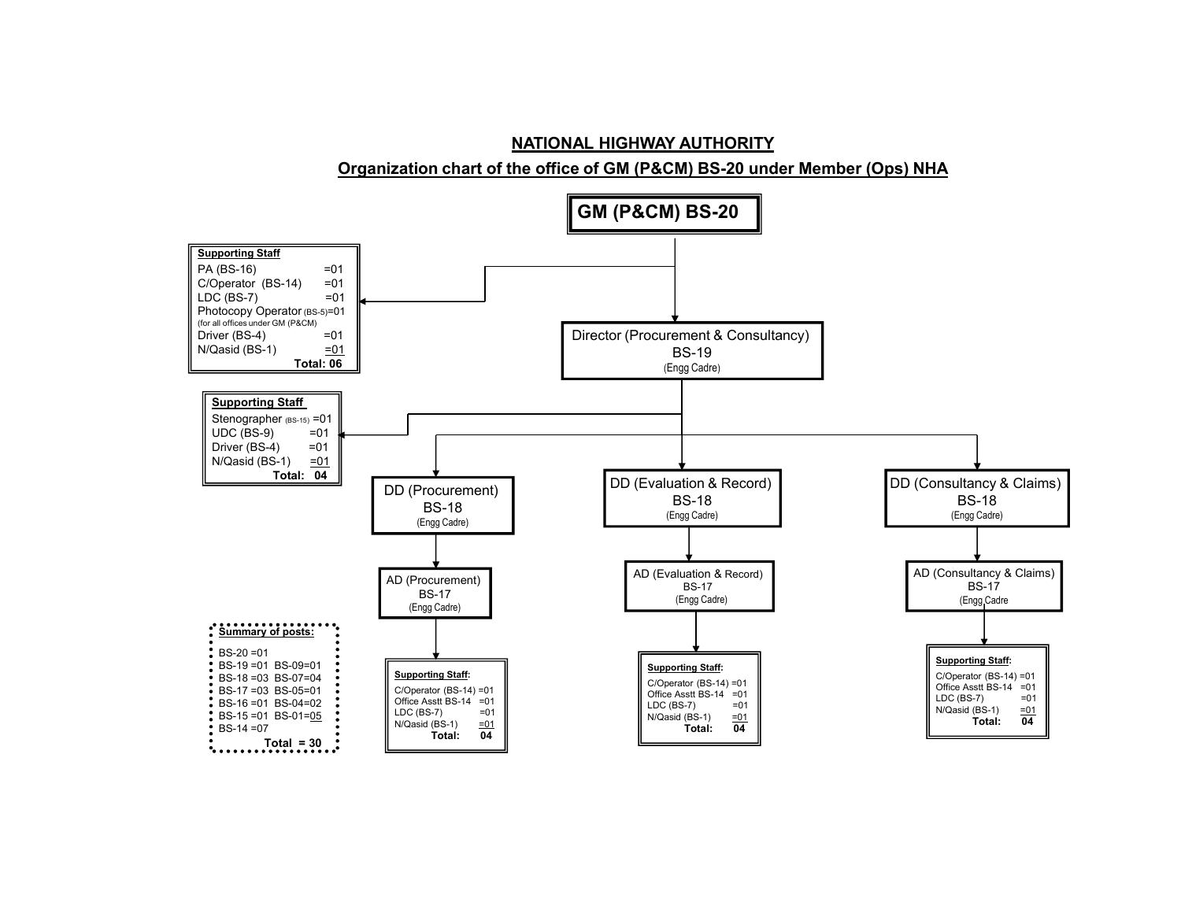# NATIONAL HIGHWAY AUTHORITY

## Organization chart of the office of GM (P&CM) BS-20 under Member (Ops) NHA

**GM (P&CM) BS-20**

**Supporting Staff**

| Post | No. |
|---|---|
| PA (BS-16) | =01 |
| C/Operator (BS-14) | =01 |
| LDC (BS-7) | =01 |
| Photocopy Operator (BS-5) (for all offices under GM (P&CM)) | =01 |
| Driver (BS-4) | =01 |
| N/Qasid (BS-1) | =01 |
| **Total:** | **06** |

**Director (Procurement & Consultancy) BS-19** (Engg Cadre)

**Supporting Staff**

| Post | No. |
|---|---|
| Stenographer (BS-15) | =01 |
| UDC (BS-9) | =01 |
| Driver (BS-4) | =01 |
| N/Qasid (BS-1) | =01 |
| **Total:** | **04** |

**DD (Procurement) BS-18** (Engg Cadre)

- AD (Procurement) BS-17 (Engg Cadre)

**Supporting Staff:**

| Post | No. |
|---|---|
| C/Operator (BS-14) | =01 |
| Office Asstt BS-14 | =01 |
| LDC (BS-7) | =01 |
| N/Qasid (BS-1) | =01 |
| **Total:** | **04** |

**DD (Evaluation & Record) BS-18** (Engg Cadre)

- AD (Evaluation & Record) BS-17 (Engg Cadre)

**Supporting Staff:**

| Post | No. |
|---|---|
| C/Operator (BS-14) | =01 |
| Office Asstt BS-14 | =01 |
| LDC (BS-7) | =01 |
| N/Qasid (BS-1) | =01 |
| **Total:** | **04** |

**DD (Consultancy & Claims) BS-18** (Engg Cadre)

- AD (Consultancy & Claims) BS-17 (Engg Cadre)

**Supporting Staff:**

| Post | No. |
|---|---|
| C/Operator (BS-14) | =01 |
| Office Asstt BS-14 | =01 |
| LDC (BS-7) | =01 |
| N/Qasid (BS-1) | =01 |
| **Total:** | **04** |

**Summary of posts:**

| Grade | No. | Grade | No. |
|---|---|---|---|
| BS-20 | =01 | | |
| BS-19 | =01 | BS-09 | =01 |
| BS-18 | =03 | BS-07 | =04 |
| BS-17 | =03 | BS-05 | =01 |
| BS-16 | =01 | BS-04 | =02 |
| BS-15 | =01 | BS-01 | =05 |
| BS-14 | =07 | | |
| | | **Total** | **= 30** |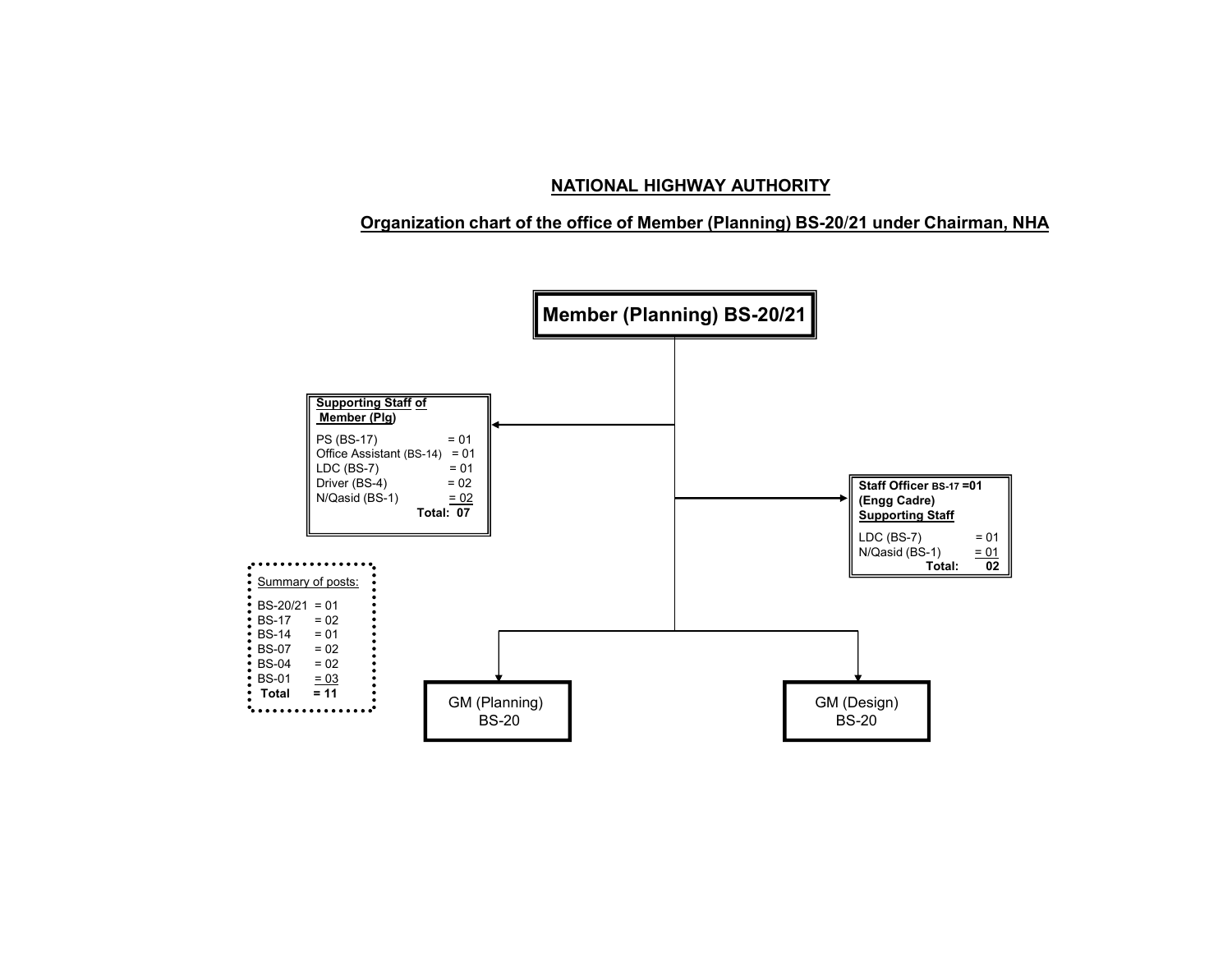## NATIONAL HIGHWAY AUTHORITY

### Organization chart of the office of Member (Planning) BS-20/21 under Chairman, NHA

**Member (Planning) BS-20/21**

**Supporting Staff of Member (Plg)**

| Post | No. |
|---|---|
| PS (BS-17) | = 01 |
| Office Assistant (BS-14) | = 01 |
| LDC (BS-7) | = 01 |
| Driver (BS-4) | = 02 |
| N/Qasid (BS-1) | = 02 |
| **Total:** | **07** |

**Staff Officer BS-17 =01 (Engg Cadre)**

**Supporting Staff**

| Post | No. |
|---|---|
| LDC (BS-7) | = 01 |
| N/Qasid (BS-1) | = 01 |
| **Total:** | **02** |

GM (Planning) BS-20

GM (Design) BS-20

Summary of posts:

| Grade | No. |
|---|---|
| BS-20/21 | = 01 |
| BS-17 | = 02 |
| BS-14 | = 01 |
| BS-07 | = 02 |
| BS-04 | = 02 |
| BS-01 | = 03 |
| **Total** | **= 11** |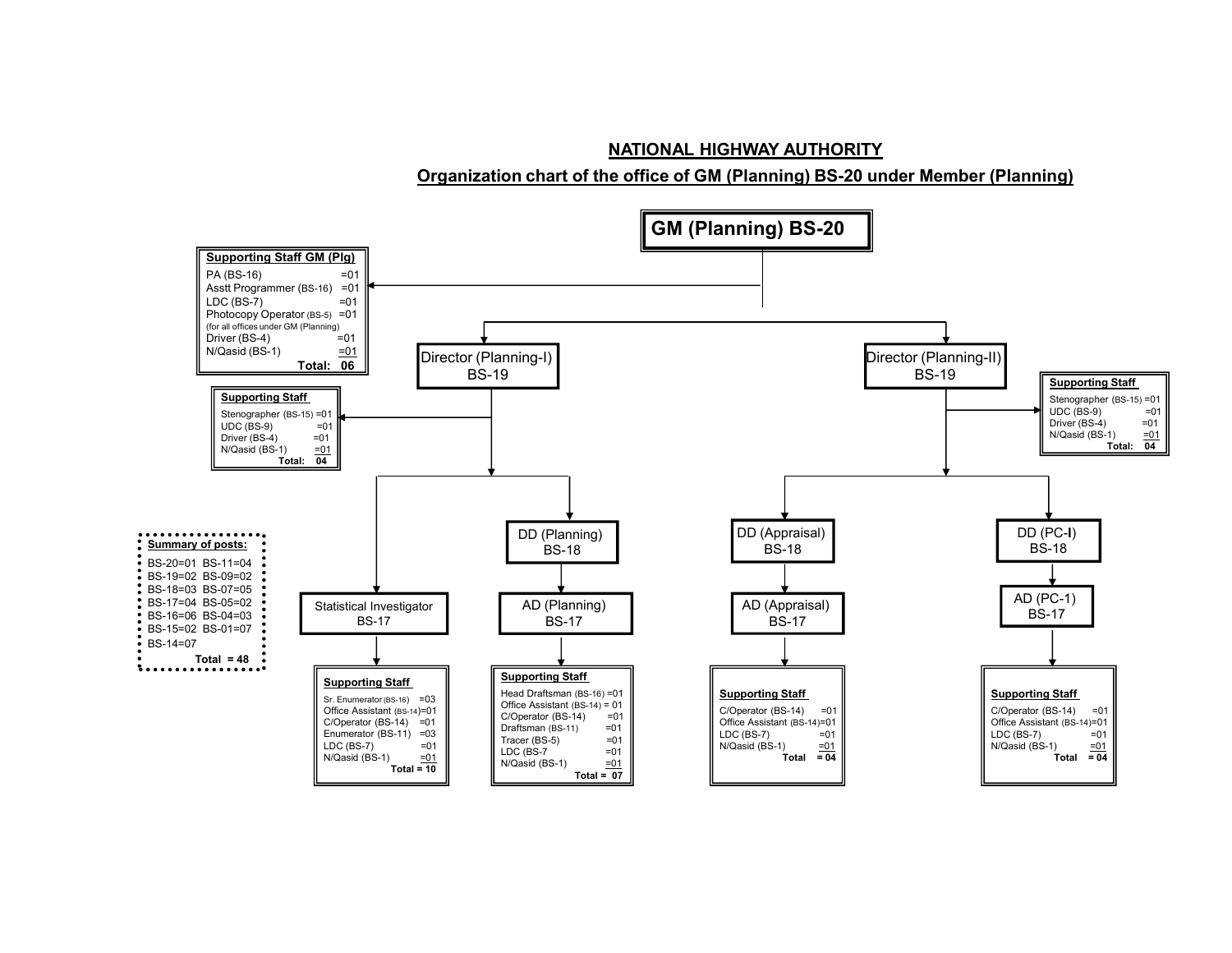## NATIONAL HIGHWAY AUTHORITY

### Organization chart of the office of GM (Planning) BS-20 under Member (Planning)

**GM (Planning) BS-20**

**Supporting Staff GM (Plg)**

| Post | No. |
|---|---|
| PA (BS-16) | =01 |
| Asstt Programmer (BS-16) | =01 |
| LDC (BS-7) | =01 |
| Photocopy Operator (BS-5) (for all offices under GM (Planning)) | =01 |
| Driver (BS-4) | =01 |
| N/Qasid (BS-1) | =01 |
| **Total:** | **06** |

**Director (Planning-I) BS-19**

Supporting Staff

| Post | No. |
|---|---|
| Stenographer (BS-15) | =01 |
| UDC (BS-9) | =01 |
| Driver (BS-4) | =01 |
| N/Qasid (BS-1) | =01 |
| **Total:** | **04** |

- Statistical Investigator BS-17

  Supporting Staff

  | Post | No. |
  |---|---|
  | Sr. Enumerator (BS-16) | =03 |
  | Office Assistant (BS-14) | =01 |
  | C/Operator (BS-14) | =01 |
  | Enumerator (BS-11) | =03 |
  | LDC (BS-7) | =01 |
  | N/Qasid (BS-1) | =01 |
  | **Total =** | **10** |

- DD (Planning) BS-18 → AD (Planning) BS-17

  Supporting Staff

  | Post | No. |
  |---|---|
  | Head Draftsman (BS-16) | =01 |
  | Office Assistant (BS-14) | = 01 |
  | C/Operator (BS-14) | =01 |
  | Draftsman (BS-11) | =01 |
  | Tracer (BS-5) | =01 |
  | LDC (BS-7 | =01 |
  | N/Qasid (BS-1) | =01 |
  | **Total =** | **07** |

**Director (Planning-II) BS-19**

Supporting Staff

| Post | No. |
|---|---|
| Stenographer (BS-15) | =01 |
| UDC (BS-9) | =01 |
| Driver (BS-4) | =01 |
| N/Qasid (BS-1) | =01 |
| **Total:** | **04** |

- DD (Appraisal) BS-18 → AD (Appraisal) BS-17

  Supporting Staff

  | Post | No. |
  |---|---|
  | C/Operator (BS-14) | =01 |
  | Office Assistant (BS-14) | =01 |
  | LDC (BS-7) | =01 |
  | N/Qasid (BS-1) | =01 |
  | **Total** | **= 04** |

- DD (PC-I) BS-18 → AD (PC-1) BS-17

  Supporting Staff

  | Post | No. |
  |---|---|
  | C/Operator (BS-14) | =01 |
  | Office Assistant (BS-14) | =01 |
  | LDC (BS-7) | =01 |
  | N/Qasid (BS-1) | =01 |
  | **Total** | **= 04** |

**Summary of posts:**

| | | | |
|---|---|---|---|
| BS-20 | =01 | BS-11 | =04 |
| BS-19 | =02 | BS-09 | =02 |
| BS-18 | =03 | BS-07 | =05 |
| BS-17 | =04 | BS-05 | =02 |
| BS-16 | =06 | BS-04 | =03 |
| BS-15 | =02 | BS-01 | =07 |
| BS-14 | =07 | | |
| **Total** | **= 48** | | |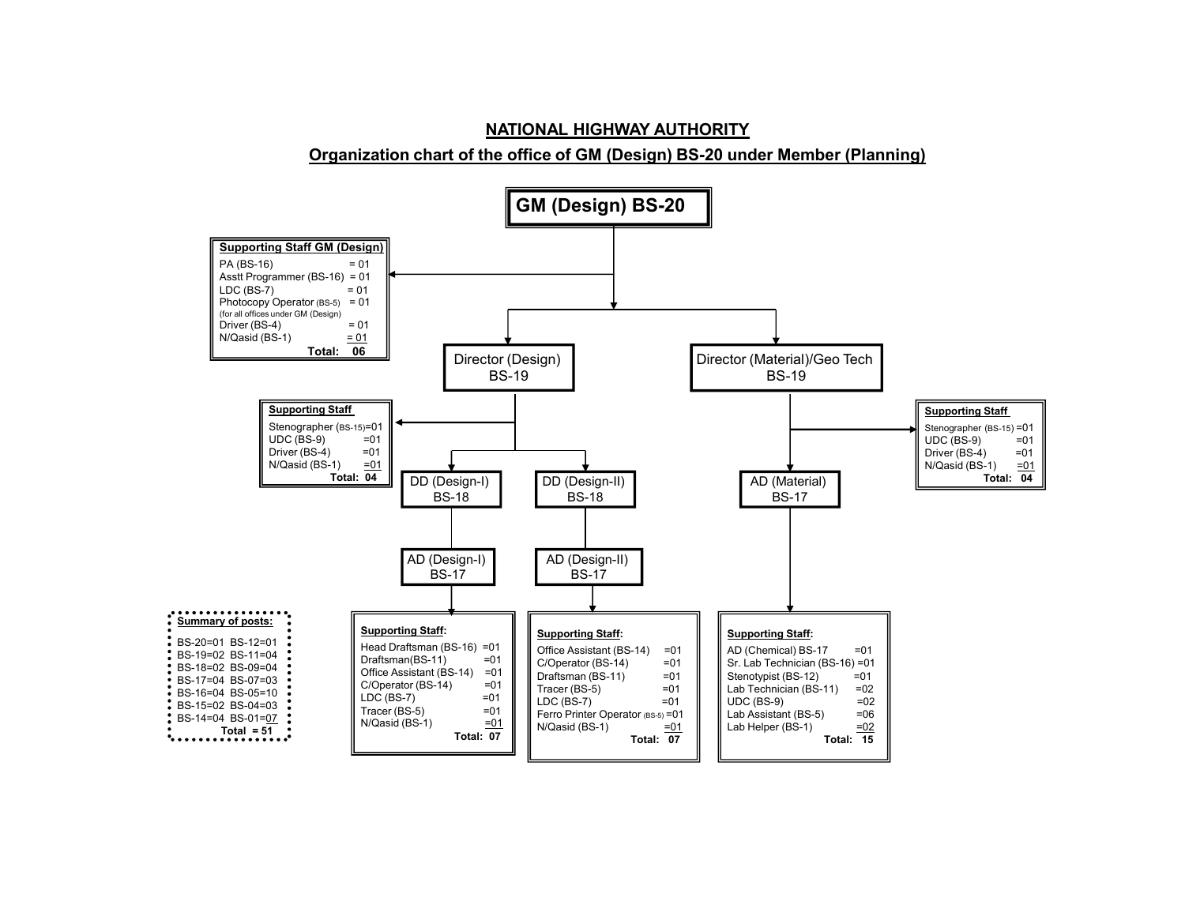# NATIONAL HIGHWAY AUTHORITY

## Organization chart of the office of GM (Design) BS-20 under Member (Planning)

**GM (Design) BS-20**

**Supporting Staff GM (Design)**

| Post | No. |
|---|---|
| PA (BS-16) | = 01 |
| Asstt Programmer (BS-16) | = 01 |
| LDC (BS-7) | = 01 |
| Photocopy Operator (BS-5) (for all offices under GM (Design)) | = 01 |
| Driver (BS-4) | = 01 |
| N/Qasid (BS-1) | = 01 |
| **Total:** | **06** |

### Director (Design) BS-19

**Supporting Staff**

| Post | No. |
|---|---|
| Stenographer (BS-15) | =01 |
| UDC (BS-9) | =01 |
| Driver (BS-4) | =01 |
| N/Qasid (BS-1) | =01 |
| **Total:** | **04** |

#### DD (Design-I) BS-18

AD (Design-I) BS-17

**Supporting Staff:**

| Post | No. |
|---|---|
| Head Draftsman (BS-16) | =01 |
| Draftsman(BS-11) | =01 |
| Office Assistant (BS-14) | =01 |
| C/Operator (BS-14) | =01 |
| LDC (BS-7) | =01 |
| Tracer (BS-5) | =01 |
| N/Qasid (BS-1) | =01 |
| **Total:** | **07** |

#### DD (Design-II) BS-18

AD (Design-II) BS-17

**Supporting Staff:**

| Post | No. |
|---|---|
| Office Assistant (BS-14) | =01 |
| C/Operator (BS-14) | =01 |
| Draftsman (BS-11) | =01 |
| Tracer (BS-5) | =01 |
| LDC (BS-7) | =01 |
| Ferro Printer Operator (BS-5) | =01 |
| N/Qasid (BS-1) | =01 |
| **Total:** | **07** |

### Director (Material)/Geo Tech BS-19

**Supporting Staff**

| Post | No. |
|---|---|
| Stenographer (BS-15) | =01 |
| UDC (BS-9) | =01 |
| Driver (BS-4) | =01 |
| N/Qasid (BS-1) | =01 |
| **Total:** | **04** |

#### AD (Material) BS-17

**Supporting Staff:**

| Post | No. |
|---|---|
| AD (Chemical) BS-17 | =01 |
| Sr. Lab Technician (BS-16) | =01 |
| Stenotypist (BS-12) | =01 |
| Lab Technician (BS-11) | =02 |
| UDC (BS-9) | =02 |
| Lab Assistant (BS-5) | =06 |
| Lab Helper (BS-1) | =02 |
| **Total:** | **15** |

**Summary of posts:**

| | |
|---|---|
| BS-20=01 | BS-12=01 |
| BS-19=02 | BS-11=04 |
| BS-18=02 | BS-09=04 |
| BS-17=04 | BS-07=03 |
| BS-16=04 | BS-05=10 |
| BS-15=02 | BS-04=03 |
| BS-14=04 | BS-01=07 |
| | **Total = 51** |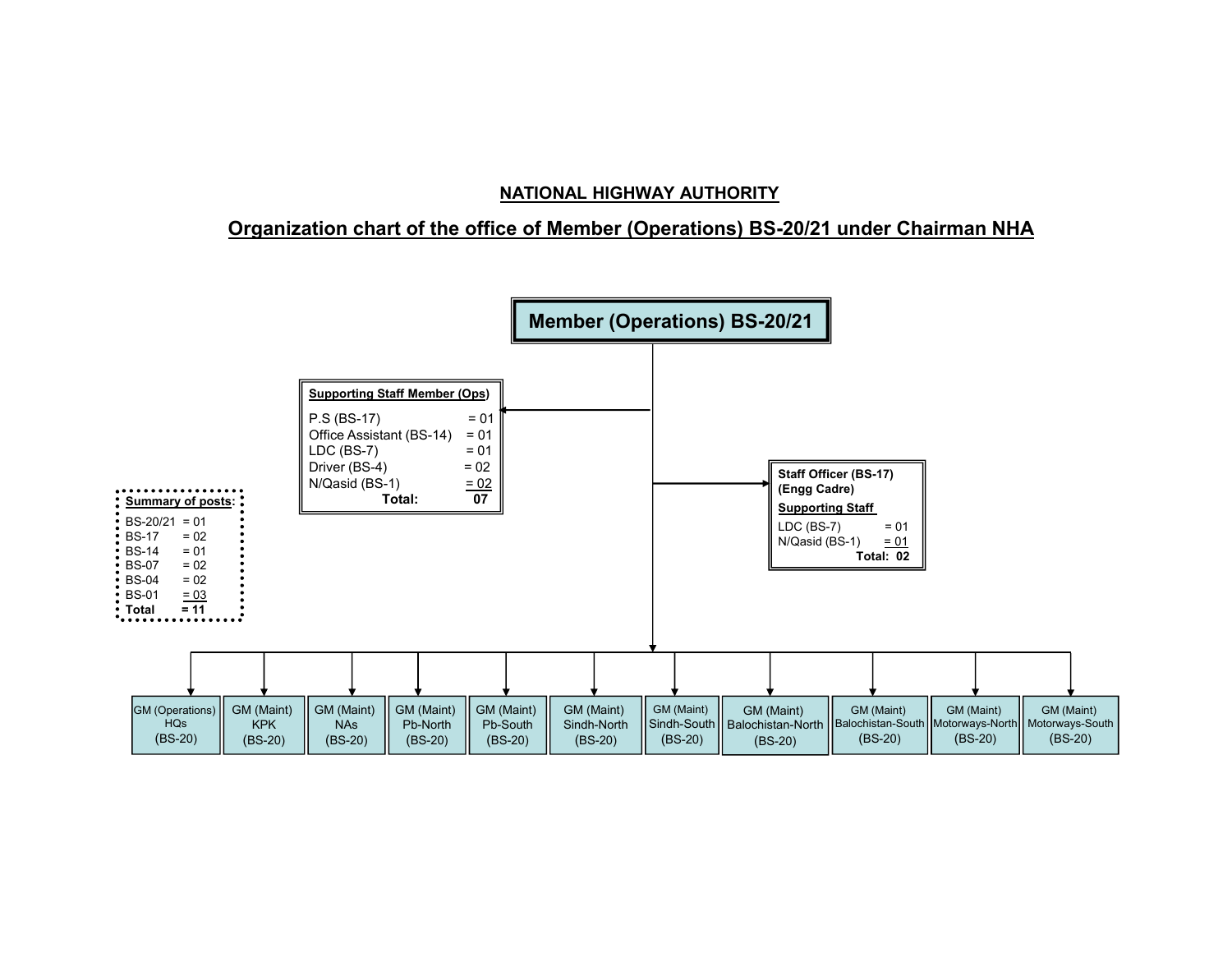## NATIONAL HIGHWAY AUTHORITY

## Organization chart of the office of Member (Operations) BS-20/21 under Chairman NHA

**Member (Operations) BS-20/21**

**Supporting Staff Member (Ops)**

| Post | No. |
|---|---|
| P.S (BS-17) | = 01 |
| Office Assistant (BS-14) | = 01 |
| LDC (BS-7) | = 01 |
| Driver (BS-4) | = 02 |
| N/Qasid (BS-1) | = 02 |
| **Total:** | **07** |

**Staff Officer (BS-17) (Engg Cadre)**

**Supporting Staff**

| Post | No. |
|---|---|
| LDC (BS-7) | = 01 |
| N/Qasid (BS-1) | = 01 |
| **Total:** | **02** |

**Summary of posts:**

| Grade | No. |
|---|---|
| BS-20/21 | = 01 |
| BS-17 | = 02 |
| BS-14 | = 01 |
| BS-07 | = 02 |
| BS-04 | = 02 |
| BS-01 | = 03 |
| **Total** | **= 11** |

- GM (Operations) HQs (BS-20)
- GM (Maint) KPK (BS-20)
- GM (Maint) NAs (BS-20)
- GM (Maint) Pb-North (BS-20)
- GM (Maint) Pb-South (BS-20)
- GM (Maint) Sindh-North (BS-20)
- GM (Maint) Sindh-South (BS-20)
- GM (Maint) Balochistan-North (BS-20)
- GM (Maint) Balochistan-South (BS-20)
- GM (Maint) Motorways-North (BS-20)
- GM (Maint) Motorways-South (BS-20)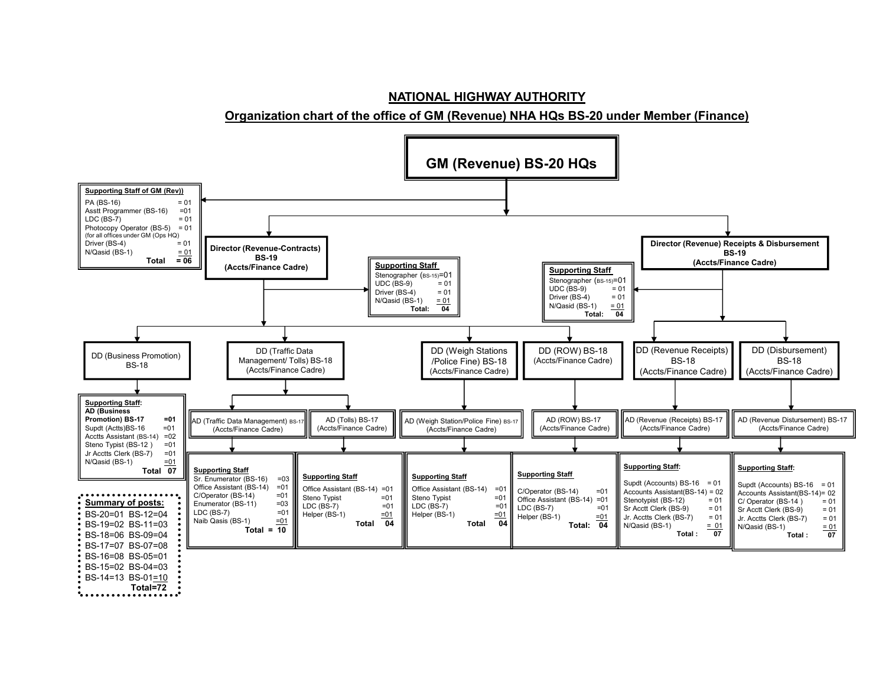## NATIONAL HIGHWAY AUTHORITY

### Organization chart of the office of GM (Revenue) NHA HQs BS-20 under Member (Finance)

# GM (Revenue) BS-20 HQs

**Supporting Staff of GM (Rev))**

| Post | No. |
|---|---|
| PA (BS-16) | = 01 |
| Asstt Programmer (BS-16) | =01 |
| LDC (BS-7) | = 01 |
| Photocopy Operator (BS-5) (for all offices under GM (Ops HQ) | = 01 |
| Driver (BS-4) | = 01 |
| N/Qasid (BS-1) | = 01 |
| **Total** | **= 06** |

---

## Director (Revenue-Contracts) BS-19 (Accts/Finance Cadre)

**Supporting Staff**

| Post | No. |
|---|---|
| Stenographer (BS-15) | =01 |
| UDC (BS-9) | = 01 |
| Driver (BS-4) | = 01 |
| N/Qasid (BS-1) | = 01 |
| **Total:** | **04** |

### DD (Business Promotion) BS-18

**Supporting Staff:**

| Post | No. |
|---|---|
| **AD (Business Promotion) BS-17** | **=01** |
| Supdt (Accts)BS-16 | =01 |
| Acctts Assistant (BS-14) | =02 |
| Steno Typist (BS-12 ) | =01 |
| Jr Acctts Clerk (BS-7) | =01 |
| N/Qasid (BS-1) | =01 |
| **Total** | **07** |

### DD (Traffic Data Management/ Tolls) BS-18 (Accts/Finance Cadre)

#### AD (Traffic Data Management) BS-17 (Accts/Finance Cadre)

**Supporting Staff**

| Post | No. |
|---|---|
| Sr. Enumerator (BS-16) | =03 |
| Office Assistant (BS-14) | =01 |
| C/Operator (BS-14) | =01 |
| Enumerator (BS-11) | =03 |
| LDC (BS-7) | =01 |
| Naib Qasis (BS-1) | =01 |
| **Total** | **= 10** |

#### AD (Tolls) BS-17 (Accts/Finance Cadre)

**Supporting Staff**

| Post | No. |
|---|---|
| Office Assistant (BS-14) | =01 |
| Steno Typist | =01 |
| LDC (BS-7) | =01 |
| Helper (BS-1) | =01 |
| **Total** | **04** |

### DD (Weigh Stations /Police Fine) BS-18 (Accts/Finance Cadre)

#### AD (Weigh Station/Police Fine) BS-17 (Accts/Finance Cadre)

**Supporting Staff**

| Post | No. |
|---|---|
| Office Assistant (BS-14) | =01 |
| Steno Typist | =01 |
| LDC (BS-7) | =01 |
| Helper (BS-1) | =01 |
| **Total** | **04** |

### DD (ROW) BS-18 (Accts/Finance Cadre)

#### AD (ROW) BS-17 (Accts/Finance Cadre)

**Supporting Staff**

| Post | No. |
|---|---|
| C/Operator (BS-14) | =01 |
| Office Assistant (BS-14) | =01 |
| LDC (BS-7) | =01 |
| Helper (BS-1) | =01 |
| **Total:** | **04** |

---

## Director (Revenue) Receipts & Disbursement BS-19 (Accts/Finance Cadre)

**Supporting Staff**

| Post | No. |
|---|---|
| Stenographer (BS-15) | =01 |
| UDC (BS-9) | = 01 |
| Driver (BS-4) | = 01 |
| N/Qasid (BS-1) | = 01 |
| **Total:** | **04** |

### DD (Revenue Receipts) BS-18 (Accts/Finance Cadre)

#### AD (Revenue (Receipts) BS-17 (Accts/Finance Cadre)

**Supporting Staff:**

| Post | No. |
|---|---|
| Supdt (Accounts) BS-16 | = 01 |
| Accounts Assistant(BS-14) | = 02 |
| Stenotypist (BS-12) | = 01 |
| Sr Acctt Clerk (BS-9) | = 01 |
| Jr. Acctts Clerk (BS-7) | = 01 |
| N/Qasid (BS-1) | = 01 |
| **Total :** | **07** |

### DD (Disbursement) BS-18 (Accts/Finance Cadre)

#### AD (Revenue Distursement) BS-17 (Accts/Finance Cadre)

**Supporting Staff:**

| Post | No. |
|---|---|
| Supdt (Accounts) BS-16 | = 01 |
| Accounts Assistant(BS-14) | = 02 |
| C/ Operator (BS-14 ) | = 01 |
| Sr Acctt Clerk (BS-9) | = 01 |
| Jr. Acctts Clerk (BS-7) | = 01 |
| N/Qasid (BS-1) | = 01 |
| **Total :** | **07** |

---

**Summary of posts:**

| Scale | Posts | Scale | Posts |
|---|---|---|---|
| BS-20 | 01 | BS-12 | 04 |
| BS-19 | 02 | BS-11 | 03 |
| BS-18 | 06 | BS-09 | 04 |
| BS-17 | 07 | BS-07 | 08 |
| BS-16 | 08 | BS-05 | 01 |
| BS-15 | 02 | BS-04 | 03 |
| BS-14 | 13 | BS-01 | 10 |
| | | **Total** | **72** |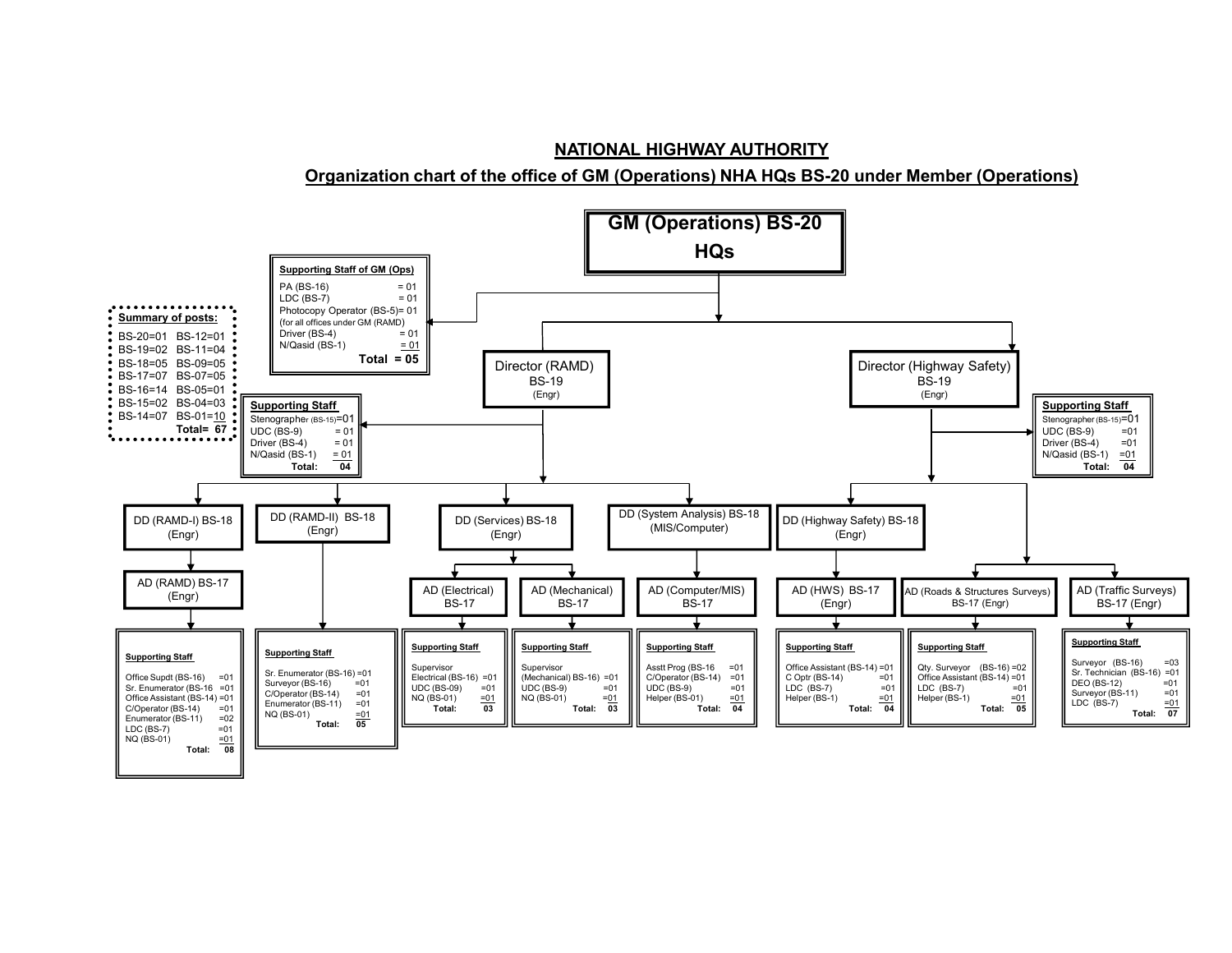# NATIONAL HIGHWAY AUTHORITY

## Organization chart of the office of GM (Operations) NHA HQs BS-20 under Member (Operations)

**GM (Operations) BS-20 HQs**

**Summary of posts:**

| | |
|---|---|
| BS-20=01 | BS-12=01 |
| BS-19=02 | BS-11=04 |
| BS-18=05 | BS-09=05 |
| BS-17=07 | BS-07=05 |
| BS-16=14 | BS-05=01 |
| BS-15=02 | BS-04=03 |
| BS-14=07 | BS-01=10 |
| | **Total= 67** |

**Supporting Staff of GM (Ops)**

- PA (BS-16) = 01
- LDC (BS-7) = 01
- Photocopy Operator (BS-5)= 01 (for all offices under GM (RAMD)
- Driver (BS-4) = 01
- N/Qasid (BS-1) = 01
- **Total = 05**

### Director (RAMD) BS-19 (Engr)

**Supporting Staff**

- Stenographer (BS-15)=01
- UDC (BS-9) = 01
- Driver (BS-4) = 01
- N/Qasid (BS-1) = 01
- **Total: 04**

#### DD (RAMD-I) BS-18 (Engr)

AD (RAMD) BS-17 (Engr)

**Supporting Staff**

- Office Supdt (BS-16) =01
- Sr. Enumerator (BS-16 =01
- Office Assistant (BS-14) =01
- C/Operator (BS-14) =01
- Enumerator (BS-11) =02
- LDC (BS-7) =01
- NQ (BS-01) =01
- **Total: 08**

#### DD (RAMD-II) BS-18 (Engr)

**Supporting Staff**

- Sr. Enumerator (BS-16) =01
- Surveyor (BS-16) =01
- C/Operator (BS-14) =01
- Enumerator (BS-11) =01
- NQ (BS-01) =01
- **Total: 05**

#### DD (Services) BS-18 (Engr)

AD (Electrical) BS-17

**Supporting Staff**

- Supervisor Electrical (BS-16) =01
- UDC (BS-09) =01
- NQ (BS-01) =01
- **Total: 03**

AD (Mechanical) BS-17

**Supporting Staff**

- Supervisor (Mechanical) BS-16) =01
- UDC (BS-9) =01
- NQ (BS-01) =01
- **Total: 03**

#### DD (System Analysis) BS-18 (MIS/Computer)

AD (Computer/MIS) BS-17

**Supporting Staff**

- Asstt Prog (BS-16 =01
- C/Operator (BS-14) =01
- UDC (BS-9) =01
- Helper (BS-01) =01
- **Total: 04**

### Director (Highway Safety) BS-19 (Engr)

**Supporting Staff**

- Stenographer (BS-15)=01
- UDC (BS-9) =01
- Driver (BS-4) =01
- N/Qasid (BS-1) =01
- **Total: 04**

#### DD (Highway Safety) BS-18 (Engr)

AD (HWS) BS-17 (Engr)

**Supporting Staff**

- Office Assistant (BS-14) =01
- C Optr (BS-14) =01
- LDC (BS-7) =01
- Helper (BS-1) =01
- **Total: 04**

#### AD (Roads & Structures Surveys) BS-17 (Engr)

**Supporting Staff**

- Qty. Surveyor (BS-16) =02
- Office Assistant (BS-14) =01
- LDC (BS-7) =01
- Helper (BS-1) =01
- **Total: 05**

#### AD (Traffic Surveys) BS-17 (Engr)

**Supporting Staff**

- Surveyor (BS-16) =03
- Sr. Technician (BS-16) =01
- DEO (BS-12) =01
- Surveyor (BS-11) =01
- LDC (BS-7) =01
- **Total: 07**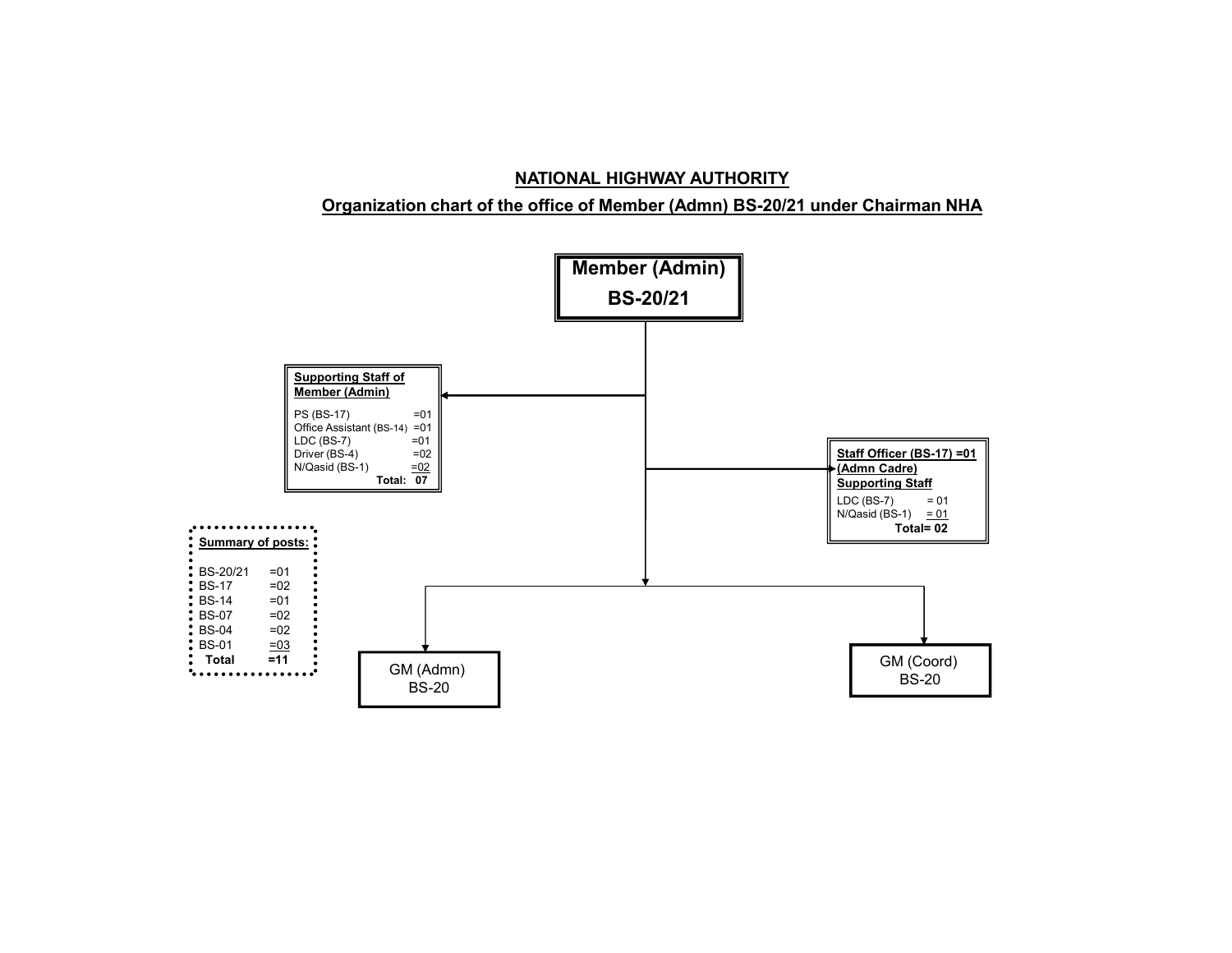## NATIONAL HIGHWAY AUTHORITY

### Organization chart of the office of Member (Admn) BS-20/21 under Chairman NHA

**Member (Admin)**
**BS-20/21**

**Supporting Staff of Member (Admin)**

| Post | No. |
|---|---|
| PS (BS-17) | =01 |
| Office Assistant (BS-14) | =01 |
| LDC (BS-7) | =01 |
| Driver (BS-4) | =02 |
| N/Qasid (BS-1) | =02 |
| **Total:** | **07** |

**Staff Officer (BS-17) =01 (Admn Cadre)**
**Supporting Staff**

| Post | No. |
|---|---|
| LDC (BS-7) | = 01 |
| N/Qasid (BS-1) | = 01 |
| **Total=** | **02** |

**Summary of posts:**

| Scale | No. |
|---|---|
| BS-20/21 | =01 |
| BS-17 | =02 |
| BS-14 | =01 |
| BS-07 | =02 |
| BS-04 | =02 |
| BS-01 | =03 |
| **Total** | **=11** |

GM (Admn)
BS-20

GM (Coord)
BS-20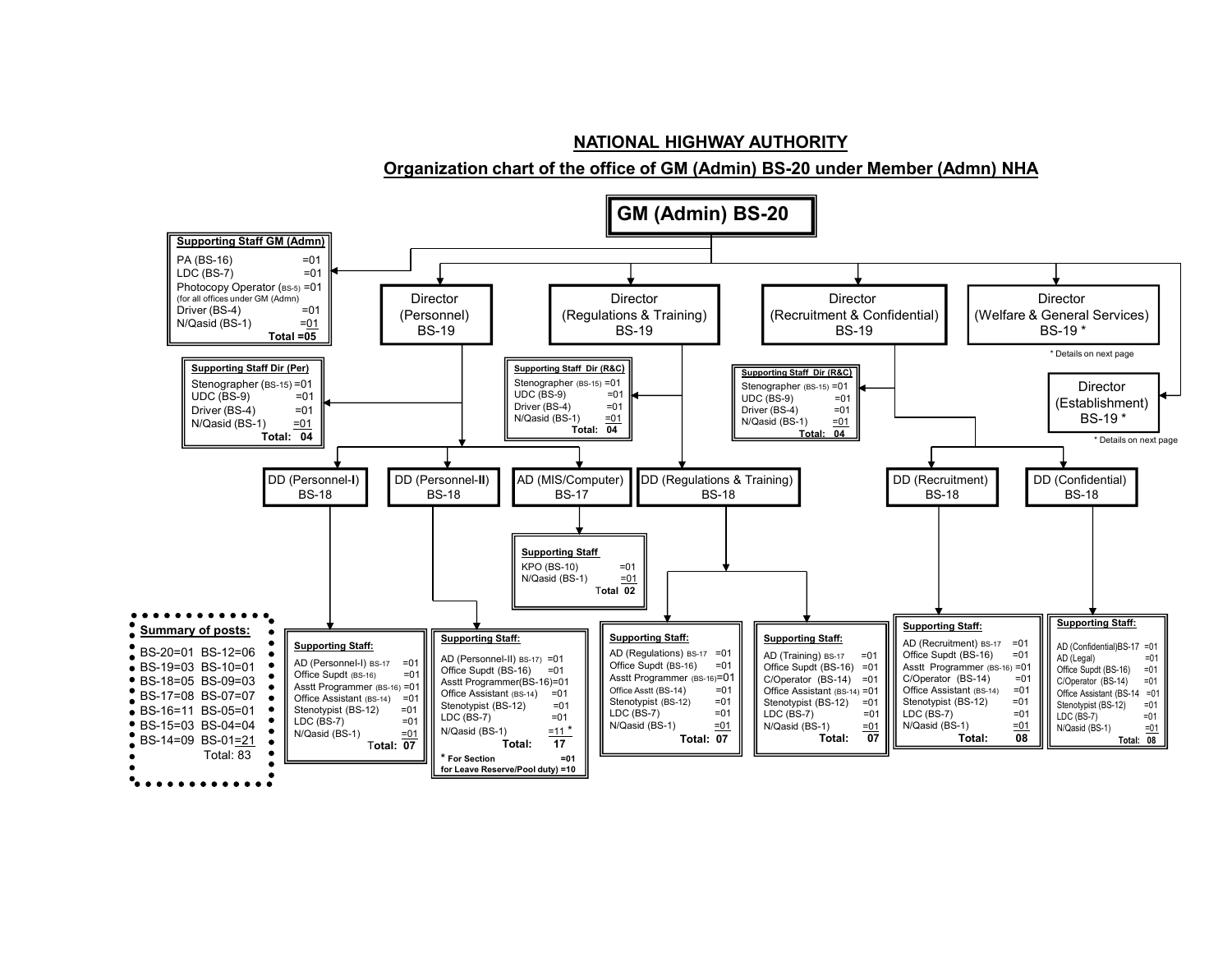# NATIONAL HIGHWAY AUTHORITY

## Organization chart of the office of GM (Admin) BS-20 under Member (Admn) NHA

**GM (Admin) BS-20**

**Supporting Staff GM (Admn)**

| Post | No. |
|---|---|
| PA (BS-16) | =01 |
| LDC (BS-7) | =01 |
| Photocopy Operator (BS-5) (for all offices under GM (Admn)) | =01 |
| Driver (BS-4) | =01 |
| N/Qasid (BS-1) | =01 |
| **Total** | **=05** |

### Director (Personnel) BS-19

**Supporting Staff Dir (Per)**

| Post | No. |
|---|---|
| Stenographer (BS-15) | =01 |
| UDC (BS-9) | =01 |
| Driver (BS-4) | =01 |
| N/Qasid (BS-1) | =01 |
| **Total:** | **04** |

#### DD (Personnel-I) BS-18

**Supporting Staff:**

| Post | No. |
|---|---|
| AD (Personnel-I) BS-17 | =01 |
| Office Supdt (BS-16) | =01 |
| Asstt Programmer (BS-16) | =01 |
| Office Assistant (BS-14) | =01 |
| Stenotypist (BS-12) | =01 |
| LDC (BS-7) | =01 |
| N/Qasid (BS-1) | =01 |
| **Total:** | **07** |

#### DD (Personnel-II) BS-18

**Supporting Staff:**

| Post | No. |
|---|---|
| AD (Personnel-II) BS-17 | =01 |
| Office Supdt (BS-16) | =01 |
| Asstt Programmer(BS-16) | =01 |
| Office Assistant (BS-14) | =01 |
| Stenotypist (BS-12) | =01 |
| LDC (BS-7) | =01 |
| N/Qasid (BS-1) | =11 * |
| **Total:** | **17** |

**\* For Section =01**
**for Leave Reserve/Pool duty) =10**

#### AD (MIS/Computer) BS-17

**Supporting Staff**

| Post | No. |
|---|---|
| KPO (BS-10) | =01 |
| N/Qasid (BS-1) | =01 |
| **Total** | **02** |

### Director (Regulations & Training) BS-19

**Supporting Staff Dir (R&C)**

| Post | No. |
|---|---|
| Stenographer (BS-15) | =01 |
| UDC (BS-9) | =01 |
| Driver (BS-4) | =01 |
| N/Qasid (BS-1) | =01 |
| **Total:** | **04** |

#### DD (Regulations & Training) BS-18

**Supporting Staff:**

| Post | No. |
|---|---|
| AD (Regulations) BS-17 | =01 |
| Office Supdt (BS-16) | =01 |
| Asstt Programmer (BS-16) | =01 |
| Office Asstt (BS-14) | =01 |
| Stenotypist (BS-12) | =01 |
| LDC (BS-7) | =01 |
| N/Qasid (BS-1) | =01 |
| **Total:** | **07** |

**Supporting Staff:**

| Post | No. |
|---|---|
| AD (Training) BS-17 | =01 |
| Office Supdt (BS-16) | =01 |
| C/Operator (BS-14) | =01 |
| Office Assistant (BS-14) | =01 |
| Stenotypist (BS-12) | =01 |
| LDC (BS-7) | =01 |
| N/Qasid (BS-1) | =01 |
| **Total:** | **07** |

### Director (Recruitment & Confidential) BS-19

**Supporting Staff Dir (R&C)**

| Post | No. |
|---|---|
| Stenographer (BS-15) | =01 |
| UDC (BS-9) | =01 |
| Driver (BS-4) | =01 |
| N/Qasid (BS-1) | =01 |
| **Total:** | **04** |

#### DD (Recruitment) BS-18

**Supporting Staff:**

| Post | No. |
|---|---|
| AD (Recruitment) BS-17 | =01 |
| Office Supdt (BS-16) | =01 |
| Asstt Programmer (BS-16) | =01 |
| C/Operator (BS-14) | =01 |
| Office Assistant (BS-14) | =01 |
| Stenotypist (BS-12) | =01 |
| LDC (BS-7) | =01 |
| N/Qasid (BS-1) | =01 |
| **Total:** | **08** |

#### DD (Confidential) BS-18

**Supporting Staff:**

| Post | No. |
|---|---|
| AD (Confidential)BS-17 | =01 |
| AD (Legal) | =01 |
| Office Supdt (BS-16) | =01 |
| C/Operator (BS-14) | =01 |
| Office Assistant (BS-14 | =01 |
| Stenotypist (BS-12) | =01 |
| LDC (BS-7) | =01 |
| N/Qasid (BS-1) | =01 |
| **Total:** | **08** |

### Director (Welfare & General Services) BS-19 *

\* Details on next page

### Director (Establishment) BS-19 *

\* Details on next page

**Summary of posts:**

| | |
|---|---|
| BS-20=01 | BS-12=06 |
| BS-19=03 | BS-10=01 |
| BS-18=05 | BS-09=03 |
| BS-17=08 | BS-07=07 |
| BS-16=11 | BS-05=01 |
| BS-15=03 | BS-04=04 |
| BS-14=09 | BS-01=21 |
| | Total: 83 |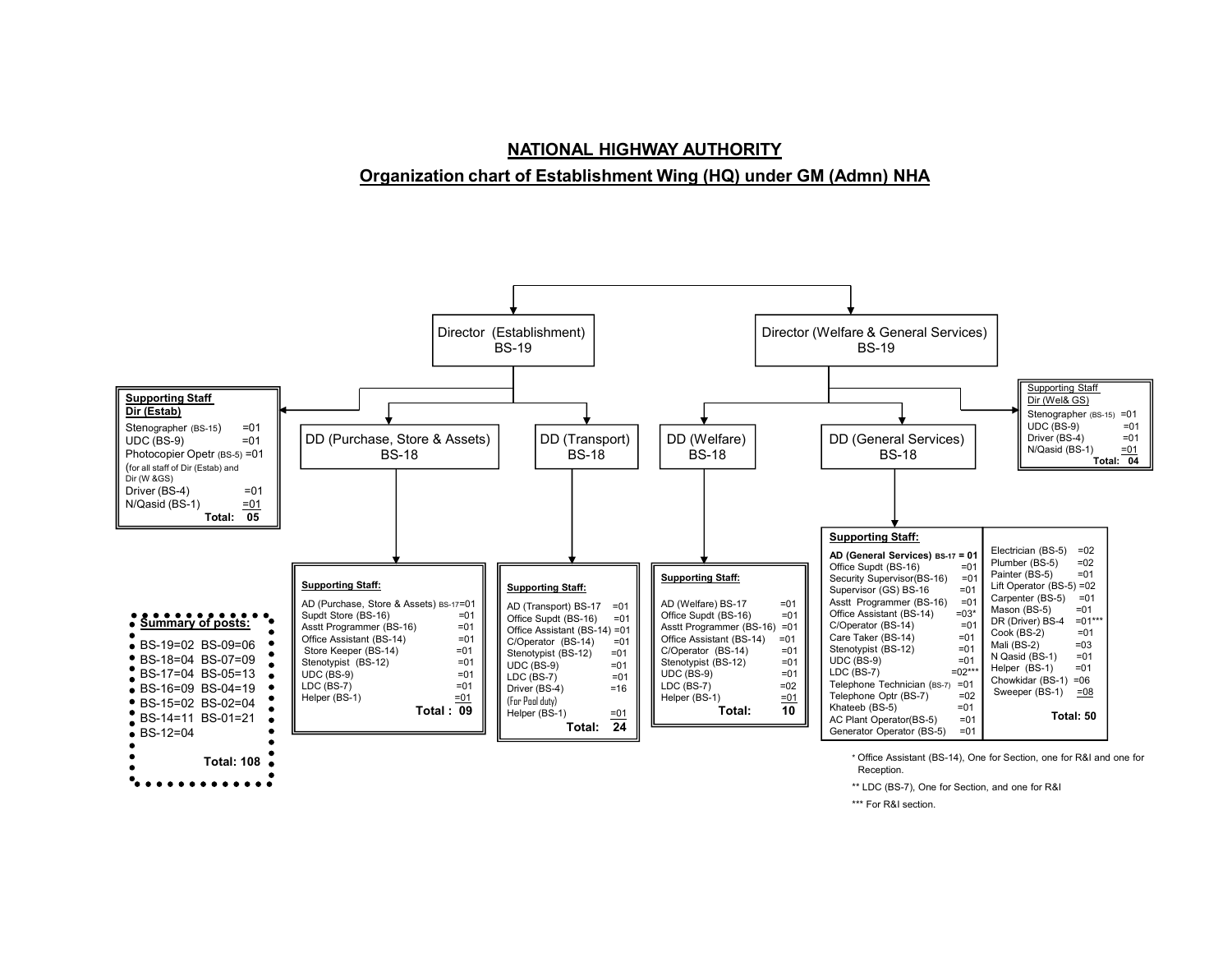# NATIONAL HIGHWAY AUTHORITY

## Organization chart of Establishment Wing (HQ) under GM (Admn) NHA

**Director (Establishment) BS-19**

- **Supporting Staff Dir (Estab)**
  - Stenographer (BS-15) =01
  - UDC (BS-9) =01
  - Photocopier Opetr (BS-5) =01 (for all staff of Dir (Estab) and Dir (W &GS)
  - Driver (BS-4) =01
  - N/Qasid (BS-1) =01
  - **Total: 05**

- **DD (Purchase, Store & Assets) BS-18**
  - **Supporting Staff:**
  - AD (Purchase, Store & Assets) BS-17=01
  - Supdt Store (BS-16) =01
  - Asstt Programmer (BS-16) =01
  - Office Assistant (BS-14) =01
  - Store Keeper (BS-14) =01
  - Stenotypist (BS-12) =01
  - UDC (BS-9) =01
  - LDC (BS-7) =01
  - Helper (BS-1) =01
  - **Total : 09**

- **DD (Transport) BS-18**
  - **Supporting Staff:**
  - AD (Transport) BS-17 =01
  - Office Supdt (BS-16) =01
  - Office Assistant (BS-14) =01
  - C/Operator (BS-14) =01
  - Stenotypist (BS-12) =01
  - UDC (BS-9) =01
  - LDC (BS-7) =01
  - Driver (BS-4) =16 (For Pool duty)
  - Helper (BS-1) =01
  - **Total: 24**

**Director (Welfare & General Services) BS-19**

- **Supporting Staff Dir (Wel& GS)**
  - Stenographer (BS-15) =01
  - UDC (BS-9) =01
  - Driver (BS-4) =01
  - N/Qasid (BS-1) =01
  - **Total: 04**

- **DD (Welfare) BS-18**
  - **Supporting Staff:**
  - AD (Welfare) BS-17 =01
  - Office Supdt (BS-16) =01
  - Asstt Programmer (BS-16) =01
  - Office Assistant (BS-14) =01
  - C/Operator (BS-14) =01
  - Stenotypist (BS-12) =01
  - UDC (BS-9) =01
  - LDC (BS-7) =02
  - Helper (BS-1) =01
  - **Total: 10**

- **DD (General Services) BS-18**
  - **Supporting Staff:**
  - **AD (General Services) BS-17 = 01**
  - Office Supdt (BS-16) =01
  - Security Supervisor(BS-16) =01
  - Supervisor (GS) BS-16 =01
  - Asstt Programmer (BS-16) =01
  - Office Assistant (BS-14) =03*
  - C/Operator (BS-14) =01
  - Care Taker (BS-14) =01
  - Stenotypist (BS-12) =01
  - UDC (BS-9) =01
  - LDC (BS-7) =02***
  - Telephone Technician (BS-7) =01
  - Telephone Optr (BS-7) =02
  - Khateeb (BS-5) =01
  - AC Plant Operator(BS-5) =01
  - Generator Operator (BS-5) =01
  - Electrician (BS-5) =02
  - Plumber (BS-5) =02
  - Painter (BS-5) =01
  - Lift Operator (BS-5) =02
  - Carpenter (BS-5) =01
  - Mason (BS-5) =01
  - DR (Driver) BS-4 =01***
  - Cook (BS-2) =01
  - Mali (BS-2) =03
  - N Qasid (BS-1) =01
  - Helper (BS-1) =01
  - Chowkidar (BS-1) =06
  - Sweeper (BS-1) =08
  - **Total: 50**

\* Office Assistant (BS-14), One for Section, one for R&I and one for Reception.

** LDC (BS-7), One for Section, and one for R&I

*** For R&I section.

**Summary of posts:**

| | | | |
|---|---|---|---|
| BS-19=02 | BS-09=06 | BS-15=02 | BS-02=04 |
| BS-18=04 | BS-07=09 | BS-14=11 | BS-01=21 |
| BS-17=04 | BS-05=13 | BS-12=04 | |
| BS-16=09 | BS-04=19 | | |

**Total: 108**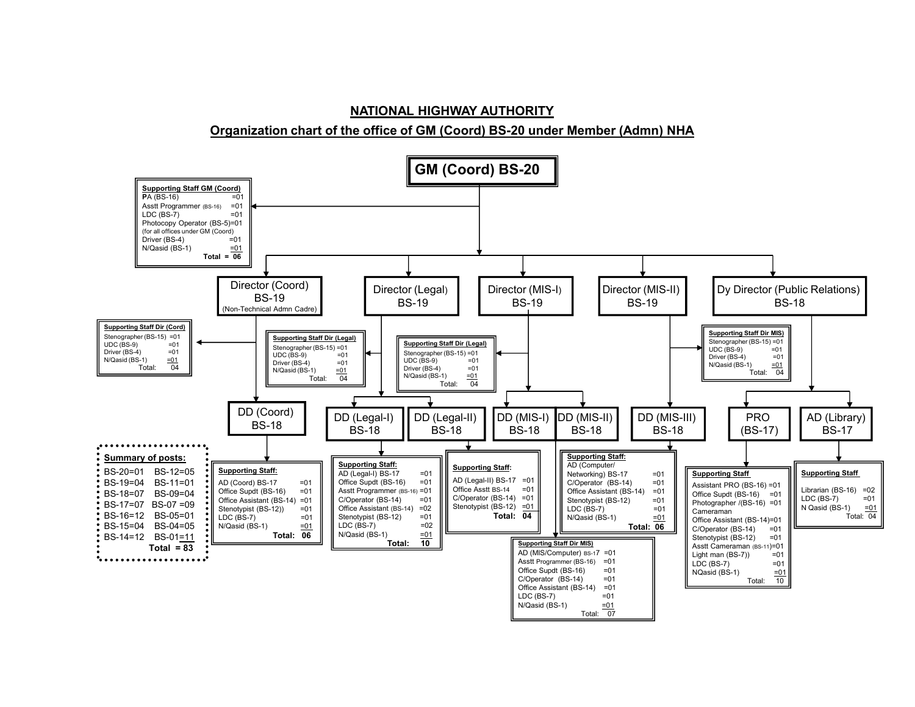# NATIONAL HIGHWAY AUTHORITY

## Organization chart of the office of GM (Coord) BS-20 under Member (Admn) NHA

**GM (Coord) BS-20**

**Supporting Staff GM (Coord)**

| Post | No. |
|---|---|
| PA (BS-16) | =01 |
| Asstt Programmer (BS-16) | =01 |
| LDC (BS-7) | =01 |
| Photocopy Operator (BS-5) (for all offices under GM (Coord) | =01 |
| Driver (BS-4) | =01 |
| N/Qasid (BS-1) | =01 |
| **Total** | **= 06** |

### Director (Coord) BS-19 (Non-Technical Admn Cadre)

**Supporting Staff Dir (Cord)**

| Post | No. |
|---|---|
| Stenographer (BS-15) | =01 |
| UDC (BS-9) | =01 |
| Driver (BS-4) | =01 |
| N/Qasid (BS-1) | =01 |
| Total: | 04 |

**DD (Coord) BS-18**

**Supporting Staff:**

| Post | No. |
|---|---|
| AD (Coord) BS-17 | =01 |
| Office Supdt (BS-16) | =01 |
| Office Assistant (BS-14) | =01 |
| Stenotypist (BS-12)) | =01 |
| LDC (BS-7) | =01 |
| N/Qasid (BS-1) | =01 |
| **Total:** | **06** |

### Director (Legal) BS-19

**Supporting Staff Dir (Legal)**

| Post | No. |
|---|---|
| Stenographer (BS-15) | =01 |
| UDC (BS-9) | =01 |
| Driver (BS-4) | =01 |
| N/Qasid (BS-1) | =01 |
| Total: | 04 |

**DD (Legal-I) BS-18**

**Supporting Staff:**

| Post | No. |
|---|---|
| AD (Legal-I) BS-17 | =01 |
| Office Supdt (BS-16) | =01 |
| Asstt Programmer (BS-16) | =01 |
| C/Operator (BS-14) | =01 |
| Office Assistant (BS-14) | =02 |
| Stenotypist (BS-12) | =01 |
| LDC (BS-7) | =02 |
| N/Qasid (BS-1) | =01 |
| **Total:** | **10** |

**DD (Legal-II) BS-18**

**Supporting Staff:**

| Post | No. |
|---|---|
| AD (Legal-II) BS-17 | =01 |
| Office Asstt BS-14 | =01 |
| C/Operator (BS-14) | =01 |
| Stenotypist (BS-12) | =01 |
| **Total:** | **04** |

### Director (MIS-I) BS-19

**Supporting Staff Dir (Legal)**

| Post | No. |
|---|---|
| Stenographer (BS-15) | =01 |
| UDC (BS-9) | =01 |
| Driver (BS-4) | =01 |
| N/Qasid (BS-1) | =01 |
| Total: | 04 |

**DD (MIS-I) BS-18**

**DD (MIS-II) BS-18**

**Supporting Staff Dir MIS)**

| Post | No. |
|---|---|
| AD (MIS/Computer) BS-17 | =01 |
| Asstt Programmer (BS-16) | =01 |
| Office Supdt (BS-16) | =01 |
| C/Operator (BS-14) | =01 |
| Office Assistant (BS-14) | =01 |
| LDC (BS-7) | =01 |
| N/Qasid (BS-1) | =01 |
| Total: | 07 |

### Director (MIS-II) BS-19

**Supporting Staff Dir MIS)**

| Post | No. |
|---|---|
| Stenographer (BS-15) | =01 |
| UDC (BS-9) | =01 |
| Driver (BS-4) | =01 |
| N/Qasid (BS-1) | =01 |
| Total: | 04 |

**DD (MIS-III) BS-18**

**Supporting Staff:**

| Post | No. |
|---|---|
| AD (Computer/ Networking) BS-17 | =01 |
| C/Operator (BS-14) | =01 |
| Office Assistant (BS-14) | =01 |
| Stenotypist (BS-12) | =01 |
| LDC (BS-7) | =01 |
| N/Qasid (BS-1) | =01 |
| **Total:** | **06** |

### Dy Director (Public Relations) BS-18

**PRO (BS-17)**

**Supporting Staff**

| Post | No. |
|---|---|
| Assistant PRO (BS-16) | =01 |
| Office Supdt (BS-16) | =01 |
| Photographer /(BS-16) Cameraman | =01 |
| Office Assistant (BS-14) | =01 |
| C/Operator (BS-14) | =01 |
| Stenotypist (BS-12) | =01 |
| Asstt Cameraman (BS-11) | =01 |
| Light man (BS-7)) | =01 |
| LDC (BS-7) | =01 |
| NQasid (BS-1) | =01 |
| Total: | 10 |

**AD (Library) BS-17**

**Supporting Staff**

| Post | No. |
|---|---|
| Librarian (BS-16) | =02 |
| LDC (BS-7) | =01 |
| N Qasid (BS-1) | =01 |
| Total: | 04 |

### Summary of posts:

| Grade | No. | Grade | No. |
|---|---|---|---|
| BS-20 | 01 | BS-12 | 05 |
| BS-19 | 04 | BS-11 | 01 |
| BS-18 | 07 | BS-09 | 04 |
| BS-17 | 07 | BS-07 | 09 |
| BS-16 | 12 | BS-05 | 01 |
| BS-15 | 04 | BS-04 | 05 |
| BS-14 | 12 | BS-01 | 11 |
| | | **Total** | **= 83** |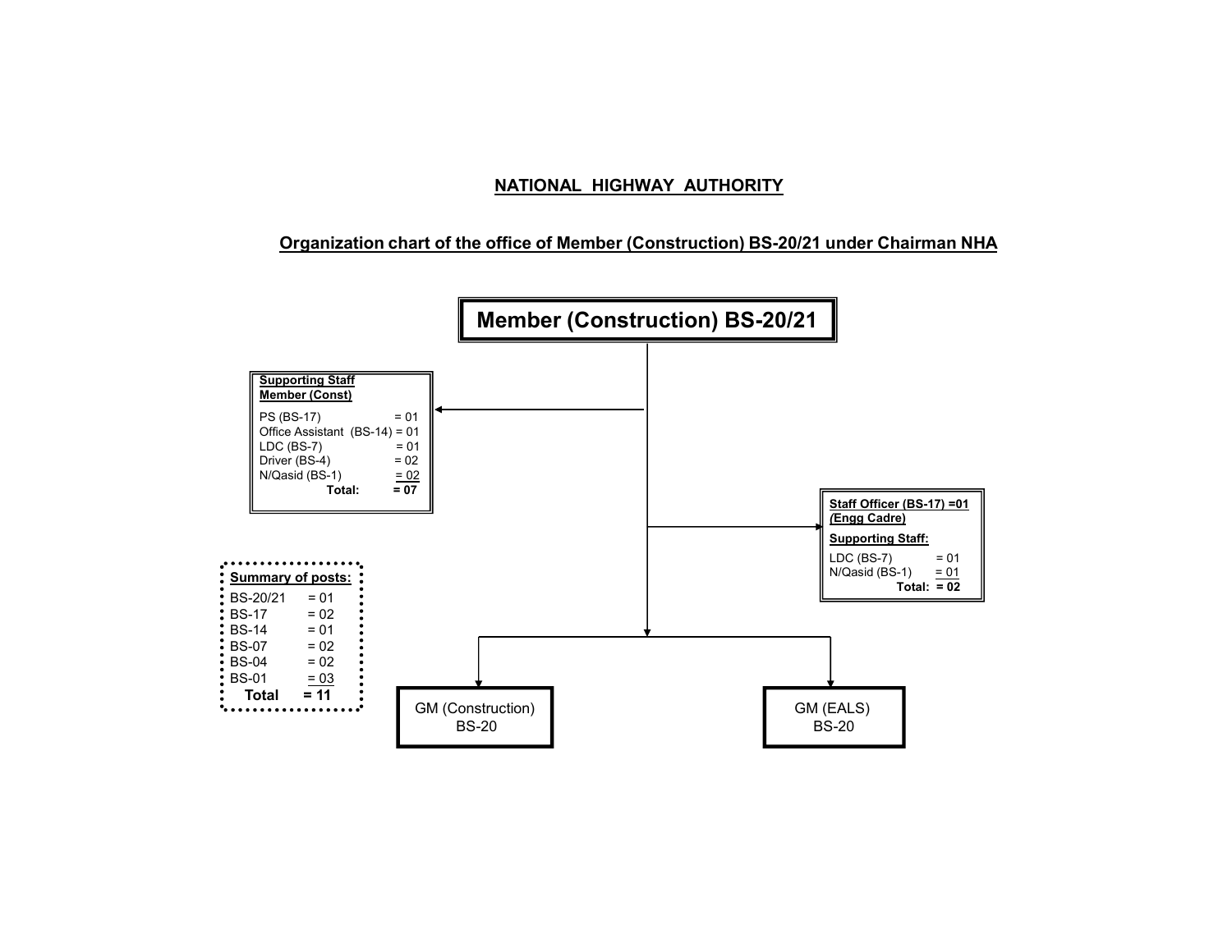## NATIONAL HIGHWAY AUTHORITY

### Organization chart of the office of Member (Construction) BS-20/21 under Chairman NHA

**Member (Construction) BS-20/21**

**Supporting Staff Member (Const)**

| | |
|---|---|
| PS (BS-17) | = 01 |
| Office Assistant (BS-14) | = 01 |
| LDC (BS-7) | = 01 |
| Driver (BS-4) | = 02 |
| N/Qasid (BS-1) | = 02 |
| **Total:** | **= 07** |

**Staff Officer (BS-17) =01 (Engg Cadre)**

**Supporting Staff:**

| | |
|---|---|
| LDC (BS-7) | = 01 |
| N/Qasid (BS-1) | = 01 |
| **Total:** | **= 02** |

**Summary of posts:**

| | |
|---|---|
| BS-20/21 | = 01 |
| BS-17 | = 02 |
| BS-14 | = 01 |
| BS-07 | = 02 |
| BS-04 | = 02 |
| BS-01 | = 03 |
| **Total** | **= 11** |

GM (Construction) BS-20

GM (EALS) BS-20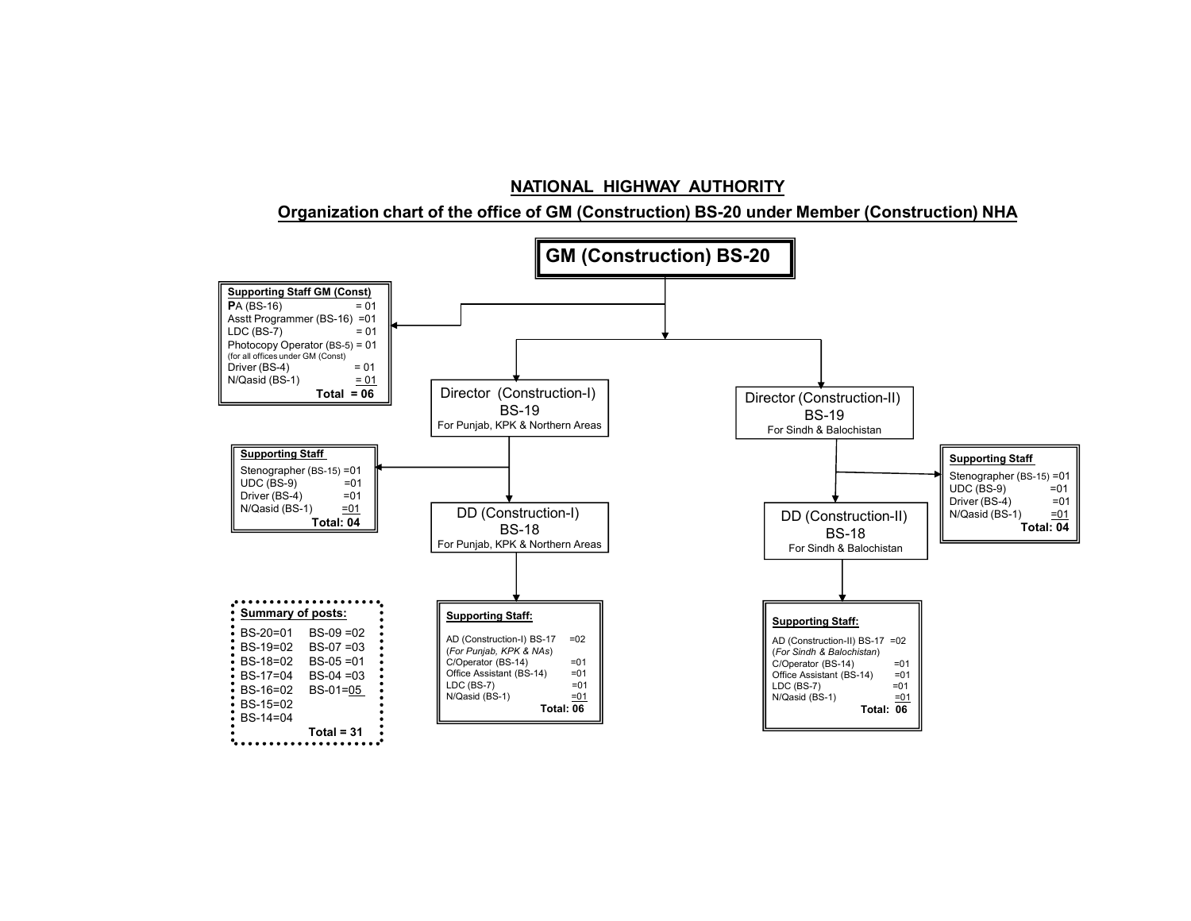## NATIONAL HIGHWAY AUTHORITY

### Organization chart of the office of GM (Construction) BS-20 under Member (Construction) NHA

**GM (Construction) BS-20**

**Supporting Staff GM (Const)**

| Post | No. |
|---|---|
| PA (BS-16) | = 01 |
| Asstt Programmer (BS-16) | =01 |
| LDC (BS-7) | = 01 |
| Photocopy Operator (BS-5) (for all offices under GM (Const) | = 01 |
| Driver (BS-4) | = 01 |
| N/Qasid (BS-1) | = 01 |
| **Total** | **= 06** |

**Director (Construction-I) BS-19**
For Punjab, KPK & Northern Areas

**Supporting Staff**

| Post | No. |
|---|---|
| Stenographer (BS-15) | =01 |
| UDC (BS-9) | =01 |
| Driver (BS-4) | =01 |
| N/Qasid (BS-1) | =01 |
| **Total:** | **04** |

**DD (Construction-I) BS-18**
For Punjab, KPK & Northern Areas

**Supporting Staff:**

| Post | No. |
|---|---|
| AD (Construction-I) BS-17 (*For Punjab, KPK & NAs*) | =02 |
| C/Operator (BS-14) | =01 |
| Office Assistant (BS-14) | =01 |
| LDC (BS-7) | =01 |
| N/Qasid (BS-1) | =01 |
| **Total:** | **06** |

**Director (Construction-II) BS-19**
For Sindh & Balochistan

**Supporting Staff**

| Post | No. |
|---|---|
| Stenographer (BS-15) | =01 |
| UDC (BS-9) | =01 |
| Driver (BS-4) | =01 |
| N/Qasid (BS-1) | =01 |
| **Total:** | **04** |

**DD (Construction-II) BS-18**
For Sindh & Balochistan

**Supporting Staff:**

| Post | No. |
|---|---|
| AD (Construction-II) BS-17 (*For Sindh & Balochistan*) | =02 |
| C/Operator (BS-14) | =01 |
| Office Assistant (BS-14) | =01 |
| LDC (BS-7) | =01 |
| N/Qasid (BS-1) | =01 |
| **Total:** | **06** |

**Summary of posts:**

| | |
|---|---|
| BS-20=01 | BS-09 =02 |
| BS-19=02 | BS-07 =03 |
| BS-18=02 | BS-05 =01 |
| BS-17=04 | BS-04 =03 |
| BS-16=02 | BS-01=05 |
| BS-15=02 | |
| BS-14=04 | |
| | **Total = 31** |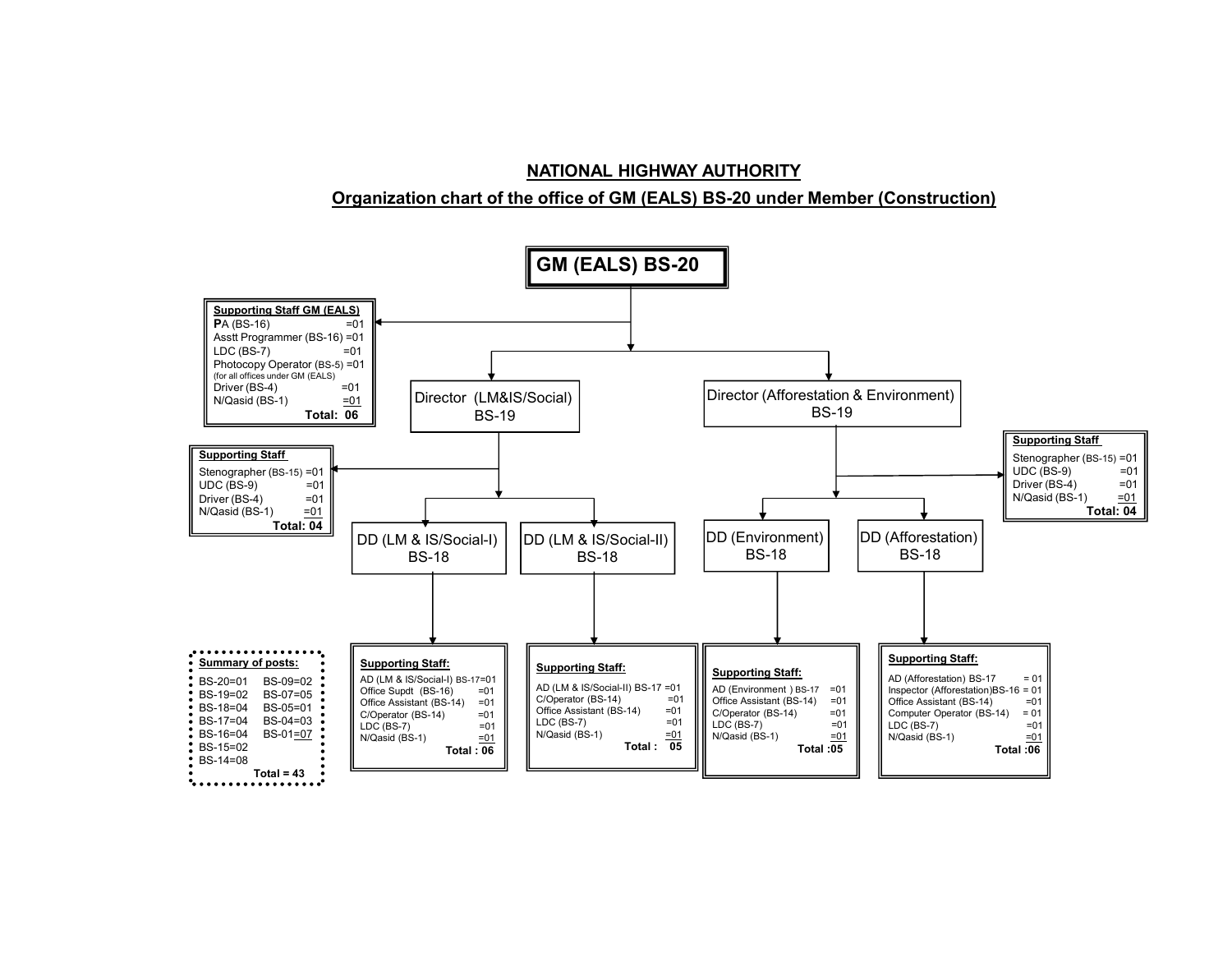## NATIONAL HIGHWAY AUTHORITY

### Organization chart of the office of GM (EALS) BS-20 under Member (Construction)

**GM (EALS) BS-20**

**Supporting Staff GM (EALS)**
- PA (BS-16) =01
- Asstt Programmer (BS-16) =01
- LDC (BS-7) =01
- Photocopy Operator (BS-5) =01 (for all offices under GM (EALS)
- Driver (BS-4) =01
- N/Qasid (BS-1) =01

**Total: 06**

**Director (LM&IS/Social) BS-19**

**Supporting Staff**
- Stenographer (BS-15) =01
- UDC (BS-9) =01
- Driver (BS-4) =01
- N/Qasid (BS-1) =01

**Total: 04**

**DD (LM & IS/Social-I) BS-18**

**Supporting Staff:**
- AD (LM & IS/Social-I) BS-17=01
- Office Supdt (BS-16) =01
- Office Assistant (BS-14) =01
- C/Operator (BS-14) =01
- LDC (BS-7) =01
- N/Qasid (BS-1) =01

**Total : 06**

**DD (LM & IS/Social-II) BS-18**

**Supporting Staff:**
- AD (LM & IS/Social-II) BS-17 =01
- C/Operator (BS-14) =01
- Office Assistant (BS-14) =01
- LDC (BS-7) =01
- N/Qasid (BS-1) =01

**Total : 05**

**Director (Afforestation & Environment) BS-19**

**Supporting Staff**
- Stenographer (BS-15) =01
- UDC (BS-9) =01
- Driver (BS-4) =01
- N/Qasid (BS-1) =01

**Total: 04**

**DD (Environment) BS-18**

**Supporting Staff:**
- AD (Environment ) BS-17 =01
- Office Assistant (BS-14) =01
- C/Operator (BS-14) =01
- LDC (BS-7) =01
- N/Qasid (BS-1) =01

**Total :05**

**DD (Afforestation) BS-18**

**Supporting Staff:**
- AD (Afforestation) BS-17 = 01
- Inspector (Afforestation)BS-16 = 01
- Office Assistant (BS-14) =01
- Computer Operator (BS-14) = 01
- LDC (BS-7) =01
- N/Qasid (BS-1) =01

**Total :06**

**Summary of posts:**

| | |
|---|---|
| BS-20=01 | BS-09=02 |
| BS-19=02 | BS-07=05 |
| BS-18=04 | BS-05=01 |
| BS-17=04 | BS-04=03 |
| BS-16=04 | BS-01=07 |
| BS-15=02 | |
| BS-14=08 | |

**Total = 43**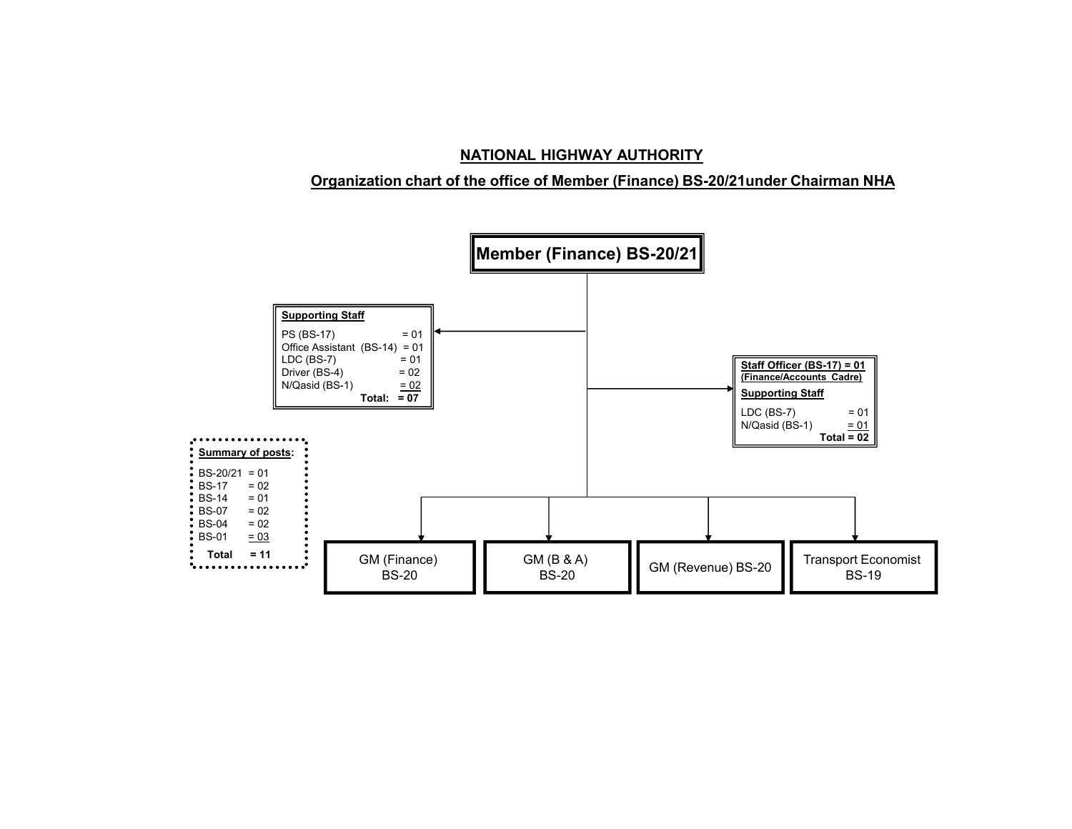## NATIONAL HIGHWAY AUTHORITY

## Organization chart of the office of Member (Finance) BS-20/21under Chairman NHA

**Member (Finance) BS-20/21**

**Supporting Staff**

| Post | |
|---|---|
| PS (BS-17) | = 01 |
| Office Assistant (BS-14) | = 01 |
| LDC (BS-7) | = 01 |
| Driver (BS-4) | = 02 |
| N/Qasid (BS-1) | = 02 |
| **Total:** | **= 07** |

**Staff Officer (BS-17) = 01**
**(Finance/Accounts Cadre)**

**Supporting Staff**

| Post | |
|---|---|
| LDC (BS-7) | = 01 |
| N/Qasid (BS-1) | = 01 |
| **Total** | **= 02** |

**Summary of posts:**

| Scale | Posts |
|---|---|
| BS-20/21 | = 01 |
| BS-17 | = 02 |
| BS-14 | = 01 |
| BS-07 | = 02 |
| BS-04 | = 02 |
| BS-01 | = 03 |
| **Total** | **= 11** |

- GM (Finance) BS-20
- GM (B & A) BS-20
- GM (Revenue) BS-20
- Transport Economist BS-19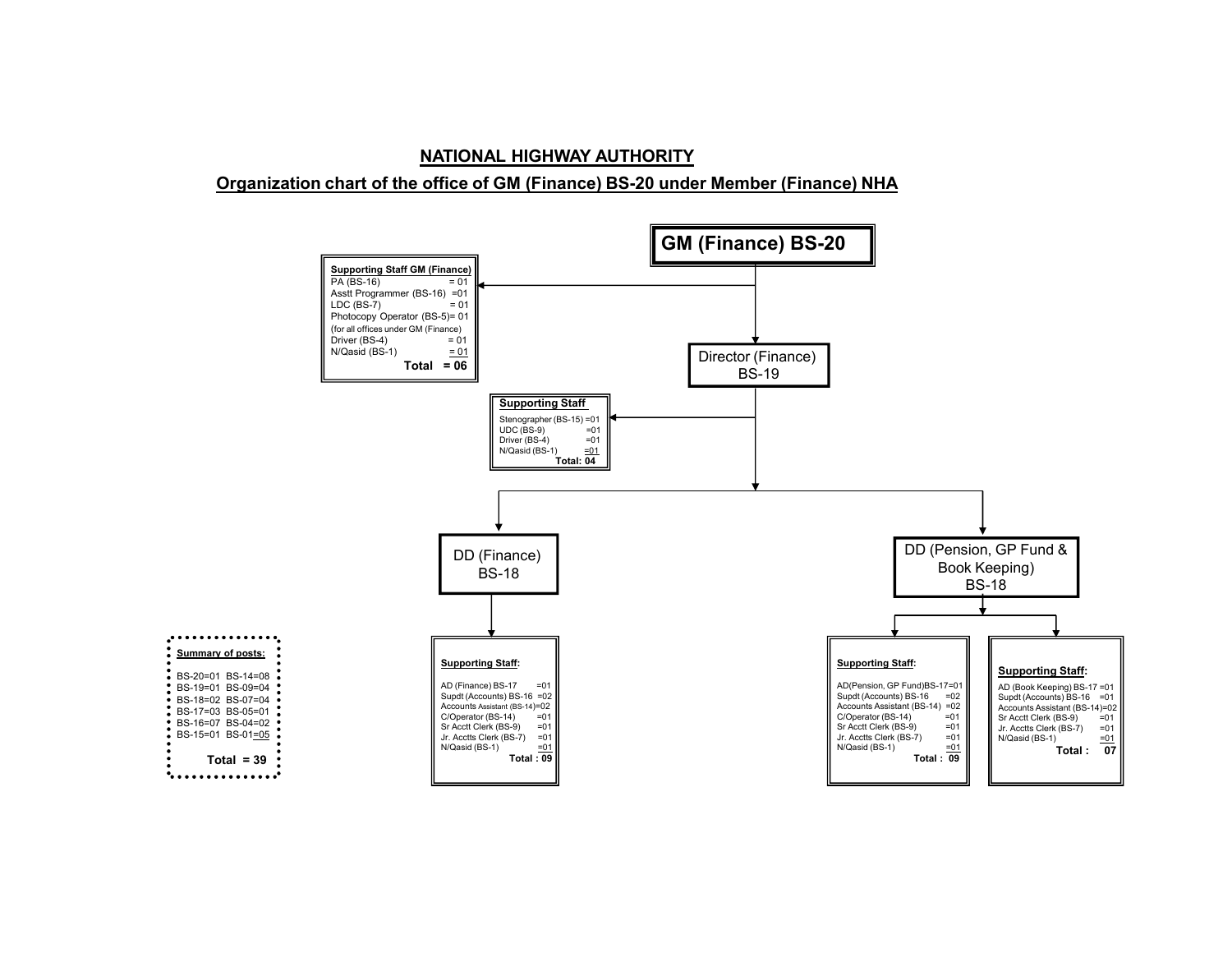# NATIONAL HIGHWAY AUTHORITY

## Organization chart of the office of GM (Finance) BS-20 under Member (Finance) NHA

**GM (Finance) BS-20**

**Supporting Staff GM (Finance)**

| Post | No. |
|---|---|
| PA (BS-16) | = 01 |
| Asstt Programmer (BS-16) | =01 |
| LDC (BS-7) | = 01 |
| Photocopy Operator (BS-5) (for all offices under GM (Finance)) | = 01 |
| Driver (BS-4) | = 01 |
| N/Qasid (BS-1) | = 01 |
| **Total** | **= 06** |

**Director (Finance) BS-19**

**Supporting Staff**

| Post | No. |
|---|---|
| Stenographer (BS-15) | =01 |
| UDC (BS-9) | =01 |
| Driver (BS-4) | =01 |
| N/Qasid (BS-1) | =01 |
| **Total:** | **04** |

**DD (Finance) BS-18**

**Supporting Staff:**

| Post | No. |
|---|---|
| AD (Finance) BS-17 | =01 |
| Supdt (Accounts) BS-16 | =02 |
| Accounts Assistant (BS-14) | =02 |
| C/Operator (BS-14) | =01 |
| Sr Acctt Clerk (BS-9) | =01 |
| Jr. Acctts Clerk (BS-7) | =01 |
| N/Qasid (BS-1) | =01 |
| **Total :** | **09** |

**DD (Pension, GP Fund & Book Keeping) BS-18**

**Supporting Staff:**

| Post | No. |
|---|---|
| AD(Pension, GP Fund)BS-17 | =01 |
| Supdt (Accounts) BS-16 | =02 |
| Accounts Assistant (BS-14) | =02 |
| C/Operator (BS-14) | =01 |
| Sr Acctt Clerk (BS-9) | =01 |
| Jr. Acctts Clerk (BS-7) | =01 |
| N/Qasid (BS-1) | =01 |
| **Total :** | **09** |

**Supporting Staff:**

| Post | No. |
|---|---|
| AD (Book Keeping) BS-17 | =01 |
| Supdt (Accounts) BS-16 | =01 |
| Accounts Assistant (BS-14) | =02 |
| Sr Acctt Clerk (BS-9) | =01 |
| Jr. Acctts Clerk (BS-7) | =01 |
| N/Qasid (BS-1) | =01 |
| **Total :** | **07** |

**Summary of posts:**

| | |
|---|---|
| BS-20=01 | BS-14=08 |
| BS-19=01 | BS-09=04 |
| BS-18=02 | BS-07=04 |
| BS-17=03 | BS-05=01 |
| BS-16=07 | BS-04=02 |
| BS-15=01 | BS-01=05 |

**Total = 39**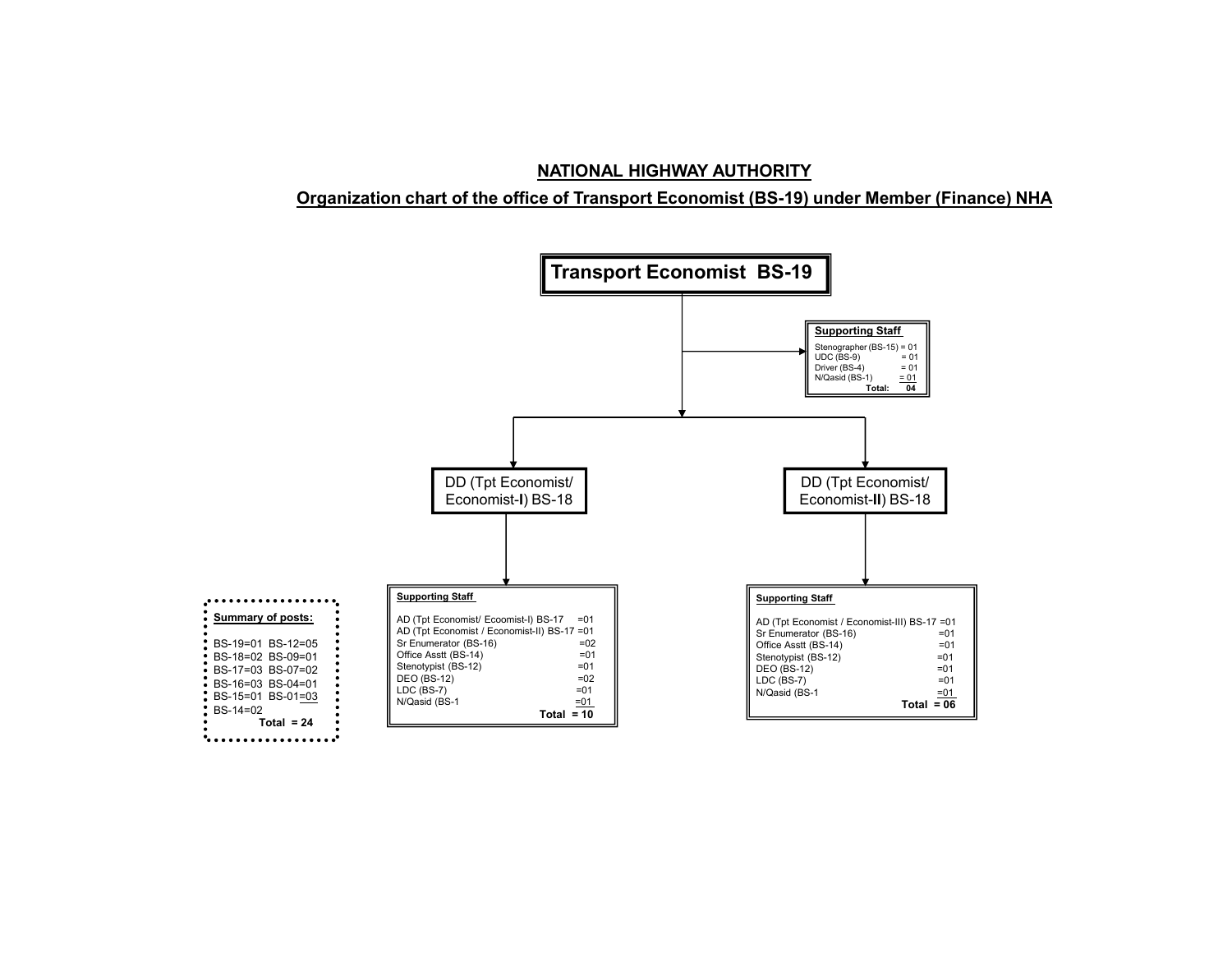## NATIONAL HIGHWAY AUTHORITY

### Organization chart of the office of Transport Economist (BS-19) under Member (Finance) NHA

**Transport Economist BS-19**

**Supporting Staff**

| Post | No. |
|---|---|
| Stenographer (BS-15) | = 01 |
| UDC (BS-9) | = 01 |
| Driver (BS-4) | = 01 |
| N/Qasid (BS-1) | = 01 |
| **Total:** | **04** |

DD (Tpt Economist/ Economist-**I**) BS-18

**Supporting Staff**

| Post | No. |
|---|---|
| AD (Tpt Economist/ Ecoomist-I) BS-17 | =01 |
| AD (Tpt Economist / Economist-II) BS-17 | =01 |
| Sr Enumerator (BS-16) | =02 |
| Office Asstt (BS-14) | =01 |
| Stenotypist (BS-12) | =01 |
| DEO (BS-12) | =02 |
| LDC (BS-7) | =01 |
| N/Qasid (BS-1 | =01 |
| **Total** | **= 10** |

DD (Tpt Economist/ Economist-**II**) BS-18

**Supporting Staff**

| Post | No. |
|---|---|
| AD (Tpt Economist / Economist-III) BS-17 | =01 |
| Sr Enumerator (BS-16) | =01 |
| Office Asstt (BS-14) | =01 |
| Stenotypist (BS-12) | =01 |
| DEO (BS-12) | =01 |
| LDC (BS-7) | =01 |
| N/Qasid (BS-1 | =01 |
| **Total** | **= 06** |

**Summary of posts:**

| | |
|---|---|
| BS-19=01 | BS-12=05 |
| BS-18=02 | BS-09=01 |
| BS-17=03 | BS-07=02 |
| BS-16=03 | BS-04=01 |
| BS-15=01 | BS-01=03 |
| BS-14=02 | |
| **Total = 24** | |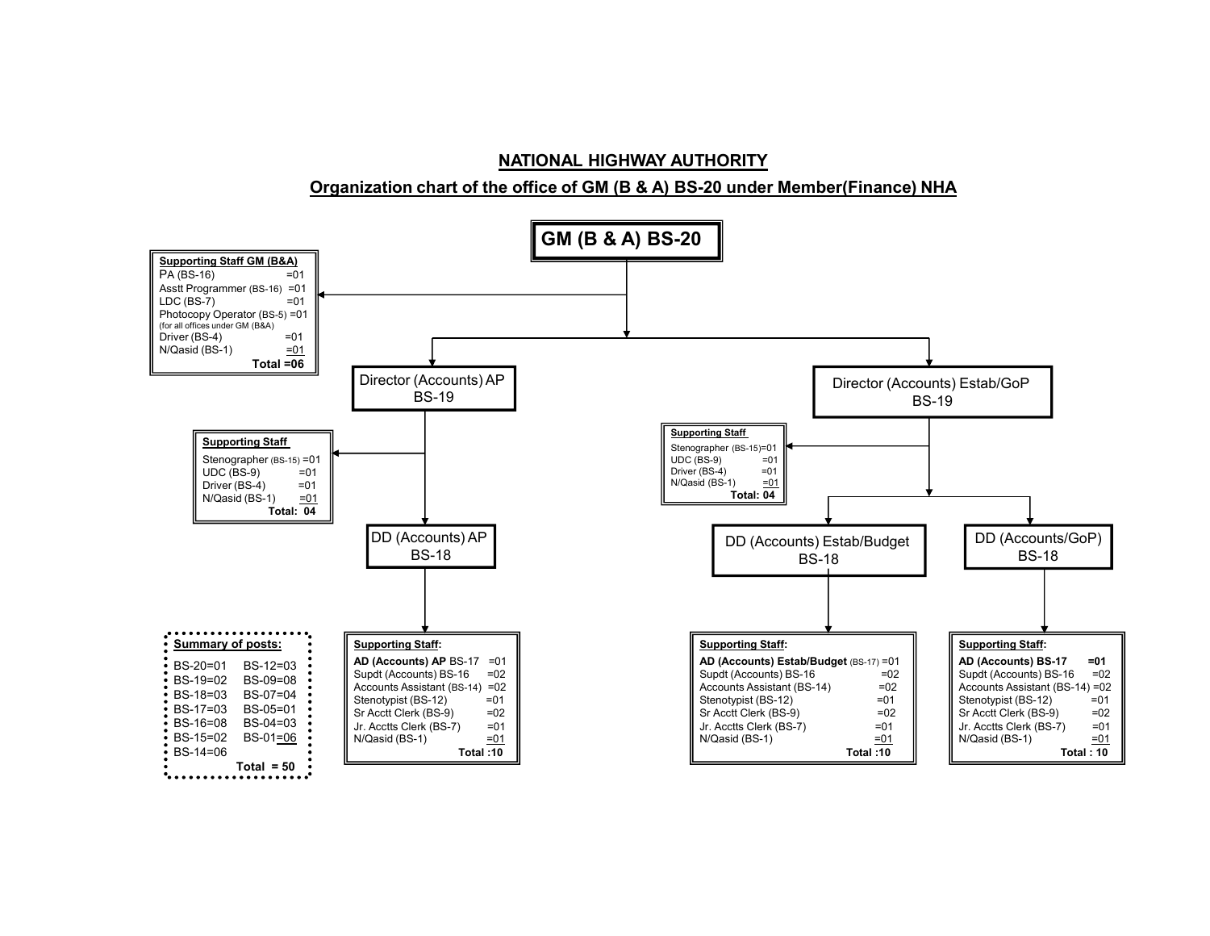# NATIONAL HIGHWAY AUTHORITY

## Organization chart of the office of GM (B & A) BS-20 under Member(Finance) NHA

**GM (B & A) BS-20**

**Supporting Staff GM (B&A)**

| Post | No. |
|---|---|
| PA (BS-16) | =01 |
| Asstt Programmer (BS-16) | =01 |
| LDC (BS-7) | =01 |
| Photocopy Operator (BS-5) (for all offices under GM (B&A)) | =01 |
| Driver (BS-4) | =01 |
| N/Qasid (BS-1) | =01 |
| **Total** | **=06** |

### Director (Accounts) AP BS-19

**Supporting Staff**

| Post | No. |
|---|---|
| Stenographer (BS-15) | =01 |
| UDC (BS-9) | =01 |
| Driver (BS-4) | =01 |
| N/Qasid (BS-1) | =01 |
| **Total:** | **04** |

#### DD (Accounts) AP BS-18

**Supporting Staff:**

| Post | No. |
|---|---|
| **AD (Accounts) AP** BS-17 | =01 |
| Supdt (Accounts) BS-16 | =02 |
| Accounts Assistant (BS-14) | =02 |
| Stenotypist (BS-12) | =01 |
| Sr Acctt Clerk (BS-9) | =02 |
| Jr. Acctts Clerk (BS-7) | =01 |
| N/Qasid (BS-1) | =01 |
| **Total** | **:10** |

### Director (Accounts) Estab/GoP BS-19

**Supporting Staff**

| Post | No. |
|---|---|
| Stenographer (BS-15) | =01 |
| UDC (BS-9) | =01 |
| Driver (BS-4) | =01 |
| N/Qasid (BS-1) | =01 |
| **Total:** | **04** |

#### DD (Accounts) Estab/Budget BS-18

**Supporting Staff:**

| Post | No. |
|---|---|
| **AD (Accounts) Estab/Budget** (BS-17) | =01 |
| Supdt (Accounts) BS-16 | =02 |
| Accounts Assistant (BS-14) | =02 |
| Stenotypist (BS-12) | =01 |
| Sr Acctt Clerk (BS-9) | =02 |
| Jr. Acctts Clerk (BS-7) | =01 |
| N/Qasid (BS-1) | =01 |
| **Total** | **:10** |

#### DD (Accounts/GoP) BS-18

**Supporting Staff:**

| Post | No. |
|---|---|
| **AD (Accounts) BS-17** | **=01** |
| Supdt (Accounts) BS-16 | =02 |
| Accounts Assistant (BS-14) | =02 |
| Stenotypist (BS-12) | =01 |
| Sr Acctt Clerk (BS-9) | =02 |
| Jr. Acctts Clerk (BS-7) | =01 |
| N/Qasid (BS-1) | =01 |
| **Total** | **: 10** |

**Summary of posts:**

| | |
|---|---|
| BS-20=01 | BS-12=03 |
| BS-19=02 | BS-09=08 |
| BS-18=03 | BS-07=04 |
| BS-17=03 | BS-05=01 |
| BS-16=08 | BS-04=03 |
| BS-15=02 | BS-01=06 |
| BS-14=06 | |
| **Total = 50** | |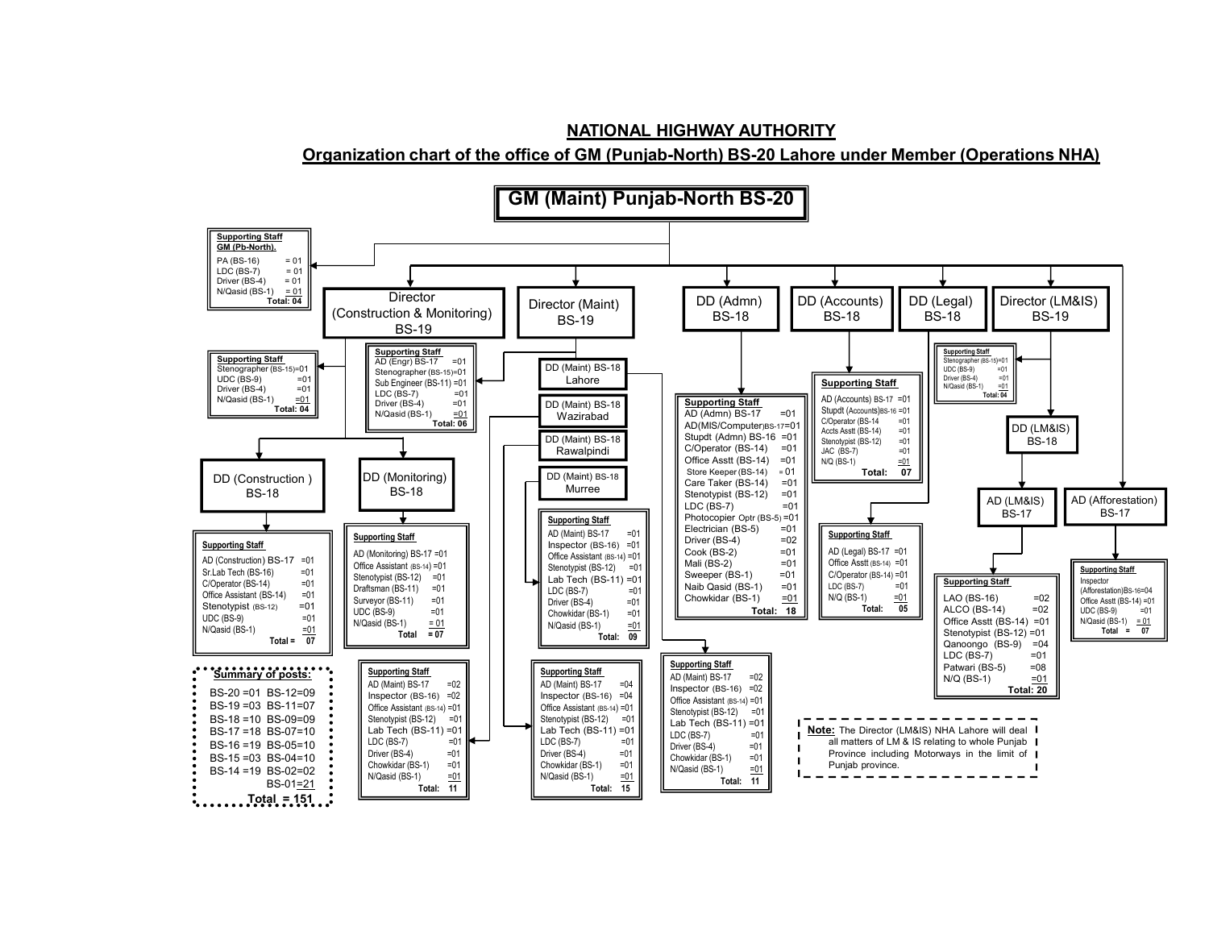## NATIONAL HIGHWAY AUTHORITY

## Organization chart of the office of GM (Punjab-North) BS-20 Lahore under Member (Operations NHA)

### GM (Maint) Punjab-North BS-20

**Supporting Staff GM (Pb-North).**

- PA (BS-16) = 01
- LDC (BS-7) = 01
- Driver (BS-4) = 01
- N/Qasid (BS-1) = 01
- Total: 04

### Director (Construction & Monitoring) BS-19

**Supporting Staff**

- Stenographer (BS-15)=01
- UDC (BS-9) =01
- Driver (BS-4) =01
- N/Qasid (BS-1) =01
- Total: 04

#### DD (Construction) BS-18

**Supporting Staff**

- AD (Construction) BS-17 =01
- Sr.Lab Tech (BS-16) =01
- C/Operator (BS-14) =01
- Office Assistant (BS-14) =01
- Stenotypist (BS-12) =01
- UDC (BS-9) =01
- N/Qasid (BS-1) =01
- Total = 07

#### DD (Monitoring) BS-18

**Supporting Staff**

- AD (Monitoring) BS-17 =01
- Office Assistant (BS-14) =01
- Stenotypist (BS-12) =01
- Draftsman (BS-11) =01
- Surveyor (BS-11) =01
- UDC (BS-9) =01
- N/Qasid (BS-1) = 01
- Total = 07

### Director (Maint) BS-19

**Supporting Staff**

- AD (Engr) BS-17 =01
- Stenographer (BS-15)=01
- Sub Engineer (BS-11) =01
- LDC (BS-7) =01
- Driver (BS-4) =01
- N/Qasid (BS-1) =01
- Total: 06

#### DD (Maint) BS-18 Lahore

**Supporting Staff**

- AD (Maint) BS-17 =02
- Inspector (BS-16) =02
- Office Assistant (BS-14) =01
- Stenotypist (BS-12) =01
- Lab Tech (BS-11) =01
- LDC (BS-7) =01
- Driver (BS-4) =01
- Chowkidar (BS-1) =01
- N/Qasid (BS-1) =01
- Total: 11

#### DD (Maint) BS-18 Wazirabad

**Supporting Staff**

- AD (Maint) BS-17 =02
- Inspector (BS-16) =02
- Office Assistant (BS-14) =01
- Stenotypist (BS-12) =01
- Lab Tech (BS-11) =01
- LDC (BS-7) =01
- Driver (BS-4) =01
- Chowkidar (BS-1) =01
- N/Qasid (BS-1) =01
- Total: 11

#### DD (Maint) BS-18 Rawalpindi

**Supporting Staff**

- AD (Maint) BS-17 =04
- Inspector (BS-16) =04
- Office Assistant (BS-14) =01
- Stenotypist (BS-12) =01
- Lab Tech (BS-11) =01
- LDC (BS-7) =01
- Driver (BS-4) =01
- Chowkidar (BS-1) =01
- N/Qasid (BS-1) =01
- Total: 15

#### DD (Maint) BS-18 Murree

**Supporting Staff**

- AD (Maint) BS-17 =01
- Inspector (BS-16) =01
- Office Assistant (BS-14) =01
- Stenotypist (BS-12) =01
- Lab Tech (BS-11) =01
- LDC (BS-7) =01
- Driver (BS-4) =01
- Chowkidar (BS-1) =01
- N/Qasid (BS-1) =01
- Total: 09

### DD (Admn) BS-18

**Supporting Staff**

- AD (Admn) BS-17 =01
- AD(MIS/Computer)BS-17=01
- Stupdt (Admn) BS-16 =01
- C/Operator (BS-14) =01
- Office Asstt (BS-14) =01
- Store Keeper (BS-14) = 01
- Care Taker (BS-14) =01
- Stenotypist (BS-12) =01
- LDC (BS-7) =01
- Photocopier Optr (BS-5) =01
- Electrician (BS-5) =01
- Driver (BS-4) =02
- Cook (BS-2) =01
- Mali (BS-2) =01
- Sweeper (BS-1) =01
- Naib Qasid (BS-1) =01
- Chowkidar (BS-1) =01
- Total: 18

### DD (Accounts) BS-18

**Supporting Staff**

- AD (Accounts) BS-17 =01
- Stupdt (Accounts)BS-16 =01
- C/Operator (BS-14 =01
- Accts Asstt (BS-14) =01
- Stenotypist (BS-12) =01
- JAC (BS-7) =01
- N/Q (BS-1) =01
- Total: 07

### DD (Legal) BS-18

**Supporting Staff**

- AD (Legal) BS-17 =01
- Office Asstt (BS-14) =01
- C/Operator (BS-14) =01
- LDC (BS-7) =01
- N/Q (BS-1) =01
- Total: 05

### Director (LM&IS) BS-19

**Supporting Staff**

- Stenographer (BS-15)=01
- UDC (BS-9) =01
- Driver (BS-4) =01
- N/Qasid (BS-1) =01
- Total: 04

#### DD (LM&IS) BS-18

##### AD (LM&IS) BS-17

**Supporting Staff**

- LAO (BS-16) =02
- ALCO (BS-14) =02
- Office Asstt (BS-14) =01
- Stenotypist (BS-12) =01
- Qanoongo (BS-9) =04
- LDC (BS-7) =01
- Patwari (BS-5) =08
- N/Q (BS-1) =01
- Total: 20

#### AD (Afforestation) BS-17

**Supporting Staff**

- Inspector (Afforestation)BS-16=04
- Office Asstt (BS-14) =01
- UDC (BS-9) =01
- N/Qasid (BS-1) = 01
- Total = 07

**Note:** The Director (LM&IS) NHA Lahore will deal all matters of LM & IS relating to whole Punjab Province including Motorways in the limit of Punjab province.

**Summary of posts:**

| | | | |
|---|---|---|---|
| BS-20 | =01 | BS-12 | =09 |
| BS-19 | =03 | BS-11 | =07 |
| BS-18 | =10 | BS-09 | =09 |
| BS-17 | =18 | BS-07 | =10 |
| BS-16 | =19 | BS-05 | =10 |
| BS-15 | =03 | BS-04 | =10 |
| BS-14 | =19 | BS-02 | =02 |
| | | BS-01 | =21 |

**Total = 151**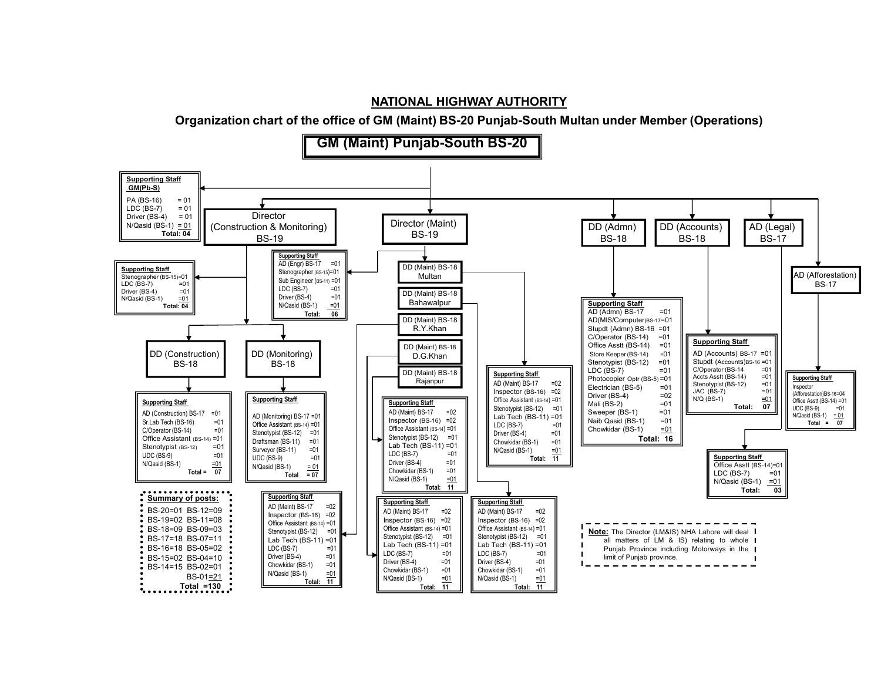# NATIONAL HIGHWAY AUTHORITY

## Organization chart of the office of GM (Maint) BS-20 Punjab-South Multan under Member (Operations)

### GM (Maint) Punjab-South BS-20

**Supporting Staff GM(Pb-S)**

- PA (BS-16) = 01
- LDC (BS-7) = 01
- Driver (BS-4) = 01
- N/Qasid (BS-1) = 01
- **Total: 04**

---

**Director (Construction & Monitoring) BS-19**

**Supporting Staff**

- Stenographer (BS-15)=01
- LDC (BS-7) =01
- Driver (BS-4) =01
- N/Qasid (BS-1) =01
- **Total: 04**

**DD (Construction) BS-18**

**Supporting Staff**

- AD (Construction) BS-17 =01
- Sr.Lab Tech (BS-16) =01
- C/Operator (BS-14) =01
- Office Assistant (BS-14) =01
- Stenotypist (BS-12) =01
- UDC (BS-9) =01
- N/Qasid (BS-1) =01
- **Total = 07**

**DD (Monitoring) BS-18**

**Supporting Staff**

- AD (Monitoring) BS-17 =01
- Office Assistant (BS-14) =01
- Stenotypist (BS-12) =01
- Draftsman (BS-11) =01
- Surveyor (BS-11) =01
- UDC (BS-9) =01
- N/Qasid (BS-1) = 01
- **Total = 07**

---

**Director (Maint) BS-19**

**Supporting Staff**

- AD (Engr) BS-17 =01
- Stenographer (BS-15)=01
- Sub Engineer (BS-11) =01
- LDC (BS-7) =01
- Driver (BS-4) =01
- N/Qasid (BS-1) =01
- **Total: 06**

**DD (Maint) BS-18 Multan**

**Supporting Staff**

- AD (Maint) BS-17 =02
- Inspector (BS-16) =02
- Office Assistant (BS-14) =01
- Stenotypist (BS-12) =01
- Lab Tech (BS-11) =01
- LDC (BS-7) =01
- Driver (BS-4) =01
- Chowkidar (BS-1) =01
- N/Qasid (BS-1) =01
- **Total: 11**

**DD (Maint) BS-18 Bahawalpur**

**Supporting Staff**

- AD (Maint) BS-17 =02
- Inspector (BS-16) =02
- Office Assistant (BS-14) =01
- Stenotypist (BS-12) =01
- Lab Tech (BS-11) =01
- LDC (BS-7) =01
- Driver (BS-4) =01
- Chowkidar (BS-1) =01
- N/Qasid (BS-1) =01
- **Total: 11**

**DD (Maint) BS-18 R.Y.Khan**

**Supporting Staff**

- AD (Maint) BS-17 =02
- Inspector (BS-16) =02
- Office Assistant (BS-14) =01
- Stenotypist (BS-12) =01
- Lab Tech (BS-11) =01
- LDC (BS-7) =01
- Driver (BS-4) =01
- Chowkidar (BS-1) =01
- N/Qasid (BS-1) =01
- **Total: 11**

**DD (Maint) BS-18 D.G.Khan**

**Supporting Staff**

- AD (Maint) BS-17 =02
- Inspector (BS-16) =02
- Office Assistant (BS-14) =01
- Stenotypist (BS-12) =01
- Lab Tech (BS-11) =01
- LDC (BS-7) =01
- Driver (BS-4) =01
- Chowkidar (BS-1) =01
- N/Qasid (BS-1) =01
- **Total: 11**

**DD (Maint) BS-18 Rajanpur**

**Supporting Staff**

- AD (Maint) BS-17 =02
- Inspector (BS-16) =02
- Office Assistant (BS-14) =01
- Stenotypist (BS-12) =01
- Lab Tech (BS-11) =01
- LDC (BS-7) =01
- Driver (BS-4) =01
- Chowkidar (BS-1) =01
- N/Qasid (BS-1) =01
- **Total: 11**

---

**DD (Admn) BS-18**

**Supporting Staff**

- AD (Admn) BS-17 =01
- AD(MIS/Computer)BS-17=01
- Stupdt (Admn) BS-16 =01
- C/Operator (BS-14) =01
- Office Asstt (BS-14) =01
- Store Keeper(BS-14) =01
- Stenotypist (BS-12) =01
- LDC (BS-7) =01
- Photocopier Optr (BS-5) =01
- Electrician (BS-5) =01
- Driver (BS-4) =02
- Mali (BS-2) =01
- Sweeper (BS-1) =01
- Naib Qasid (BS-1) =01
- Chowkidar (BS-1) =01
- **Total: 16**

**DD (Accounts) BS-18**

**Supporting Staff**

- AD (Accounts) BS-17 =01
- Stupdt (Accounts)BS-16 =01
- C/Operator (BS-14 =01
- Accts Asstt (BS-14) =01
- Stenotypist (BS-12) =01
- JAC (BS-7) =01
- N/Q (BS-1) =01
- **Total: 07**

**AD (Legal) BS-17**

**Supporting Staff**

- Office Asstt (BS-14)=01
- LDC (BS-7) =01
- N/Qasid (BS-1) =01
- **Total: 03**

**AD (Afforestation) BS-17**

**Supporting Staff**

- Inspector (Afforestation)BS-16=04
- Office Asstt (BS-14) =01
- UDC (BS-9) =01
- N/Qasid (BS-1) = 01
- **Total = 07**

---

**Summary of posts:**

| | |
|---|---|
| BS-20=01 | BS-12=09 |
| BS-19=02 | BS-11=08 |
| BS-18=09 | BS-09=03 |
| BS-17=18 | BS-07=11 |
| BS-16=18 | BS-05=02 |
| BS-15=02 | BS-04=10 |
| BS-14=15 | BS-02=01 |
| | BS-01=21 |
| | **Total =130** |

**Note:** The Director (LM&IS) NHA Lahore will deal all matters of LM & IS) relating to whole Punjab Province including Motorways in the limit of Punjab province.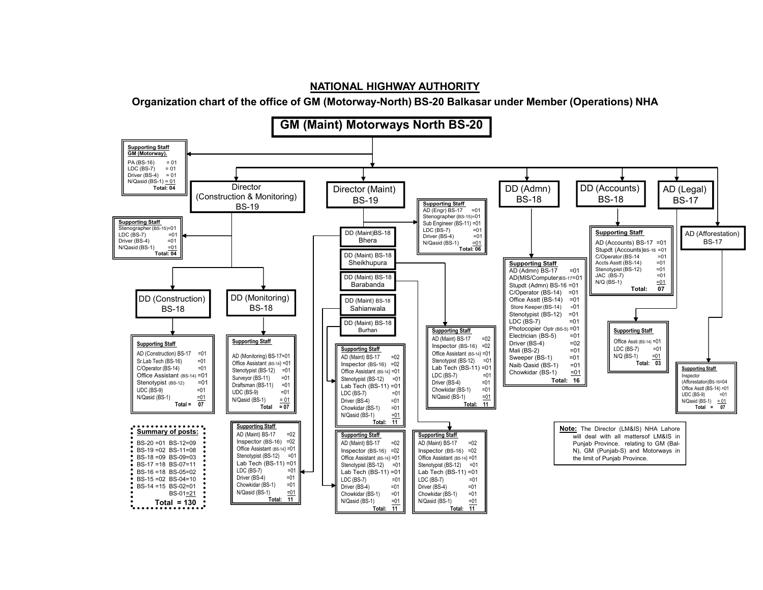# NATIONAL HIGHWAY AUTHORITY

## Organization chart of the office of GM (Motorway-North) BS-20 Balkasar under Member (Operations) NHA

### GM (Maint) Motorways North BS-20

**Supporting Staff GM (Motorway).**

- PA (BS-16) = 01
- LDC (BS-7) = 01
- Driver (BS-4) = 01
- N/Qasid (BS-1) = 01
- **Total: 04**

---

### Director (Construction & Monitoring) BS-19

**Supporting Staff**

- Stenographer (BS-15) =01
- LDC (BS-7) =01
- Driver (BS-4) =01
- N/Qasid (BS-1) =01
- **Total: 04**

#### DD (Construction) BS-18

**Supporting Staff**

- AD (Construction) BS-17 =01
- Sr.Lab Tech (BS-16) =01
- C/Operator (BS-14) =01
- Office Assistant (BS-14) =01
- Stenotypist (BS-12) =01
- UDC (BS-9) =01
- N/Qasid (BS-1) =01
- **Total = 07**

#### DD (Monitoring) BS-18

**Supporting Staff**

- AD (Monitoring) BS-17=01
- Office Assistant (BS-14) =01
- Stenotypist (BS-12) =01
- Surveyor (BS-11) =01
- Draftsman (BS-11) =01
- UDC (BS-9) =01
- N/Qasid (BS-1) = 01
- **Total = 07**

---

### Director (Maint) BS-19

**Supporting Staff**

- AD (Engr) BS-17 =01
- Stenographer (BS-15)=01
- Sub Engineer (BS-11) =01
- LDC (BS-7) =01
- Driver (BS-4) =01
- N/Qasid (BS-1) =01
- **Total: 06**

#### DD (Maint) BS-18 Bhera

**Supporting Staff**

- AD (Maint) BS-17 =02
- Inspector (BS-16) =02
- Office Assistant (BS-14) =01
- Stenotypist (BS-12) =01
- Lab Tech (BS-11) =01
- LDC (BS-7) =01
- Driver (BS-4) =01
- Chowkidar (BS-1) =01
- N/Qasid (BS-1) =01
- **Total: 11**

#### DD (Maint) BS-18 Sheikhupura

**Supporting Staff**

- AD (Maint) BS-17 =02
- Inspector (BS-16) =02
- Office Assistant (BS-14) =01
- Stenotypist (BS-12) =01
- Lab Tech (BS-11) =01
- LDC (BS-7) =01
- Driver (BS-4) =01
- Chowkidar (BS-1) =01
- N/Qasid (BS-1) =01
- **Total: 11**

#### DD (Maint) BS-18 Barabanda

**Supporting Staff**

- AD (Maint) BS-17 =02
- Inspector (BS-16) =02
- Office Assistant (BS-14) =01
- Stenotypist (BS-12) =01
- Lab Tech (BS-11) =01
- LDC (BS-7) =01
- Driver (BS-4) =01
- Chowkidar (BS-1) =01
- N/Qasid (BS-1) =01
- **Total: 11**

#### DD (Maint) BS-18 Sahianwala

**Supporting Staff**

- AD (Maint) BS-17 =02
- Inspector (BS-16) =02
- Office Assistant (BS-14) =01
- Stenotypist (BS-12) =01
- Lab Tech (BS-11) =01
- LDC (BS-7) =01
- Driver (BS-4) =01
- Chowkidar (BS-1) =01
- N/Qasid (BS-1) =01
- **Total: 11**

#### DD (Maint) BS-18 Burhan

**Supporting Staff**

- AD (Maint) BS-17 =02
- Inspector (BS-16) =02
- Office Assistant (BS-14) =01
- Stenotypist (BS-12) =01
- Lab Tech (BS-11) =01
- LDC (BS-7) =01
- Driver (BS-4) =01
- Chowkidar (BS-1) =01
- N/Qasid (BS-1) =01
- **Total: 11**

---

### DD (Admn) BS-18

**Supporting Staff**

- AD (Admn) BS-17 =01
- AD(MIS/Computer)BS-17=01
- Stupdt (Admn) BS-16 =01
- C/Operator (BS-14) =01
- Office Asstt (BS-14) =01
- Store Keeper (BS-14) =01
- Stenotypist (BS-12) =01
- LDC (BS-7) =01
- Photocopier Optr (BS-5) =01
- Electrician (BS-5) =01
- Driver (BS-4) =02
- Mali (BS-2) =01
- Sweeper (BS-1) =01
- Naib Qasid (BS-1) =01
- Chowkidar (BS-1) =01
- **Total: 16**

---

### DD (Accounts) BS-18

**Supporting Staff**

- AD (Accounts) BS-17 =01
- Stupdt (Accounts)BS-16 =01
- C/Operator (BS-14 =01
- Accts Asstt (BS-14) =01
- Stenotypist (BS-12) =01
- JAC (BS-7) =01
- N/Q (BS-1) =01
- **Total: 07**

---

### AD (Legal) BS-17

**Supporting Staff**

- Office Asstt (BS-14) =01
- LDC (BS-7) =01
- N/Q (BS-1) =01
- **Total: 03**

---

### AD (Afforestation) BS-17

**Supporting Staff**

- Inspector (Afforestation)BS-16=04
- Office Asstt (BS-14) =01
- UDC (BS-9) =01
- N/Qasid (BS-1) = 01
- **Total = 07**

---

**Summary of posts:**

| | |
|---|---|
| BS-20 =01 | BS-12=09 |
| BS-19 =02 | BS-11=08 |
| BS-18 =09 | BS-09=03 |
| BS-17 =18 | BS-07=11 |
| BS-16 =18 | BS-05=02 |
| BS-15 =02 | BS-04=10 |
| BS-14 =15 | BS-02=01 |
| | BS-01=21 |

**Total = 130**

**Note:** The Director (LM&IS) NHA Lahore will deal with all mattersof LM&IS in Punjab Province. relating to GM (Bal-N), GM (Punjab-S) and Motorways in the limit of Punjab Province.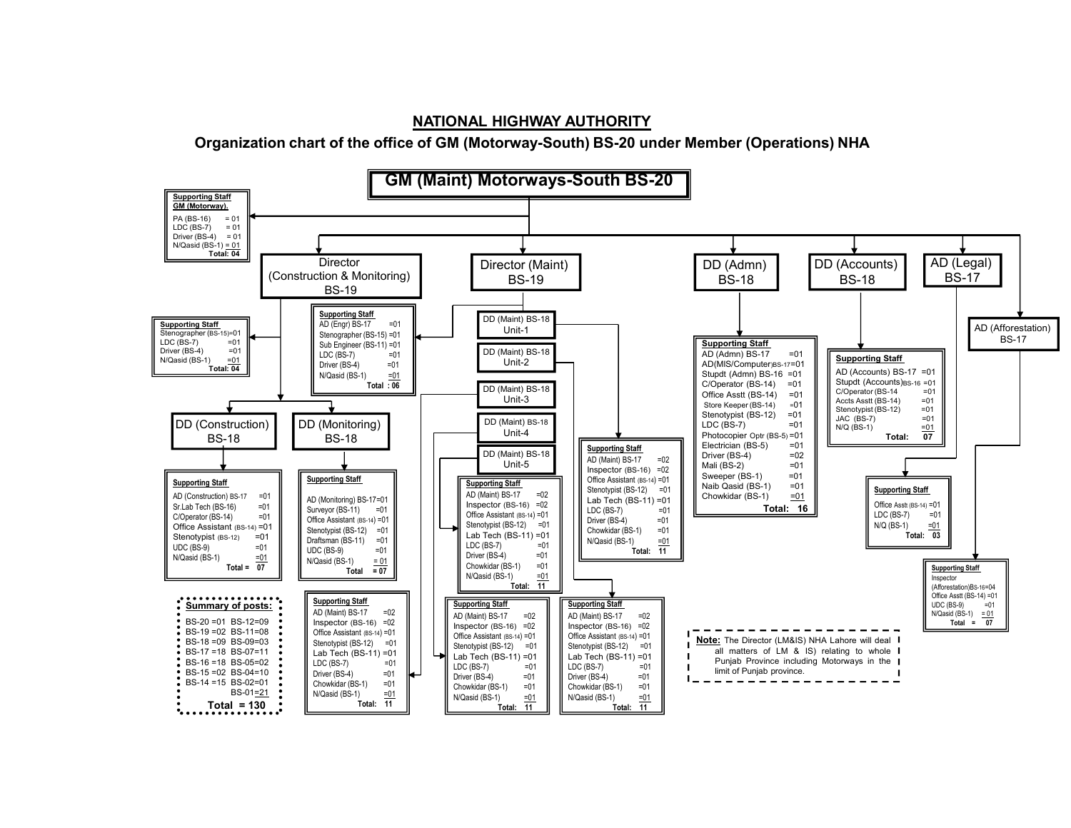# NATIONAL HIGHWAY AUTHORITY

## Organization chart of the office of GM (Motorway-South) BS-20 under Member (Operations) NHA

### GM (Maint) Motorways-South BS-20

**Supporting Staff GM (Motorway).**

- PA (BS-16) = 01
- LDC (BS-7) = 01
- Driver (BS-4) = 01
- N/Qasid (BS-1) = 01
- Total: 04

---

### Director (Construction & Monitoring) BS-19

**Supporting Staff**

- Stenographer (BS-15)=01
- LDC (BS-7) =01
- Driver (BS-4) =01
- N/Qasid (BS-1) =01
- Total: 04

#### DD (Construction) BS-18

**Supporting Staff**

- AD (Construction) BS-17 =01
- Sr.Lab Tech (BS-16) =01
- C/Operator (BS-14) =01
- Office Assistant (BS-14) =01
- Stenotypist (BS-12) =01
- UDC (BS-9) =01
- N/Qasid (BS-1) =01
- Total = 07

#### DD (Monitoring) BS-18

**Supporting Staff**

- AD (Monitoring) BS-17=01
- Surveyor (BS-11) =01
- Office Assistant (BS-14) =01
- Stenotypist (BS-12) =01
- Draftsman (BS-11) =01
- UDC (BS-9) =01
- N/Qasid (BS-1) = 01
- Total = 07

---

### Director (Maint) BS-19

**Supporting Staff**

- AD (Engr) BS-17 =01
- Stenographer (BS-15) =01
- Sub Engineer (BS-11) =01
- LDC (BS-7) =01
- Driver (BS-4) =01
- N/Qasid (BS-1) =01
- Total : 06

#### DD (Maint) BS-18 Unit-1

**Supporting Staff**

- AD (Maint) BS-17 =02
- Inspector (BS-16) =02
- Office Assistant (BS-14) =01
- Stenotypist (BS-12) =01
- Lab Tech (BS-11) =01
- LDC (BS-7) =01
- Driver (BS-4) =01
- Chowkidar (BS-1) =01
- N/Qasid (BS-1) =01
- Total: 11

#### DD (Maint) BS-18 Unit-2

**Supporting Staff**

- AD (Maint) BS-17 =02
- Inspector (BS-16) =02
- Office Assistant (BS-14) =01
- Stenotypist (BS-12) =01
- Lab Tech (BS-11) =01
- LDC (BS-7) =01
- Driver (BS-4) =01
- Chowkidar (BS-1) =01
- N/Qasid (BS-1) =01
- Total: 11

#### DD (Maint) BS-18 Unit-3

**Supporting Staff**

- AD (Maint) BS-17 =02
- Inspector (BS-16) =02
- Office Assistant (BS-14) =01
- Stenotypist (BS-12) =01
- Lab Tech (BS-11) =01
- LDC (BS-7) =01
- Driver (BS-4) =01
- Chowkidar (BS-1) =01
- N/Qasid (BS-1) =01
- Total: 11

#### DD (Maint) BS-18 Unit-4

**Supporting Staff**

- AD (Maint) BS-17 =02
- Inspector (BS-16) =02
- Office Assistant (BS-14) =01
- Stenotypist (BS-12) =01
- Lab Tech (BS-11) =01
- LDC (BS-7) =01
- Driver (BS-4) =01
- Chowkidar (BS-1) =01
- N/Qasid (BS-1) =01
- Total: 11

#### DD (Maint) BS-18 Unit-5

**Supporting Staff**

- AD (Maint) BS-17 =02
- Inspector (BS-16) =02
- Office Assistant (BS-14) =01
- Stenotypist (BS-12) =01
- Lab Tech (BS-11) =01
- LDC (BS-7) =01
- Driver (BS-4) =01
- Chowkidar (BS-1) =01
- N/Qasid (BS-1) =01
- Total: 11

---

### DD (Admn) BS-18

**Supporting Staff**

- AD (Admn) BS-17 =01
- AD(MIS/Computer)BS-17=01
- Stupdt (Admn) BS-16 =01
- C/Operator (BS-14) =01
- Office Asstt (BS-14) =01
- Store Keeper (BS-14) =01
- Stenotypist (BS-12) =01
- LDC (BS-7) =01
- Photocopier Optr (BS-5) =01
- Electrician (BS-5) =01
- Driver (BS-4) =02
- Mali (BS-2) =01
- Sweeper (BS-1) =01
- Naib Qasid (BS-1) =01
- Chowkidar (BS-1) =01
- Total: 16

---

### DD (Accounts) BS-18

**Supporting Staff**

- AD (Accounts) BS-17 =01
- Stupdt (Accounts)BS-16 =01
- C/Operator (BS-14 =01
- Accts Asstt (BS-14) =01
- Stenotypist (BS-12) =01
- JAC (BS-7) =01
- N/Q (BS-1) =01
- Total: 07

---

### AD (Legal) BS-17

**Supporting Staff**

- Office Asstt (BS-14) =01
- LDC (BS-7) =01
- N/Q (BS-1) =01
- Total: 03

---

### AD (Afforestation) BS-17

**Supporting Staff**

- Inspector (Afforestation)BS-16=04
- Office Asstt (BS-14) =01
- UDC (BS-9) =01
- N/Qasid (BS-1) = 01
- Total = 07

---

**Summary of posts:**

| | |
|---|---|
| BS-20 =01 | BS-12=09 |
| BS-19 =02 | BS-11=08 |
| BS-18 =09 | BS-09=03 |
| BS-17 =18 | BS-07=11 |
| BS-16 =18 | BS-05=02 |
| BS-15 =02 | BS-04=10 |
| BS-14 =15 | BS-02=01 |
| | BS-01=21 |

**Total = 130**

**Note:** The Director (LM&IS) NHA Lahore will deal all matters of LM & IS) relating to whole Punjab Province including Motorways in the limit of Punjab province.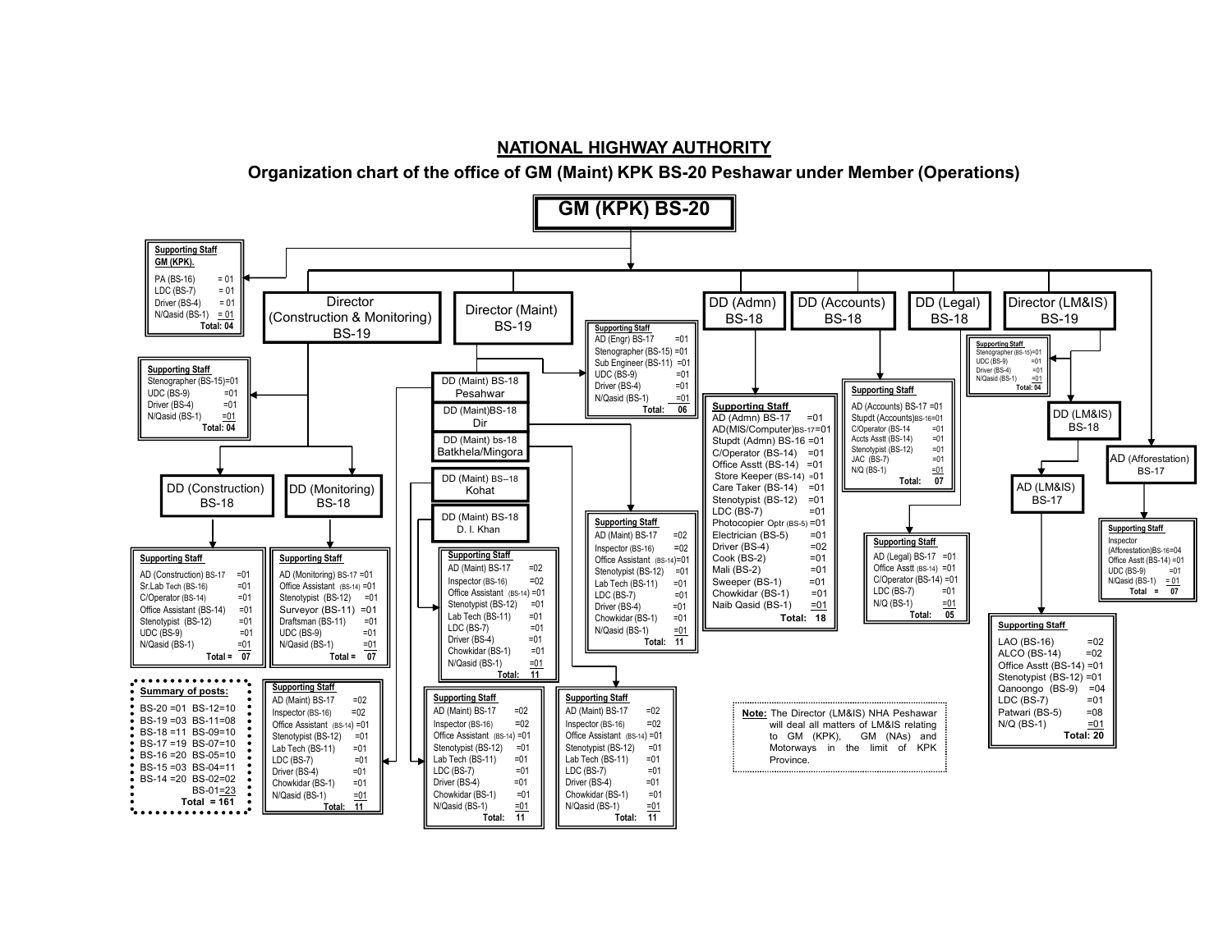# NATIONAL HIGHWAY AUTHORITY

## Organization chart of the office of GM (Maint) KPK BS-20 Peshawar under Member (Operations)

### GM (KPK) BS-20

**Supporting Staff GM (KPK).**

| Post | No. |
|---|---|
| PA (BS-16) | = 01 |
| LDC (BS-7) | = 01 |
| Driver (BS-4) | = 01 |
| N/Qasid (BS-1) | = 01 |
| **Total:** | **04** |

---

### Director (Construction & Monitoring) BS-19

**Supporting Staff**

| Post | No. |
|---|---|
| Stenographer (BS-15) | =01 |
| UDC (BS-9) | =01 |
| Driver (BS-4) | =01 |
| N/Qasid (BS-1) | =01 |
| **Total:** | **04** |

#### DD (Construction) BS-18

**Supporting Staff**

| Post | No. |
|---|---|
| AD (Construction) BS-17 | =01 |
| Sr.Lab Tech (BS-16) | =01 |
| C/Operator (BS-14) | =01 |
| Office Assistant (BS-14) | =01 |
| Stenotypist (BS-12) | =01 |
| UDC (BS-9) | =01 |
| N/Qasid (BS-1) | =01 |
| **Total =** | **07** |

#### DD (Monitoring) BS-18

**Supporting Staff**

| Post | No. |
|---|---|
| AD (Monitoring) BS-17 | =01 |
| Office Assistant (BS-14) | =01 |
| Stenotypist (BS-12) | =01 |
| Surveyor (BS-11) | =01 |
| Draftsman (BS-11) | =01 |
| UDC (BS-9) | =01 |
| N/Qasid (BS-1) | =01 |
| **Total =** | **07** |

---

### Director (Maint) BS-19

**Supporting Staff**

| Post | No. |
|---|---|
| AD (Engr) BS-17 | =01 |
| Stenographer (BS-15) | =01 |
| Sub Engineer (BS-11) | =01 |
| UDC (BS-9) | =01 |
| Driver (BS-4) | =01 |
| N/Qasid (BS-1) | =01 |
| **Total:** | **06** |

#### DD (Maint) BS-18 Peshawar

**Supporting Staff**

| Post | No. |
|---|---|
| AD (Maint) BS-17 | =02 |
| Inspector (BS-16) | =02 |
| Office Assistant (BS-14) | =01 |
| Stenotypist (BS-12) | =01 |
| Lab Tech (BS-11) | =01 |
| LDC (BS-7) | =01 |
| Driver (BS-4) | =01 |
| Chowkidar (BS-1) | =01 |
| N/Qasid (BS-1) | =01 |
| **Total:** | **11** |

#### DD (Maint)BS-18 Dir

**Supporting Staff**

| Post | No. |
|---|---|
| AD (Maint) BS-17 | =02 |
| Inspector (BS-16) | =02 |
| Office Assistant (BS-14) | =01 |
| Stenotypist (BS-12) | =01 |
| Lab Tech (BS-11) | =01 |
| LDC (BS-7) | =01 |
| Driver (BS-4) | =01 |
| Chowkidar (BS-1) | =01 |
| N/Qasid (BS-1) | =01 |
| **Total:** | **11** |

#### DD (Maint) bs-18 Batkhela/Mingora

**Supporting Staff**

| Post | No. |
|---|---|
| AD (Maint) BS-17 | =02 |
| Inspector (BS-16) | =02 |
| Office Assistant (BS-14) | =01 |
| Stenotypist (BS-12) | =01 |
| Lab Tech (BS-11) | =01 |
| LDC (BS-7) | =01 |
| Driver (BS-4) | =01 |
| Chowkidar (BS-1) | =01 |
| N/Qasid (BS-1) | =01 |
| **Total:** | **11** |

#### DD (Maint) BS--18 Kohat

**Supporting Staff**

| Post | No. |
|---|---|
| AD (Maint) BS-17 | =02 |
| Inspector (BS-16) | =02 |
| Office Assistant (BS-14) | =01 |
| Stenotypist (BS-12) | =01 |
| Lab Tech (BS-11) | =01 |
| LDC (BS-7) | =01 |
| Driver (BS-4) | =01 |
| Chowkidar (BS-1) | =01 |
| N/Qasid (BS-1) | =01 |
| **Total:** | **11** |

#### DD (Maint) BS-18 D. I. Khan

**Supporting Staff**

| Post | No. |
|---|---|
| AD (Maint) BS-17 | =02 |
| Inspector (BS-16) | =02 |
| Office Assistant (BS-14) | =01 |
| Stenotypist (BS-12) | =01 |
| Lab Tech (BS-11) | =01 |
| LDC (BS-7) | =01 |
| Driver (BS-4) | =01 |
| Chowkidar (BS-1) | =01 |
| N/Qasid (BS-1) | =01 |
| **Total:** | **11** |

---

### DD (Admn) BS-18

**Supporting Staff**

| Post | No. |
|---|---|
| AD (Admn) BS-17 | =01 |
| AD(MIS/Computer)BS-17 | =01 |
| Stupdt (Admn) BS-16 | =01 |
| C/Operator (BS-14) | =01 |
| Office Asstt (BS-14) | =01 |
| Store Keeper (BS-14) | =01 |
| Care Taker (BS-14) | =01 |
| Stenotypist (BS-12) | =01 |
| LDC (BS-7) | =01 |
| Photocopier Optr (BS-5) | =01 |
| Electrician (BS-5) | =01 |
| Driver (BS-4) | =02 |
| Cook (BS-2) | =01 |
| Mali (BS-2) | =01 |
| Sweeper (BS-1) | =01 |
| Chowkidar (BS-1) | =01 |
| Naib Qasid (BS-1) | =01 |
| **Total:** | **18** |

---

### DD (Accounts) BS-18

**Supporting Staff**

| Post | No. |
|---|---|
| AD (Accounts) BS-17 | =01 |
| Stupdt (Accounts)BS-16 | =01 |
| C/Operator (BS-14 | =01 |
| Accts Asstt (BS-14) | =01 |
| Stenotypist (BS-12) | =01 |
| JAC (BS-7) | =01 |
| N/Q (BS-1) | =01 |
| **Total:** | **07** |

---

### DD (Legal) BS-18

**Supporting Staff**

| Post | No. |
|---|---|
| AD (Legal) BS-17 | =01 |
| Office Asstt (BS-14) | =01 |
| C/Operator (BS-14) | =01 |
| LDC (BS-7) | =01 |
| N/Q (BS-1) | =01 |
| **Total:** | **05** |

---

### Director (LM&IS) BS-19

**Supporting Staff**

| Post | No. |
|---|---|
| Stenographer (BS-15) | =01 |
| UDC (BS-9) | =01 |
| Driver (BS-4) | =01 |
| N/Qasid (BS-1) | =01 |
| **Total:** | **04** |

#### DD (LM&IS) BS-18

##### AD (LM&IS) BS-17

**Supporting Staff**

| Post | No. |
|---|---|
| LAO (BS-16) | =02 |
| ALCO (BS-14) | =02 |
| Office Asstt (BS-14) | =01 |
| Stenotypist (BS-12) | =01 |
| Qanoongo (BS-9) | =04 |
| LDC (BS-7) | =01 |
| Patwari (BS-5) | =08 |
| N/Q (BS-1) | =01 |
| **Total:** | **20** |

#### AD (Afforestation) BS-17

**Supporting Staff**

| Post | No. |
|---|---|
| Inspector (Afforestation)BS-16 | =04 |
| Office Asstt (BS-14) | =01 |
| UDC (BS-9) | =01 |
| N/Qasid (BS-1) | = 01 |
| **Total =** | **07** |

---

**Summary of posts:**

| Scale | Posts | Scale | Posts |
|---|---|---|---|
| BS-20 | 01 | BS-12 | 10 |
| BS-19 | 03 | BS-11 | 08 |
| BS-18 | 11 | BS-09 | 10 |
| BS-17 | 19 | BS-07 | 10 |
| BS-16 | 20 | BS-05 | 10 |
| BS-15 | 03 | BS-04 | 11 |
| BS-14 | 20 | BS-02 | 02 |
| | | BS-01 | 23 |
| | | **Total** | **161** |

**Note:** The Director (LM&IS) NHA Peshawar will deal all matters of LM&IS relating to GM (KPK), GM (NAs) and Motorways in the limit of KPK Province.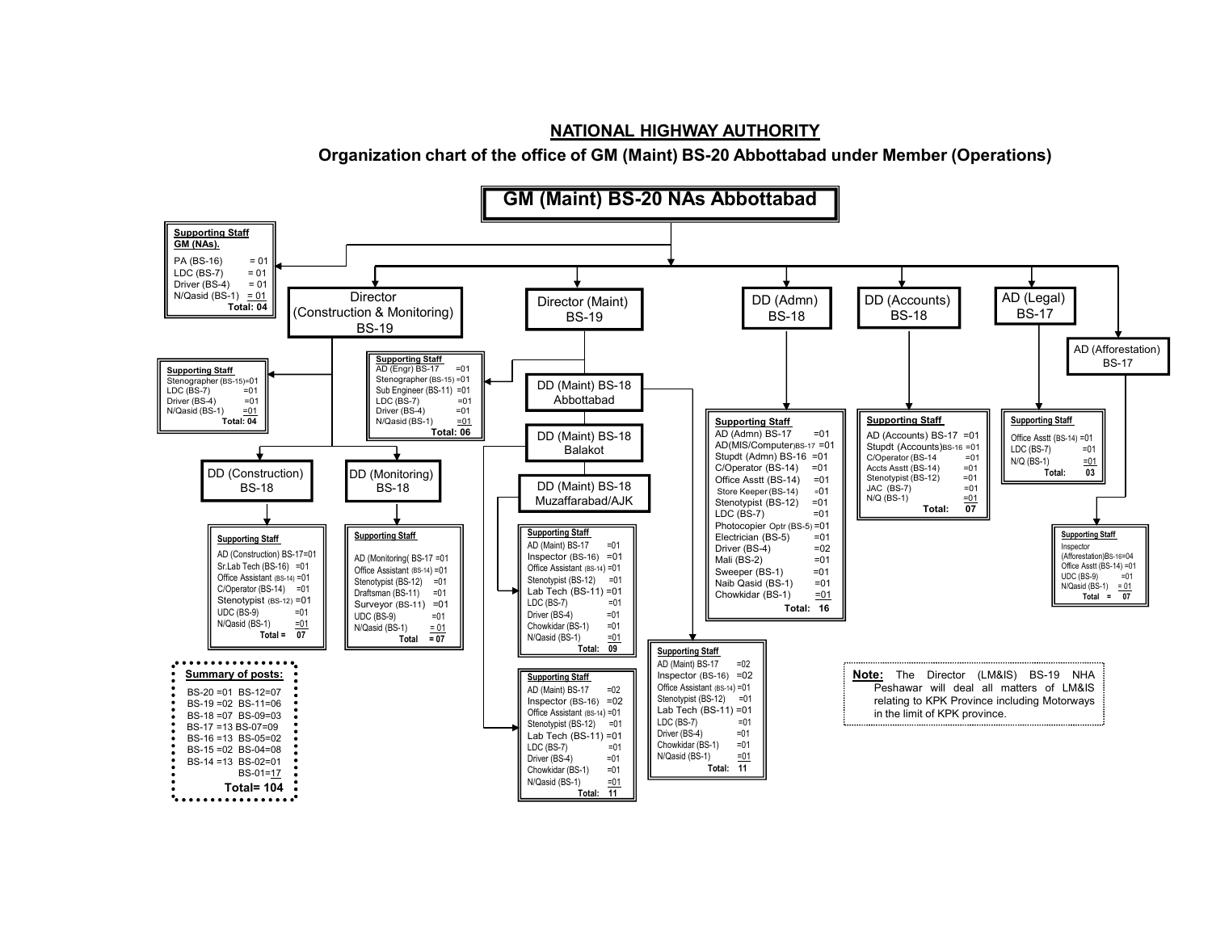# NATIONAL HIGHWAY AUTHORITY

## Organization chart of the office of GM (Maint) BS-20 Abbottabad under Member (Operations)

### GM (Maint) BS-20 NAs Abbottabad

**Supporting Staff GM (NAs).**

- PA (BS-16) = 01
- LDC (BS-7) = 01
- Driver (BS-4) = 01
- N/Qasid (BS-1) = 01
- **Total: 04**

---

### Director (Construction & Monitoring) BS-19

**Supporting Staff**

- Stenographer (BS-15) =01
- LDC (BS-7) =01
- Driver (BS-4) =01
- N/Qasid (BS-1) =01
- **Total: 04**

#### DD (Construction) BS-18

**Supporting Staff**

- AD (Construction) BS-17=01
- Sr.Lab Tech (BS-16) =01
- Office Assistant (BS-14) =01
- C/Operator (BS-14) =01
- Stenotypist (BS-12) =01
- UDC (BS-9) =01
- N/Qasid (BS-1) =01
- **Total = 07**

#### DD (Monitoring) BS-18

**Supporting Staff**

- AD (Monitoring( BS-17 =01
- Office Assistant (BS-14) =01
- Stenotypist (BS-12) =01
- Draftsman (BS-11) =01
- Surveyor (BS-11) =01
- UDC (BS-9) =01
- N/Qasid (BS-1) = 01
- **Total = 07**

---

### Director (Maint) BS-19

**Supporting Staff**

- AD (Engr) BS-17 =01
- Stenographer (BS-15) =01
- Sub Engineer (BS-11) =01
- LDC (BS-7) =01
- Driver (BS-4) =01
- N/Qasid (BS-1) =01
- **Total: 06**

#### DD (Maint) BS-18 Abbottabad

**Supporting Staff**

- AD (Maint) BS-17 =02
- Inspector (BS-16) =02
- Office Assistant (BS-14) =01
- Stenotypist (BS-12) =01
- Lab Tech (BS-11) =01
- LDC (BS-7) =01
- Driver (BS-4) =01
- Chowkidar (BS-1) =01
- N/Qasid (BS-1) =01
- **Total: 11**

#### DD (Maint) BS-18 Balakot

**Supporting Staff**

- AD (Maint) BS-17 =02
- Inspector (BS-16) =02
- Office Assistant (BS-14) =01
- Stenotypist (BS-12) =01
- Lab Tech (BS-11) =01
- LDC (BS-7) =01
- Driver (BS-4) =01
- Chowkidar (BS-1) =01
- N/Qasid (BS-1) =01
- **Total: 11**

#### DD (Maint) BS-18 Muzaffarabad/AJK

**Supporting Staff**

- AD (Maint) BS-17 =01
- Inspector (BS-16) =01
- Office Assistant (BS-14) =01
- Stenotypist (BS-12) =01
- Lab Tech (BS-11) =01
- LDC (BS-7) =01
- Driver (BS-4) =01
- Chowkidar (BS-1) =01
- N/Qasid (BS-1) =01
- **Total: 09**

---

### DD (Admn) BS-18

**Supporting Staff**

- AD (Admn) BS-17 =01
- AD(MIS/Computer)BS-17 =01
- Stupdt (Admn) BS-16 =01
- C/Operator (BS-14) =01
- Office Asstt (BS-14) =01
- Store Keeper (BS-14) =01
- Stenotypist (BS-12) =01
- LDC (BS-7) =01
- Photocopier Optr (BS-5) =01
- Electrician (BS-5) =01
- Driver (BS-4) =02
- Mali (BS-2) =01
- Sweeper (BS-1) =01
- Naib Qasid (BS-1) =01
- Chowkidar (BS-1) =01
- **Total: 16**

---

### DD (Accounts) BS-18

**Supporting Staff**

- AD (Accounts) BS-17 =01
- Stupdt (Accounts)BS-16 =01
- C/Operator (BS-14 =01
- Accts Asstt (BS-14) =01
- Stenotypist (BS-12) =01
- JAC (BS-7) =01
- N/Q (BS-1) =01
- **Total: 07**

---

### AD (Legal) BS-17

**Supporting Staff**

- Office Asstt (BS-14) =01
- LDC (BS-7) =01
- N/Q (BS-1) =01
- **Total: 03**

---

### AD (Afforestation) BS-17

**Supporting Staff**

- Inspector (Afforestation)BS-16=04
- Office Asstt (BS-14) =01
- UDC (BS-9) =01
- N/Qasid (BS-1) = 01
- **Total = 07**

---

**Summary of posts:**

| | |
|---|---|
| BS-20 =01 | BS-12=07 |
| BS-19 =02 | BS-11=06 |
| BS-18 =07 | BS-09=03 |
| BS-17 =13 | BS-07=09 |
| BS-16 =13 | BS-05=02 |
| BS-15 =02 | BS-04=08 |
| BS-14 =13 | BS-02=01 |
| | BS-01=17 |

**Total= 104**

**Note:** The Director (LM&IS) BS-19 NHA Peshawar will deal all matters of LM&IS relating to KPK Province including Motorways in the limit of KPK province.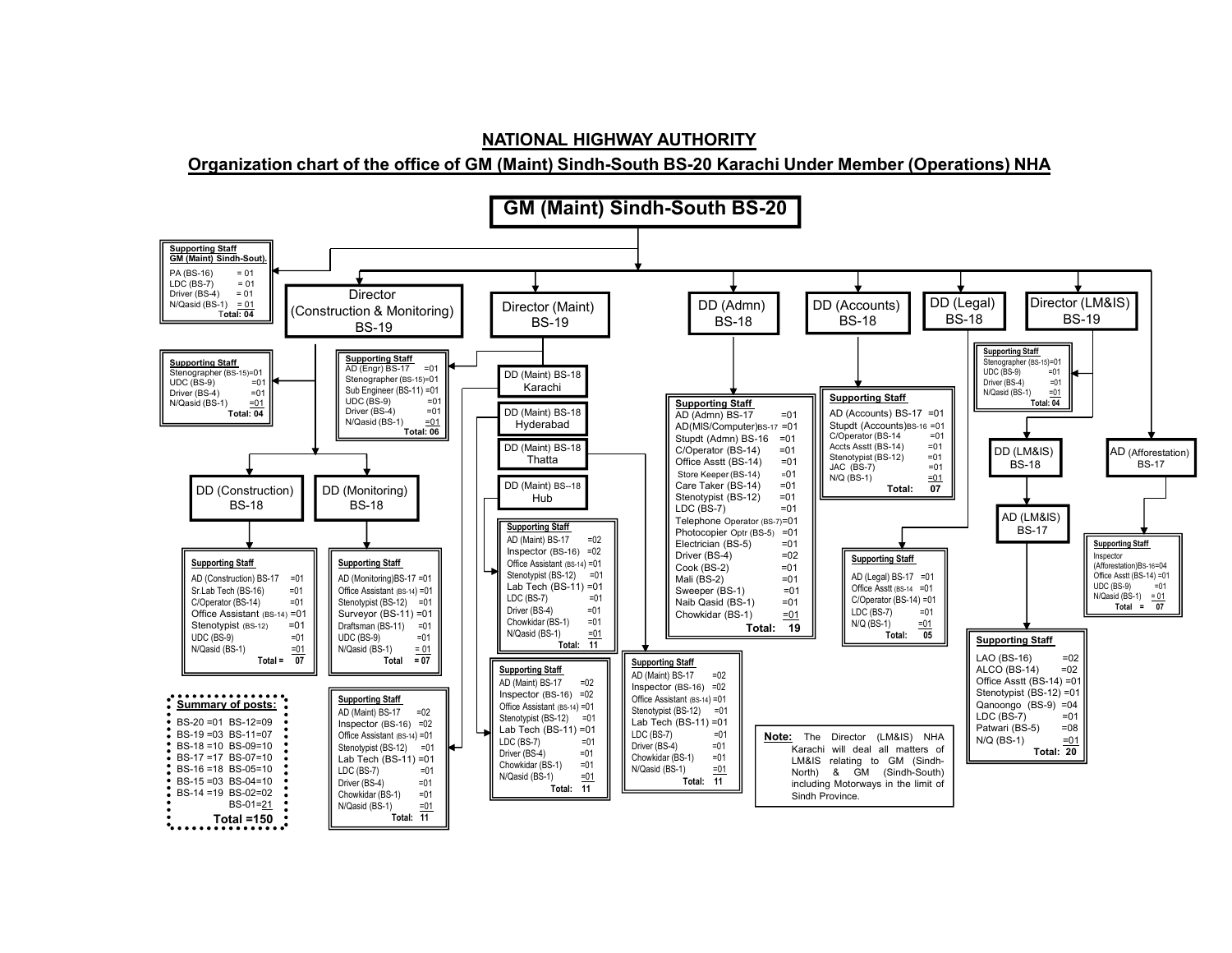# NATIONAL HIGHWAY AUTHORITY

## Organization chart of the office of GM (Maint) Sindh-South BS-20 Karachi Under Member (Operations) NHA

### GM (Maint) Sindh-South BS-20

**Supporting Staff GM (Maint) Sindh-Sout).**

| Post | No. |
|---|---|
| PA (BS-16) | = 01 |
| LDC (BS-7) | = 01 |
| Driver (BS-4) | = 01 |
| N/Qasid (BS-1) | = 01 |
| Total: | 04 |

---

### Director (Construction & Monitoring) BS-19

**Supporting Staff**

| Post | No. |
|---|---|
| Stenographer (BS-15) | =01 |
| UDC (BS-9) | =01 |
| Driver (BS-4) | =01 |
| N/Qasid (BS-1) | =01 |
| Total: | 04 |

#### DD (Construction) BS-18

**Supporting Staff**

| Post | No. |
|---|---|
| AD (Construction) BS-17 | =01 |
| Sr.Lab Tech (BS-16) | =01 |
| C/Operator (BS-14) | =01 |
| Office Assistant (BS-14) | =01 |
| Stenotypist (BS-12) | =01 |
| UDC (BS-9) | =01 |
| N/Qasid (BS-1) | =01 |
| Total = | 07 |

#### DD (Monitoring) BS-18

**Supporting Staff**

| Post | No. |
|---|---|
| AD (Monitoring)BS-17 | =01 |
| Office Assistant (BS-14) | =01 |
| Stenotypist (BS-12) | =01 |
| Surveyor (BS-11) | =01 |
| Draftsman (BS-11) | =01 |
| UDC (BS-9) | =01 |
| N/Qasid (BS-1) | = 01 |
| Total | = 07 |

---

### Director (Maint) BS-19

**Supporting Staff**

| Post | No. |
|---|---|
| AD (Engr) BS-17 | =01 |
| Stenographer (BS-15) | =01 |
| Sub Engineer (BS-11) | =01 |
| UDC (BS-9) | =01 |
| Driver (BS-4) | =01 |
| N/Qasid (BS-1) | =01 |
| Total: | 06 |

#### DD (Maint) BS-18 Karachi

**Supporting Staff**

| Post | No. |
|---|---|
| AD (Maint) BS-17 | =02 |
| Inspector (BS-16) | =02 |
| Office Assistant (BS-14) | =01 |
| Stenotypist (BS-12) | =01 |
| Lab Tech (BS-11) | =01 |
| LDC (BS-7) | =01 |
| Driver (BS-4) | =01 |
| Chowkidar (BS-1) | =01 |
| N/Qasid (BS-1) | =01 |
| Total: | 11 |

#### DD (Maint) BS-18 Hyderabad

**Supporting Staff**

| Post | No. |
|---|---|
| AD (Maint) BS-17 | =02 |
| Inspector (BS-16) | =02 |
| Office Assistant (BS-14) | =01 |
| Stenotypist (BS-12) | =01 |
| Lab Tech (BS-11) | =01 |
| LDC (BS-7) | =01 |
| Driver (BS-4) | =01 |
| Chowkidar (BS-1) | =01 |
| N/Qasid (BS-1) | =01 |
| Total: | 11 |

#### DD (Maint) BS-18 Thatta

**Supporting Staff**

| Post | No. |
|---|---|
| AD (Maint) BS-17 | =02 |
| Inspector (BS-16) | =02 |
| Office Assistant (BS-14) | =01 |
| Stenotypist (BS-12) | =01 |
| Lab Tech (BS-11) | =01 |
| LDC (BS-7) | =01 |
| Driver (BS-4) | =01 |
| Chowkidar (BS-1) | =01 |
| N/Qasid (BS-1) | =01 |
| Total: | 11 |

#### DD (Maint) BS-18 Hub

**Supporting Staff**

| Post | No. |
|---|---|
| AD (Maint) BS-17 | =02 |
| Inspector (BS-16) | =02 |
| Office Assistant (BS-14) | =01 |
| Stenotypist (BS-12) | =01 |
| Lab Tech (BS-11) | =01 |
| LDC (BS-7) | =01 |
| Driver (BS-4) | =01 |
| Chowkidar (BS-1) | =01 |
| N/Qasid (BS-1) | =01 |
| Total: | 11 |

---

### DD (Admn) BS-18

**Supporting Staff**

| Post | No. |
|---|---|
| AD (Admn) BS-17 | =01 |
| AD(MIS/Computer)BS-17 | =01 |
| Stupdt (Admn) BS-16 | =01 |
| C/Operator (BS-14) | =01 |
| Office Asstt (BS-14) | =01 |
| Store Keeper (BS-14) | =01 |
| Care Taker (BS-14) | =01 |
| Stenotypist (BS-12) | =01 |
| LDC (BS-7) | =01 |
| Telephone Operator (BS-7) | =01 |
| Photocopier Optr (BS-5) | =01 |
| Electrician (BS-5) | =01 |
| Driver (BS-4) | =02 |
| Cook (BS-2) | =01 |
| Mali (BS-2) | =01 |
| Sweeper (BS-1) | =01 |
| Naib Qasid (BS-1) | =01 |
| Chowkidar (BS-1) | =01 |
| Total: | 19 |

---

### DD (Accounts) BS-18

**Supporting Staff**

| Post | No. |
|---|---|
| AD (Accounts) BS-17 | =01 |
| Stupdt (Accounts)BS-16 | =01 |
| C/Operator (BS-14 | =01 |
| Accts Asstt (BS-14) | =01 |
| Stenotypist (BS-12) | =01 |
| JAC (BS-7) | =01 |
| N/Q (BS-1) | =01 |
| Total: | 07 |

---

### DD (Legal) BS-18

**Supporting Staff**

| Post | No. |
|---|---|
| AD (Legal) BS-17 | =01 |
| Office Asstt (BS-14 | =01 |
| C/Operator (BS-14) | =01 |
| LDC (BS-7) | =01 |
| N/Q (BS-1) | =01 |
| Total: | 05 |

---

### Director (LM&IS) BS-19

**Supporting Staff**

| Post | No. |
|---|---|
| Stenographer (BS-15) | =01 |
| UDC (BS-9) | =01 |
| Driver (BS-4) | =01 |
| N/Qasid (BS-1) | =01 |
| Total: | 04 |

#### DD (LM&IS) BS-18

##### AD (LM&IS) BS-17

**Supporting Staff**

| Post | No. |
|---|---|
| LAO (BS-16) | =02 |
| ALCO (BS-14) | =02 |
| Office Asstt (BS-14) | =01 |
| Stenotypist (BS-12) | =01 |
| Qanoongo (BS-9) | =04 |
| LDC (BS-7) | =01 |
| Patwari (BS-5) | =08 |
| N/Q (BS-1) | =01 |
| Total: | 20 |

---

### AD (Afforestation) BS-17

**Supporting Staff**

| Post | No. |
|---|---|
| Inspector (Afforestation)BS-16 | =04 |
| Office Asstt (BS-14) | =01 |
| UDC (BS-9) | =01 |
| N/Qasid (BS-1) | = 01 |
| Total = | 07 |

---

**Summary of posts:**

| Scale | Posts | Scale | Posts |
|---|---|---|---|
| BS-20 | =01 | BS-12 | =09 |
| BS-19 | =03 | BS-11 | =07 |
| BS-18 | =10 | BS-09 | =10 |
| BS-17 | =17 | BS-07 | =10 |
| BS-16 | =18 | BS-05 | =10 |
| BS-15 | =03 | BS-04 | =10 |
| BS-14 | =19 | BS-02 | =02 |
| | | BS-01 | =21 |

**Total =150**

**Note:** The Director (LM&IS) NHA Karachi will deal all matters of LM&IS relating to GM (Sindh-North) & GM (Sindh-South) including Motorways in the limit of Sindh Province.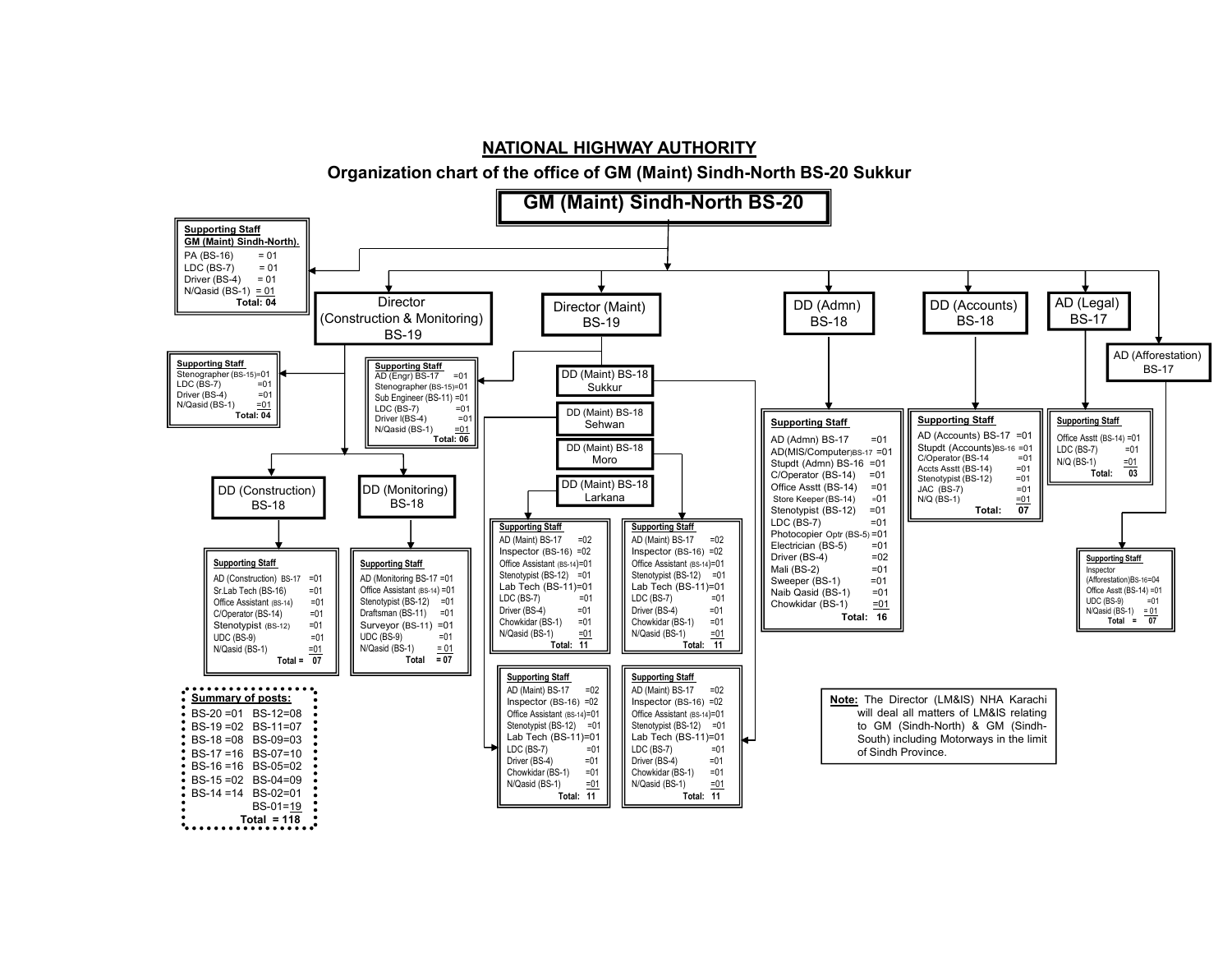# NATIONAL HIGHWAY AUTHORITY

## Organization chart of the office of GM (Maint) Sindh-North BS-20 Sukkur

### GM (Maint) Sindh-North BS-20

**Supporting Staff GM (Maint) Sindh-North).**

- PA (BS-16) = 01
- LDC (BS-7) = 01
- Driver (BS-4) = 01
- N/Qasid (BS-1) = 01
- **Total: 04**

---

### Director (Construction & Monitoring) BS-19

**Supporting Staff**

- Stenographer (BS-15)=01
- LDC (BS-7) =01
- Driver (BS-4) =01
- N/Qasid (BS-1) =01
- **Total: 04**

#### DD (Construction) BS-18

**Supporting Staff**

- AD (Construction) BS-17 =01
- Sr.Lab Tech (BS-16) =01
- Office Assistant (BS-14) =01
- C/Operator (BS-14) =01
- Stenotypist (BS-12) =01
- UDC (BS-9) =01
- N/Qasid (BS-1) =01
- **Total = 07**

#### DD (Monitoring) BS-18

**Supporting Staff**

- AD (Monitoring BS-17 =01
- Office Assistant (BS-14) =01
- Stenotypist (BS-12) =01
- Draftsman (BS-11) =01
- Surveyor (BS-11) =01
- UDC (BS-9) =01
- N/Qasid (BS-1) = 01
- **Total = 07**

---

### Director (Maint) BS-19

**Supporting Staff**

- AD (Engr) BS-17 =01
- Stenographer (BS-15)=01
- Sub Engineer (BS-11) =01
- LDC (BS-7) =01
- Driver I(BS-4) =01
- N/Qasid (BS-1) =01
- **Total: 06**

#### DD (Maint) BS-18 Sukkur

**Supporting Staff**

- AD (Maint) BS-17 =02
- Inspector (BS-16) =02
- Office Assistant (BS-14)=01
- Stenotypist (BS-12) =01
- Lab Tech (BS-11)=01
- LDC (BS-7) =01
- Driver (BS-4) =01
- Chowkidar (BS-1) =01
- N/Qasid (BS-1) =01
- **Total: 11**

#### DD (Maint) BS-18 Sehwan

**Supporting Staff**

- AD (Maint) BS-17 =02
- Inspector (BS-16) =02
- Office Assistant (BS-14)=01
- Stenotypist (BS-12) =01
- Lab Tech (BS-11)=01
- LDC (BS-7) =01
- Driver (BS-4) =01
- Chowkidar (BS-1) =01
- N/Qasid (BS-1) =01
- **Total: 11**

#### DD (Maint) BS-18 Moro

**Supporting Staff**

- AD (Maint) BS-17 =02
- Inspector (BS-16) =02
- Office Assistant (BS-14)=01
- Stenotypist (BS-12) =01
- Lab Tech (BS-11)=01
- LDC (BS-7) =01
- Driver (BS-4) =01
- Chowkidar (BS-1) =01
- N/Qasid (BS-1) =01
- **Total: 11**

#### DD (Maint) BS-18 Larkana

**Supporting Staff**

- AD (Maint) BS-17 =02
- Inspector (BS-16) =02
- Office Assistant (BS-14)=01
- Stenotypist (BS-12) =01
- Lab Tech (BS-11)=01
- LDC (BS-7) =01
- Driver (BS-4) =01
- Chowkidar (BS-1) =01
- N/Qasid (BS-1) =01
- **Total: 11**

---

### DD (Admn) BS-18

**Supporting Staff**

- AD (Admn) BS-17 =01
- AD(MIS/Computer)BS-17 =01
- Stupdt (Admn) BS-16 =01
- C/Operator (BS-14) =01
- Office Asstt (BS-14) =01
- Store Keeper (BS-14) =01
- Stenotypist (BS-12) =01
- LDC (BS-7) =01
- Photocopier Optr (BS-5) =01
- Electrician (BS-5) =01
- Driver (BS-4) =02
- Mali (BS-2) =01
- Sweeper (BS-1) =01
- Naib Qasid (BS-1) =01
- Chowkidar (BS-1) =01
- **Total: 16**

---

### DD (Accounts) BS-18

**Supporting Staff**

- AD (Accounts) BS-17 =01
- Stupdt (Accounts)BS-16 =01
- C/Operator (BS-14 =01
- Accts Asstt (BS-14) =01
- Stenotypist (BS-12) =01
- JAC (BS-7) =01
- N/Q (BS-1) =01
- **Total: 07**

---

### AD (Legal) BS-17

**Supporting Staff**

- Office Asstt (BS-14) =01
- LDC (BS-7) =01
- N/Q (BS-1) =01
- **Total: 03**

---

### AD (Afforestation) BS-17

**Supporting Staff**

- Inspector (Afforestation)BS-16=04
- Office Asstt (BS-14) =01
- UDC (BS-9) =01
- N/Qasid (BS-1) = 01
- **Total = 07**

---

**Summary of posts:**

| | |
|---|---|
| BS-20 =01 | BS-12=08 |
| BS-19 =02 | BS-11=07 |
| BS-18 =08 | BS-09=03 |
| BS-17 =16 | BS-07=10 |
| BS-16 =16 | BS-05=02 |
| BS-15 =02 | BS-04=09 |
| BS-14 =14 | BS-02=01 |
| | BS-01=19 |
| | **Total = 118** |

**Note:** The Director (LM&IS) NHA Karachi will deal all matters of LM&IS relating to GM (Sindh-North) & GM (Sindh-South) including Motorways in the limit of Sindh Province.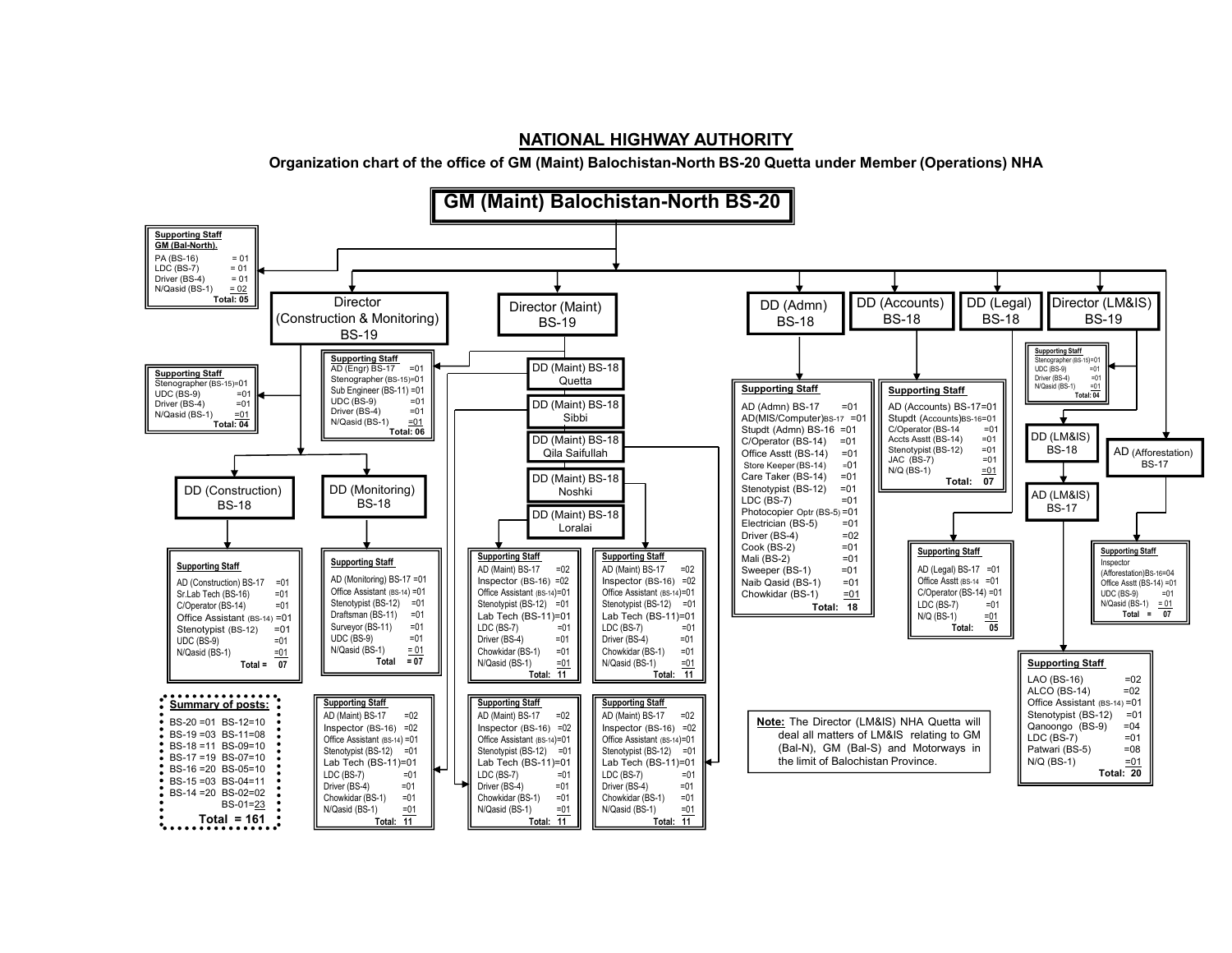# NATIONAL HIGHWAY AUTHORITY

**Organization chart of the office of GM (Maint) Balochistan-North BS-20 Quetta under Member (Operations) NHA**

## GM (Maint) Balochistan-North BS-20

**Supporting Staff GM (Bal-North).**

| Post | No. |
|---|---|
| PA (BS-16) | = 01 |
| LDC (BS-7) | = 01 |
| Driver (BS-4) | = 01 |
| N/Qasid (BS-1) | = 02 |
| **Total:** | **05** |

### Director (Construction & Monitoring) BS-19

**Supporting Staff**

| Post | No. |
|---|---|
| Stenographer (BS-15) | =01 |
| UDC (BS-9) | =01 |
| Driver (BS-4) | =01 |
| N/Qasid (BS-1) | =01 |
| **Total:** | **04** |

#### DD (Construction) BS-18

**Supporting Staff**

| Post | No. |
|---|---|
| AD (Construction) BS-17 | =01 |
| Sr.Lab Tech (BS-16) | =01 |
| C/Operator (BS-14) | =01 |
| Office Assistant (BS-14) | =01 |
| Stenotypist (BS-12) | =01 |
| UDC (BS-9) | =01 |
| N/Qasid (BS-1) | =01 |
| **Total =** | **07** |

#### DD (Monitoring) BS-18

**Supporting Staff**

| Post | No. |
|---|---|
| AD (Monitoring) BS-17 | =01 |
| Office Assistant (BS-14) | =01 |
| Stenotypist (BS-12) | =01 |
| Draftsman (BS-11) | =01 |
| Surveyor (BS-11) | =01 |
| UDC (BS-9) | =01 |
| N/Qasid (BS-1) | = 01 |
| **Total** | **= 07** |

### Director (Maint) BS-19

**Supporting Staff**

| Post | No. |
|---|---|
| AD (Engr) BS-17 | =01 |
| Stenographer (BS-15) | =01 |
| Sub Engineer (BS-11) | =01 |
| UDC (BS-9) | =01 |
| Driver (BS-4) | =01 |
| N/Qasid (BS-1) | =01 |
| **Total:** | **06** |

#### DD (Maint) BS-18 Quetta / DD (Maint) BS-18 Sibbi / DD (Maint) BS-18 Qila Saifullah / DD (Maint) BS-18 Noshki / DD (Maint) BS-18 Loralai

**Supporting Staff** (each of the five DD (Maint) offices)

| Post | No. |
|---|---|
| AD (Maint) BS-17 | =02 |
| Inspector (BS-16) | =02 |
| Office Assistant (BS-14) | =01 |
| Stenotypist (BS-12) | =01 |
| Lab Tech (BS-11) | =01 |
| LDC (BS-7) | =01 |
| Driver (BS-4) | =01 |
| Chowkidar (BS-1) | =01 |
| N/Qasid (BS-1) | =01 |
| **Total:** | **11** |

### DD (Admn) BS-18

**Supporting Staff**

| Post | No. |
|---|---|
| AD (Admn) BS-17 | =01 |
| AD(MIS/Computer)BS-17 | =01 |
| Stupdt (Admn) BS-16 | =01 |
| C/Operator (BS-14) | =01 |
| Office Asstt (BS-14) | =01 |
| Store Keeper (BS-14) | =01 |
| Care Taker (BS-14) | =01 |
| Stenotypist (BS-12) | =01 |
| LDC (BS-7) | =01 |
| Photocopier Optr (BS-5) | =01 |
| Electrician (BS-5) | =01 |
| Driver (BS-4) | =02 |
| Cook (BS-2) | =01 |
| Mali (BS-2) | =01 |
| Sweeper (BS-1) | =01 |
| Naib Qasid (BS-1) | =01 |
| Chowkidar (BS-1) | =01 |
| **Total:** | **18** |

### DD (Accounts) BS-18

**Supporting Staff**

| Post | No. |
|---|---|
| AD (Accounts) BS-17 | =01 |
| Stupdt (Accounts)BS-16 | =01 |
| C/Operator (BS-14 | =01 |
| Accts Asstt (BS-14) | =01 |
| Stenotypist (BS-12) | =01 |
| JAC (BS-7) | =01 |
| N/Q (BS-1) | =01 |
| **Total:** | **07** |

### DD (Legal) BS-18

**Supporting Staff**

| Post | No. |
|---|---|
| AD (Legal) BS-17 | =01 |
| Office Asstt (BS-14 | =01 |
| C/Operator (BS-14) | =01 |
| LDC (BS-7) | =01 |
| N/Q (BS-1) | =01 |
| **Total:** | **05** |

### Director (LM&IS) BS-19

**Supporting Staff**

| Post | No. |
|---|---|
| Stenographer (BS-15) | =01 |
| UDC (BS-9) | =01 |
| Driver (BS-4) | =01 |
| N/Qasid (BS-1) | =01 |
| **Total:** | **04** |

#### DD (LM&IS) BS-18

##### AD (LM&IS) BS-17

**Supporting Staff**

| Post | No. |
|---|---|
| LAO (BS-16) | =02 |
| ALCO (BS-14) | =02 |
| Office Assistant (BS-14) | =01 |
| Stenotypist (BS-12) | =01 |
| Qanoongo (BS-9) | =04 |
| LDC (BS-7) | =01 |
| Patwari (BS-5) | =08 |
| N/Q (BS-1) | =01 |
| **Total:** | **20** |

#### AD (Afforestation) BS-17

**Supporting Staff**

| Post | No. |
|---|---|
| Inspector (Afforestation)BS-16 | =04 |
| Office Asstt (BS-14) | =01 |
| UDC (BS-9) | =01 |
| N/Qasid (BS-1) | = 01 |
| **Total =** | **07** |

**Summary of posts:**

| Grade | Posts | Grade | Posts |
|---|---|---|---|
| BS-20 | =01 | BS-12 | =10 |
| BS-19 | =03 | BS-11 | =08 |
| BS-18 | =11 | BS-09 | =10 |
| BS-17 | =19 | BS-07 | =10 |
| BS-16 | =20 | BS-05 | =10 |
| BS-15 | =03 | BS-04 | =11 |
| BS-14 | =20 | BS-02 | =02 |
| | | BS-01 | =23 |
| **Total** | **= 161** | | |

**Note:** The Director (LM&IS) NHA Quetta will deal all matters of LM&IS relating to GM (Bal-N), GM (Bal-S) and Motorways in the limit of Balochistan Province.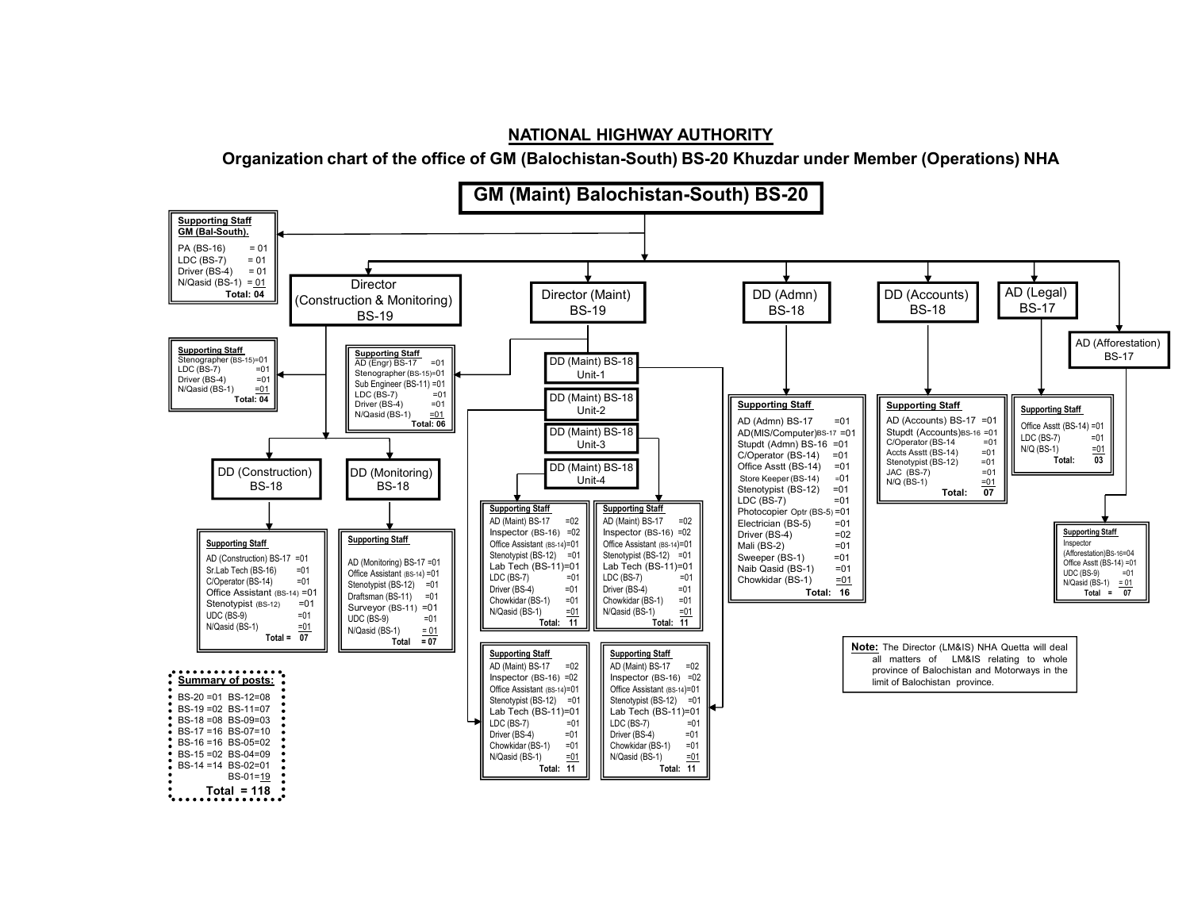# NATIONAL HIGHWAY AUTHORITY

## Organization chart of the office of GM (Balochistan-South) BS-20 Khuzdar under Member (Operations) NHA

### GM (Maint) Balochistan-South) BS-20

**Supporting Staff GM (Bal-South).**

PA (BS-16) = 01
LDC (BS-7) = 01
Driver (BS-4) = 01
N/Qasid (BS-1) = 01
**Total: 04**

---

**Director (Construction & Monitoring) BS-19**

**Supporting Staff**
Stenographer (BS-15)=01
LDC (BS-7) =01
Driver (BS-4) =01
N/Qasid (BS-1) =01
**Total: 04**

**DD (Construction) BS-18**

**Supporting Staff**
AD (Construction) BS-17 =01
Sr.Lab Tech (BS-16) =01
C/Operator (BS-14) =01
Office Assistant (BS-14) =01
Stenotypist (BS-12) =01
UDC (BS-9) =01
N/Qasid (BS-1) =01
**Total = 07**

**DD (Monitoring) BS-18**

**Supporting Staff**
AD (Monitoring) BS-17 =01
Office Assistant (BS-14) =01
Stenotypist (BS-12) =01
Draftsman (BS-11) =01
Surveyor (BS-11) =01
UDC (BS-9) =01
N/Qasid (BS-1) = 01
**Total = 07**

---

**Director (Maint) BS-19**

**Supporting Staff** =01
AD (Engr) BS-17 =01
Stenographer (BS-15)=01
Sub Engineer (BS-11) =01
LDC (BS-7) =01
Driver (BS-4) =01
N/Qasid (BS-1) =01
**Total: 06**

DD (Maint) BS-18 Unit-1
DD (Maint) BS-18 Unit-2
DD (Maint) BS-18 Unit-3
DD (Maint) BS-18 Unit-4

**Supporting Staff** (each of the four units)
AD (Maint) BS-17 =02
Inspector (BS-16) =02
Office Assistant (BS-14)=01
Stenotypist (BS-12) =01
Lab Tech (BS-11)=01
LDC (BS-7) =01
Driver (BS-4) =01
Chowkidar (BS-1) =01
N/Qasid (BS-1) =01
**Total: 11**

---

**DD (Admn) BS-18**

**Supporting Staff**
AD (Admn) BS-17 =01
AD(MIS/Computer)BS-17 =01
Stupdt (Admn) BS-16 =01
C/Operator (BS-14) =01
Office Asstt (BS-14) =01
Store Keeper (BS-14) =01
Stenotypist (BS-12) =01
LDC (BS-7) =01
Photocopier Optr (BS-5) =01
Electrician (BS-5) =01
Driver (BS-4) =02
Mali (BS-2) =01
Sweeper (BS-1) =01
Naib Qasid (BS-1) =01
Chowkidar (BS-1) =01
**Total: 16**

---

**DD (Accounts) BS-18**

**Supporting Staff**
AD (Accounts) BS-17 =01
Stupdt (Accounts)BS-16 =01
C/Operator (BS-14 =01
Accts Asstt (BS-14) =01
Stenotypist (BS-12) =01
JAC (BS-7) =01
N/Q (BS-1) =01
**Total: 07**

---

**AD (Legal) BS-17**

**Supporting Staff**
Office Asstt (BS-14) =01
LDC (BS-7) =01
N/Q (BS-1) =01
**Total: 03**

---

**AD (Afforestation) BS-17**

**Supporting Staff**
Inspector (Afforestation)BS-16=04
Office Asstt (BS-14) =01
UDC (BS-9) =01
N/Qasid (BS-1) = 01
**Total = 07**

---

**Summary of posts:**

| | |
|---|---|
| BS-20 =01 | BS-12=08 |
| BS-19 =02 | BS-11=07 |
| BS-18 =08 | BS-09=03 |
| BS-17 =16 | BS-07=10 |
| BS-16 =16 | BS-05=02 |
| BS-15 =02 | BS-04=09 |
| BS-14 =14 | BS-02=01 |
| | BS-01=19 |

**Total = 118**

**Note:** The Director (LM&IS) NHA Quetta will deal all matters of LM&IS relating to whole province of Balochistan and Motorways in the limit of Balochistan province.